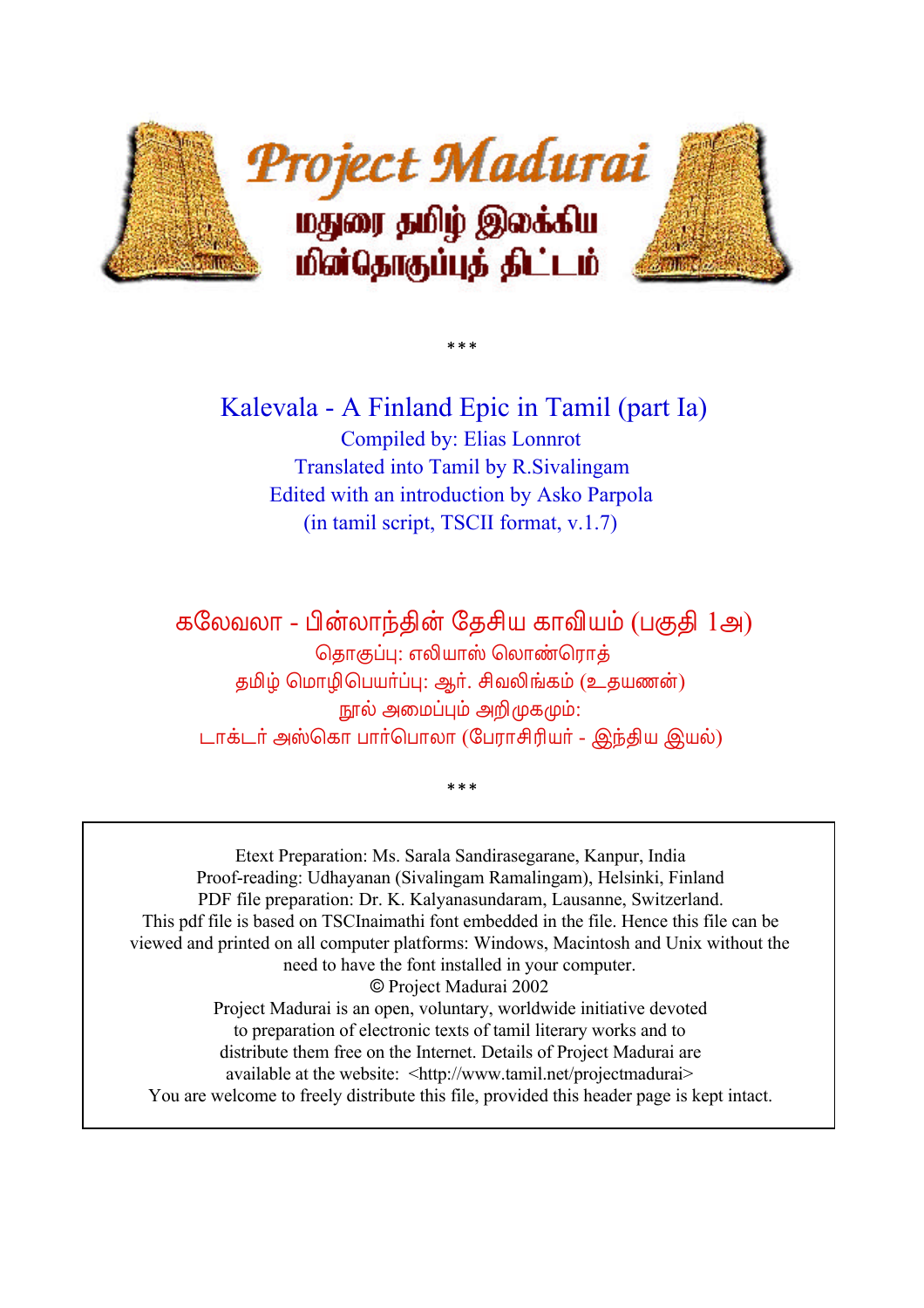Project Madurai

மதுரை தமிழ் இலக்கிய மின்தொகுப்புத் திட்டம்

\*\*\*

# Kalevala - A Finland Epic in Tamil (part Ia)

Compiled by: Elias Lonnrot
Translated into Tamil by R.Sivalingam
Edited with an introduction by Asko Parpola
(in tamil script, TSCII format, v.1.7)

# கலேவலா - பின்லாந்தின் தேசிய காவியம் (பகுதி 1அ)

தொகுப்பு: எலியாஸ் லொண்ரொத்
தமிழ் மொழிபெயர்ப்பு: ஆர். சிவலிங்கம் (உதயணன்)
நூல் அமைப்பும் அறிமுகமும்:
டாக்டர் அஸ்கொ பார்பொலா (பேராசிரியர் - இந்திய இயல்)

\*\*\*

Etext Preparation: Ms. Sarala Sandirasegarane, Kanpur, India
Proof-reading: Udhayanan (Sivalingam Ramalingam), Helsinki, Finland
PDF file preparation: Dr. K. Kalyanasundaram, Lausanne, Switzerland.
This pdf file is based on TSCInaimathi font embedded in the file. Hence this file can be viewed and printed on all computer platforms: Windows, Macintosh and Unix without the need to have the font installed in your computer.
© Project Madurai 2002
Project Madurai is an open, voluntary, worldwide initiative devoted to preparation of electronic texts of tamil literary works and to distribute them free on the Internet. Details of Project Madurai are available at the website: <http://www.tamil.net/projectmadurai>
You are welcome to freely distribute this file, provided this header page is kept intact.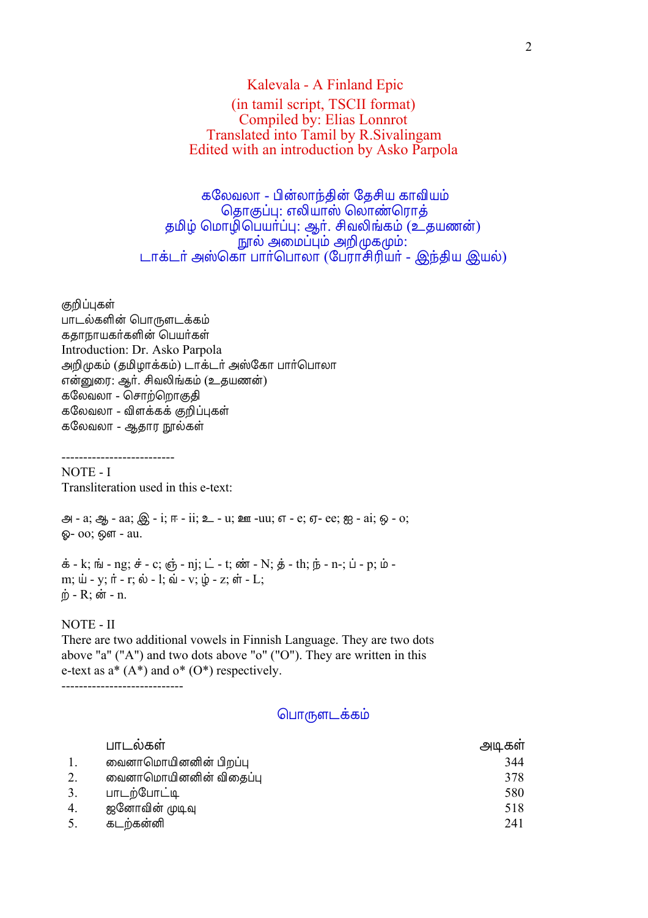# Kalevala - A Finland Epic

(in tamil script, TSCII format)
Compiled by: Elias Lonnrot
Translated into Tamil by R.Sivalingam
Edited with an introduction by Asko Parpola

## கலேவலா - பின்லாந்தின் தேசிய காவியம்

தொகுப்பு: எலியாஸ் லொண்ரொத்
தமிழ் மொழிபெயர்ப்பு: ஆர். சிவலிங்கம் (உதயணன்)
நூல் அமைப்பும் அறிமுகமும்:
டாக்டர் அஸ்கொ பார்பொலா (பேராசிரியர் - இந்திய இயல்)

குறிப்புகள்
பாடல்களின் பொருளடக்கம்
கதாநாயகர்களின் பெயர்கள்
Introduction: Dr. Asko Parpola
அறிமுகம் (தமிழாக்கம்) டாக்டர் அஸ்கோ பார்பொலா
என்னுரை: ஆர். சிவலிங்கம் (உதயணன்)
கலேவலா - சொற்றொகுதி
கலேவலா - விளக்கக் குறிப்புகள்
கலேவலா - ஆதார நூல்கள்

--------------------------

NOTE - I
Transliteration used in this e-text:

அ - a; ஆ - aa; இ - i; ஈ - ii; உ - u; ஊ -uu; எ - e; ஏ- ee; ஐ - ai; ஒ - o;
ஓ- oo; ஔ - au.

க் - k; ங் - ng; ச் - c; ஞ் - nj; ட் - t; ண் - N; த் - th; ந் - n-; ப் - p; ம் -
m; ய் - y; ர் - r; ல் - l; வ் - v; ழ் - z; ள் - L;
ற் - R; ன் - n.

NOTE - II
There are two additional vowels in Finnish Language. They are two dots above "a" ("A") and two dots above "o" ("O"). They are written in this e-text as a* (A*) and o* (O*) respectively.

----------------------------

## பொருளடக்கம்

| | பாடல்கள் | அடிகள் |
|---|---|---|
| 1. | வைனாமொயினனின் பிறப்பு | 344 |
| 2. | வைனாமொயினனின் விதைப்பு | 378 |
| 3. | பாடற்போட்டி | 580 |
| 4. | ஐனோவின் முடிவு | 518 |
| 5. | கடற்கன்னி | 241 |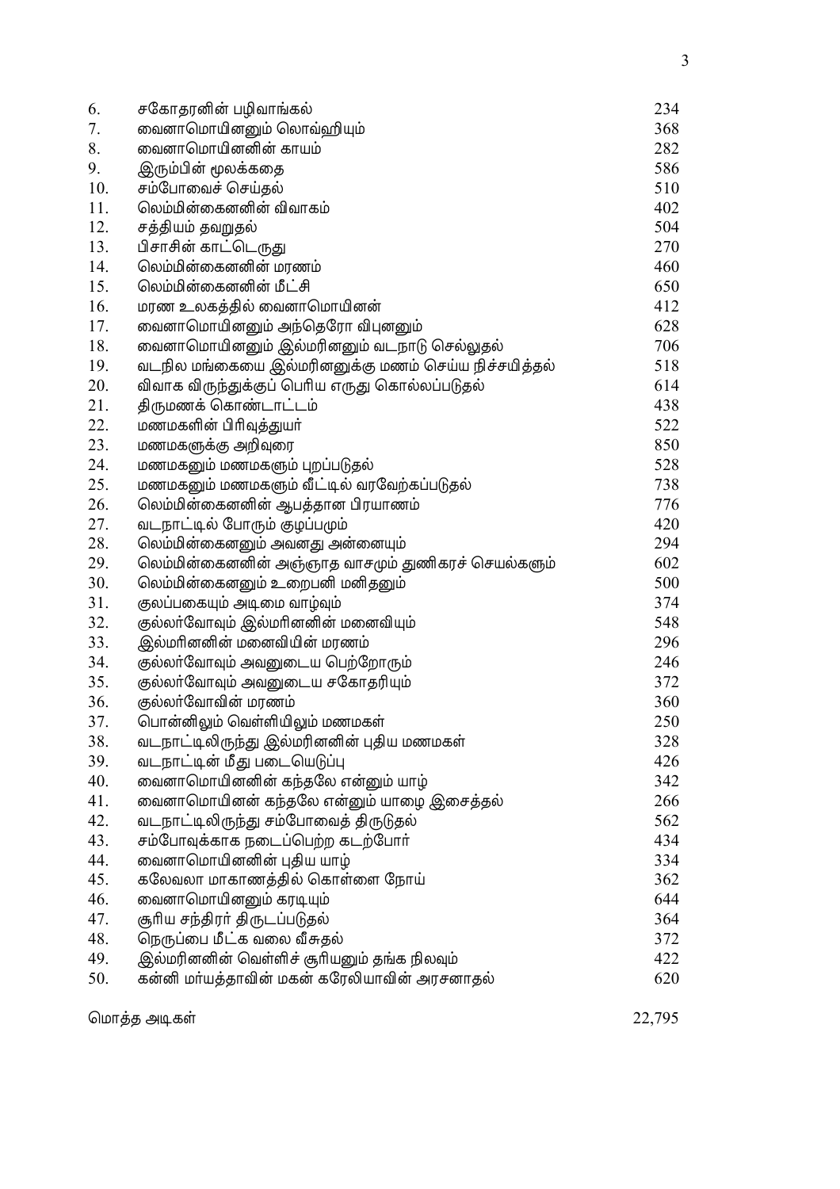| | | |
|---|---|---|
| 6. | சகோதரனின் பழிவாங்கல் | 234 |
| 7. | வைனாமொயினனும் லொவ்ஹியும் | 368 |
| 8. | வைனாமொயினனின் காயம் | 282 |
| 9. | இரும்பின் மூலக்கதை | 586 |
| 10. | சம்போவைச் செய்தல் | 510 |
| 11. | லெம்மின்கைனனின் விவாகம் | 402 |
| 12. | சத்தியம் தவறுதல் | 504 |
| 13. | பிசாசின் காட்டெருது | 270 |
| 14. | லெம்மின்கைனனின் மரணம் | 460 |
| 15. | லெம்மின்கைனனின் மீட்சி | 650 |
| 16. | மரண உலகத்தில் வைனாமொயினன் | 412 |
| 17. | வைனாமொயினனும் அந்தெரோ விபுனனும் | 628 |
| 18. | வைனாமொயினனும் இல்மரினனும் வடநாடு செல்லுதல் | 706 |
| 19. | வடநில மங்கையை இல்மரினனுக்கு மணம் செய்ய நிச்சயித்தல் | 518 |
| 20. | விவாக விருந்துக்குப் பெரிய எருது கொல்லப்படுதல் | 614 |
| 21. | திருமணக் கொண்டாட்டம் | 438 |
| 22. | மணமகளின் பிரிவுத்துயர் | 522 |
| 23. | மணமகளுக்கு அறிவுரை | 850 |
| 24. | மணமகனும் மணமகளும் புறப்படுதல் | 528 |
| 25. | மணமகனும் மணமகளும் வீட்டில் வரவேற்கப்படுதல் | 738 |
| 26. | லெம்மின்கைனனின் ஆபத்தான பிரயாணம் | 776 |
| 27. | வடநாட்டில் போரும் குழப்பமும் | 420 |
| 28. | லெம்மின்கைனனும் அவனது அன்னையும் | 294 |
| 29. | லெம்மின்கைனனின் அஞ்ஞாத வாசமும் துணிகரச் செயல்களும் | 602 |
| 30. | லெம்மின்கைனனும் உறைபனி மனிதனும் | 500 |
| 31. | குலப்பகையும் அடிமை வாழ்வும் | 374 |
| 32. | குல்லர்வோவும் இல்மரினனின் மனைவியும் | 548 |
| 33. | இல்மரினனின் மனைவியின் மரணம் | 296 |
| 34. | குல்லர்வோவும் அவனுடைய பெற்றோரும் | 246 |
| 35. | குல்லர்வோவும் அவனுடைய சகோதரியும் | 372 |
| 36. | குல்லர்வோவின் மரணம் | 360 |
| 37. | பொன்னிலும் வெள்ளியிலும் மணமகள் | 250 |
| 38. | வடநாட்டிலிருந்து இல்மரினனின் புதிய மணமகள் | 328 |
| 39. | வடநாட்டின் மீது படையெடுப்பு | 426 |
| 40. | வைனாமொயினனின் கந்தலே என்னும் யாழ் | 342 |
| 41. | வைனாமொயினன் கந்தலே என்னும் யாழை இசைத்தல் | 266 |
| 42. | வடநாட்டிலிருந்து சம்போவைத் திருடுதல் | 562 |
| 43. | சம்போவுக்காக நடைப்பெற்ற கடற்போர் | 434 |
| 44. | வைனாமொயினனின் புதிய யாழ் | 334 |
| 45. | கலேவலா மாகாணத்தில் கொள்ளை நோய் | 362 |
| 46. | வைனாமொயினனும் கரடியும் | 644 |
| 47. | சூரிய சந்திரர் திருடப்படுதல் | 364 |
| 48. | நெருப்பை மீட்க வலை வீசுதல் | 372 |
| 49. | இல்மரினனின் வெள்ளிச் சூரியனும் தங்க நிலவும் | 422 |
| 50. | கன்னி மர்யத்தாவின் மகன் கரேலியாவின் அரசனாதல் | 620 |

மொத்த அடிகள் 22,795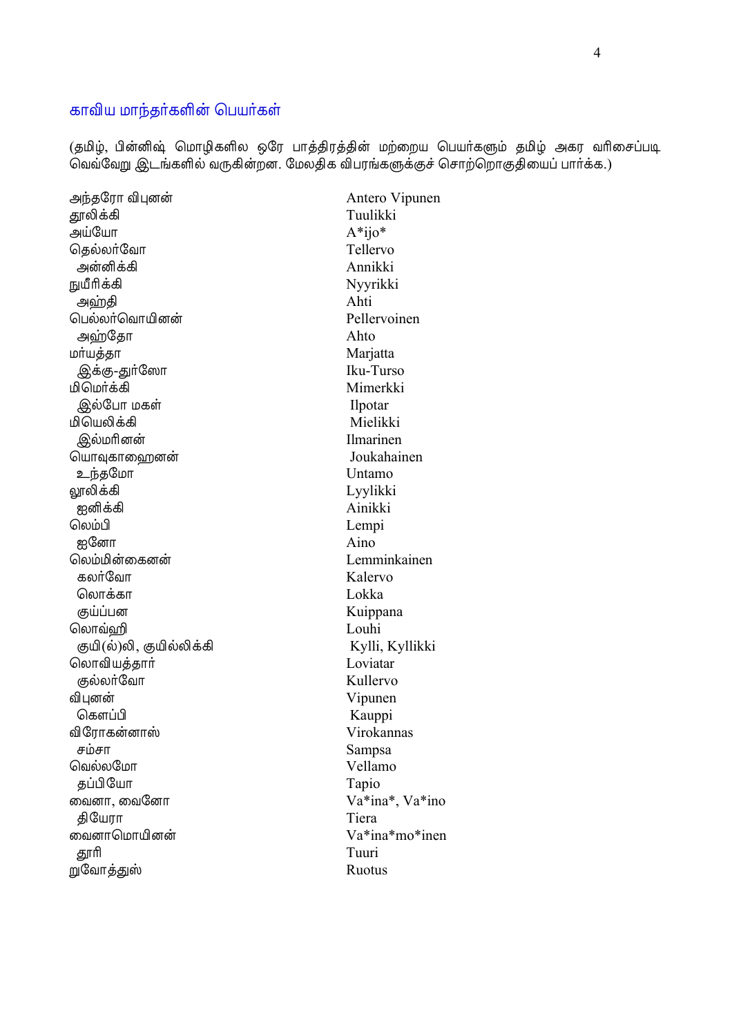## காவிய மாந்தர்களின் பெயர்கள்

(தமிழ், பின்னிஷ் மொழிகளில ஒரே பாத்திரத்தின் மற்றைய பெயர்களும் தமிழ் அகர வரிசைப்படி வெவ்வேறு இடங்களில் வருகின்றன. மேலதிக விபரங்களுக்குச் சொற்றொகுதியைப் பார்க்க.)

| | |
|---|---|
| அந்தரோ விபுனன் | Antero Vipunen |
| தூலிக்கி | Tuulikki |
| அய்யோ | A*ijo* |
| தெல்லர்வோ | Tellervo |
| அன்னிக்கி | Annikki |
| நுயீரிக்கி | Nyyrikki |
| அஹ்தி | Ahti |
| பெல்லர்வொயினன் | Pellervoinen |
| அஹ்தோ | Ahto |
| மர்யத்தா | Marjatta |
| இக்கு-துர்ஸோ | Iku-Turso |
| மிமெர்க்கி | Mimerkki |
| இல்போ மகள் | Ilpotar |
| மியெலிக்கி | Mielikki |
| இல்மரினன் | Ilmarinen |
| யொவுகாஹைனன் | Joukahainen |
| உந்தமோ | Untamo |
| லூலிக்கி | Lyylikki |
| ஐனிக்கி | Ainikki |
| லெம்பி | Lempi |
| ஐனோ | Aino |
| லெம்மின்கைனன் | Lemminkainen |
| கலர்வோ | Kalervo |
| லொக்கா | Lokka |
| குய்ப்பன | Kuippana |
| லொவ்ஹி | Louhi |
| குயி(ல்)லி, குயில்லிக்கி | Kylli, Kyllikki |
| லொவியத்தார் | Loviatar |
| குல்லர்வோ | Kullervo |
| விபுனன் | Vipunen |
| கௌப்பி | Kauppi |
| விரோகன்னாஸ் | Virokannas |
| சம்சா | Sampsa |
| வெல்லமோ | Vellamo |
| தப்பியோ | Tapio |
| வைனா, வைனோ | Va*ina*, Va*ino |
| தியேரா | Tiera |
| வைனாமொயினன் | Va*ina*mo*inen |
| தூரி | Tuuri |
| றுவோத்துஸ் | Ruotus |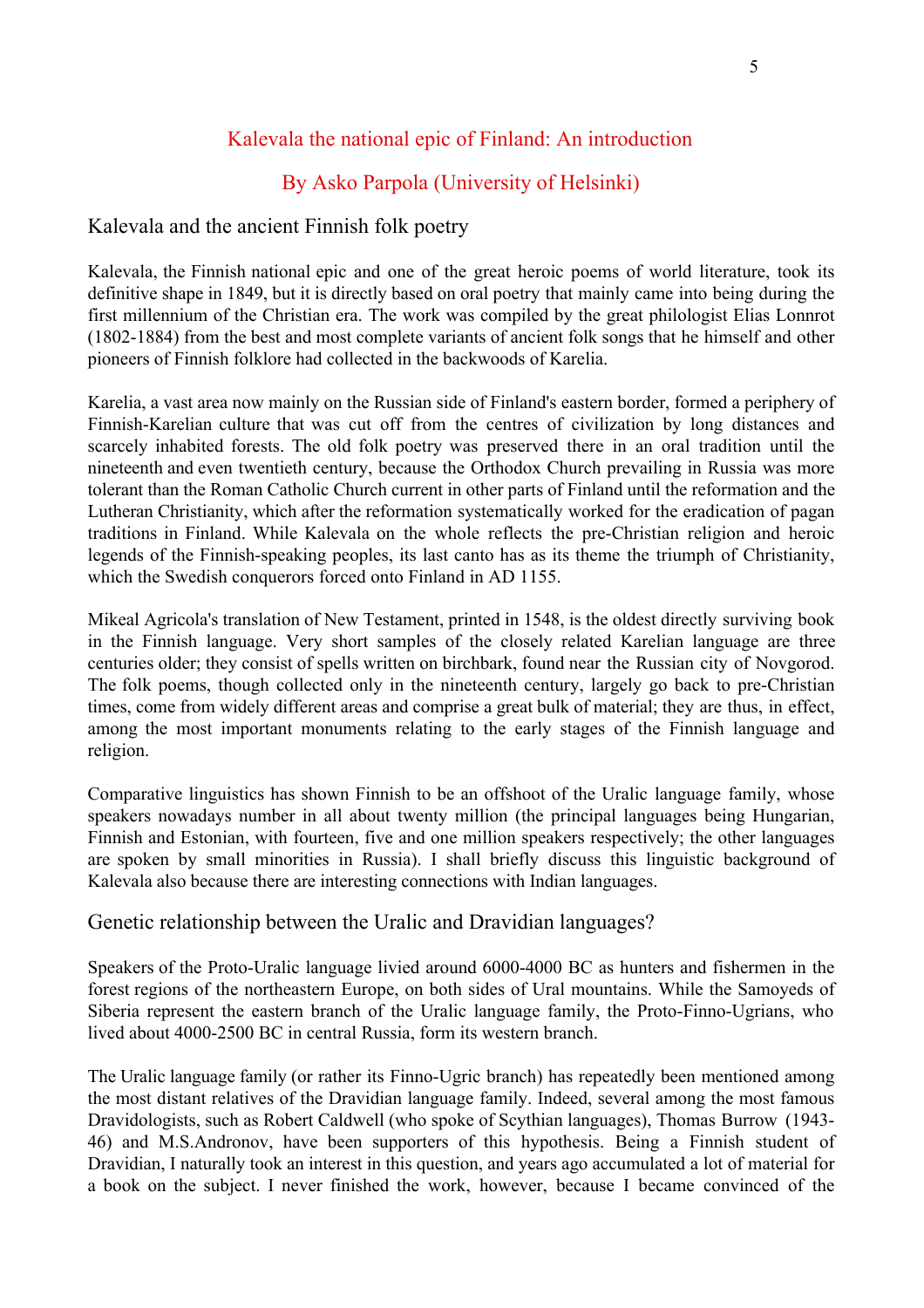# Kalevala the national epic of Finland: An introduction

## By Asko Parpola (University of Helsinki)

### Kalevala and the ancient Finnish folk poetry

Kalevala, the Finnish national epic and one of the great heroic poems of world literature, took its definitive shape in 1849, but it is directly based on oral poetry that mainly came into being during the first millennium of the Christian era. The work was compiled by the great philologist Elias Lonnrot (1802-1884) from the best and most complete variants of ancient folk songs that he himself and other pioneers of Finnish folklore had collected in the backwoods of Karelia.

Karelia, a vast area now mainly on the Russian side of Finland's eastern border, formed a periphery of Finnish-Karelian culture that was cut off from the centres of civilization by long distances and scarcely inhabited forests. The old folk poetry was preserved there in an oral tradition until the nineteenth and even twentieth century, because the Orthodox Church prevailing in Russia was more tolerant than the Roman Catholic Church current in other parts of Finland until the reformation and the Lutheran Christianity, which after the reformation systematically worked for the eradication of pagan traditions in Finland. While Kalevala on the whole reflects the pre-Christian religion and heroic legends of the Finnish-speaking peoples, its last canto has as its theme the triumph of Christianity, which the Swedish conquerors forced onto Finland in AD 1155.

Mikeal Agricola's translation of New Testament, printed in 1548, is the oldest directly surviving book in the Finnish language. Very short samples of the closely related Karelian language are three centuries older; they consist of spells written on birchbark, found near the Russian city of Novgorod. The folk poems, though collected only in the nineteenth century, largely go back to pre-Christian times, come from widely different areas and comprise a great bulk of material; they are thus, in effect, among the most important monuments relating to the early stages of the Finnish language and religion.

Comparative linguistics has shown Finnish to be an offshoot of the Uralic language family, whose speakers nowadays number in all about twenty million (the principal languages being Hungarian, Finnish and Estonian, with fourteen, five and one million speakers respectively; the other languages are spoken by small minorities in Russia). I shall briefly discuss this linguistic background of Kalevala also because there are interesting connections with Indian languages.

### Genetic relationship between the Uralic and Dravidian languages?

Speakers of the Proto-Uralic language livied around 6000-4000 BC as hunters and fishermen in the forest regions of the northeastern Europe, on both sides of Ural mountains. While the Samoyeds of Siberia represent the eastern branch of the Uralic language family, the Proto-Finno-Ugrians, who lived about 4000-2500 BC in central Russia, form its western branch.

The Uralic language family (or rather its Finno-Ugric branch) has repeatedly been mentioned among the most distant relatives of the Dravidian language family. Indeed, several among the most famous Dravidologists, such as Robert Caldwell (who spoke of Scythian languages), Thomas Burrow (1943-46) and M.S.Andronov, have been supporters of this hypothesis. Being a Finnish student of Dravidian, I naturally took an interest in this question, and years ago accumulated a lot of material for a book on the subject. I never finished the work, however, because I became convinced of the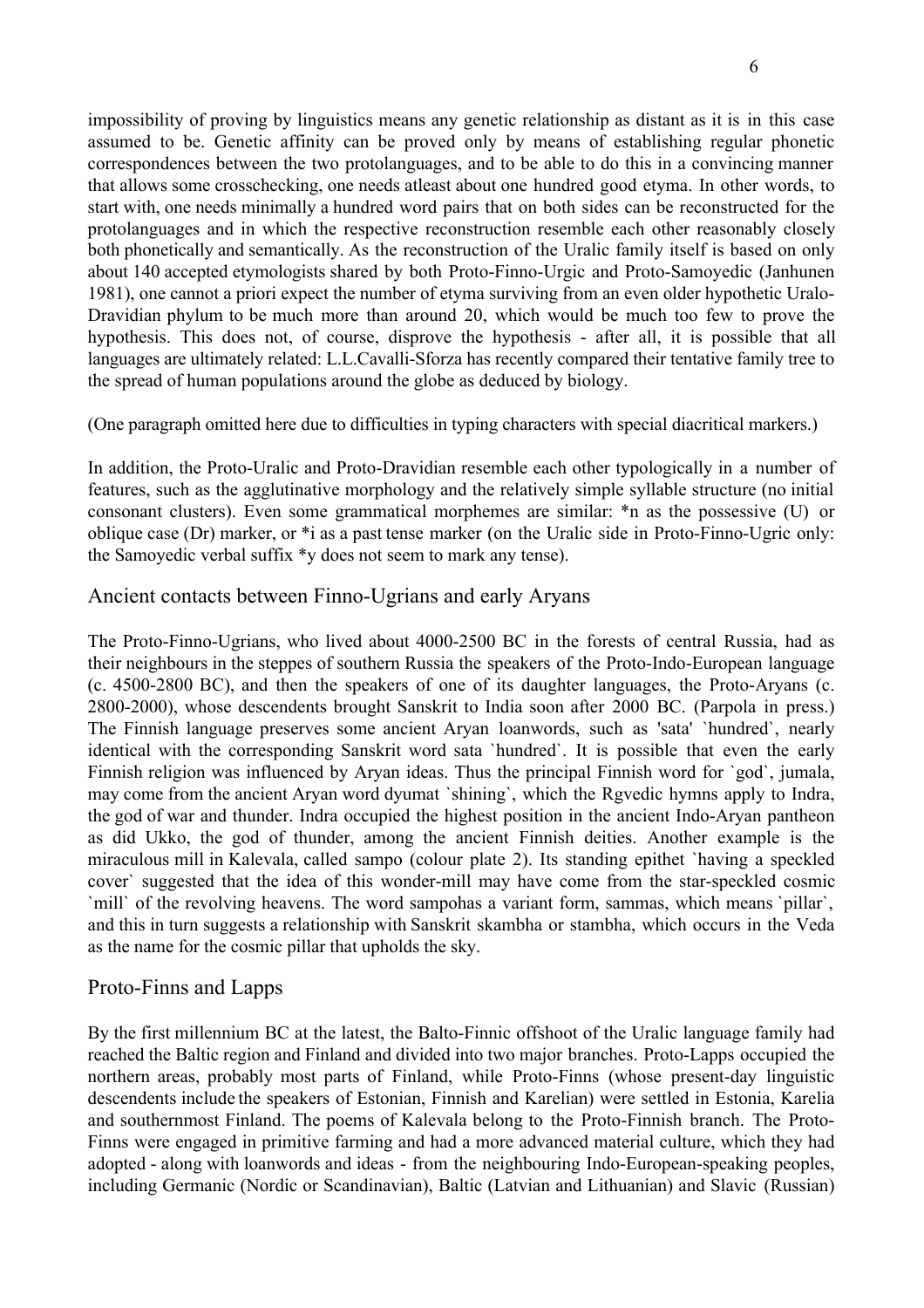impossibility of proving by linguistics means any genetic relationship as distant as it is in this case assumed to be. Genetic affinity can be proved only by means of establishing regular phonetic correspondences between the two protolanguages, and to be able to do this in a convincing manner that allows some crosschecking, one needs atleast about one hundred good etyma. In other words, to start with, one needs minimally a hundred word pairs that on both sides can be reconstructed for the protolanguages and in which the respective reconstruction resemble each other reasonably closely both phonetically and semantically. As the reconstruction of the Uralic family itself is based on only about 140 accepted etymologists shared by both Proto-Finno-Urgic and Proto-Samoyedic (Janhunen 1981), one cannot a priori expect the number of etyma surviving from an even older hypothetic Uralo-Dravidian phylum to be much more than around 20, which would be much too few to prove the hypothesis. This does not, of course, disprove the hypothesis - after all, it is possible that all languages are ultimately related: L.L.Cavalli-Sforza has recently compared their tentative family tree to the spread of human populations around the globe as deduced by biology.

(One paragraph omitted here due to difficulties in typing characters with special diacritical markers.)

In addition, the Proto-Uralic and Proto-Dravidian resemble each other typologically in a number of features, such as the agglutinative morphology and the relatively simple syllable structure (no initial consonant clusters). Even some grammatical morphemes are similar: *n as the possessive (U) or oblique case (Dr) marker, or *i as a past tense marker (on the Uralic side in Proto-Finno-Ugric only: the Samoyedic verbal suffix *y does not seem to mark any tense).

## Ancient contacts between Finno-Ugrians and early Aryans

The Proto-Finno-Ugrians, who lived about 4000-2500 BC in the forests of central Russia, had as their neighbours in the steppes of southern Russia the speakers of the Proto-Indo-European language (c. 4500-2800 BC), and then the speakers of one of its daughter languages, the Proto-Aryans (c. 2800-2000), whose descendents brought Sanskrit to India soon after 2000 BC. (Parpola in press.) The Finnish language preserves some ancient Aryan loanwords, such as 'sata' `hundred`, nearly identical with the corresponding Sanskrit word sata `hundred`. It is possible that even the early Finnish religion was influenced by Aryan ideas. Thus the principal Finnish word for `god`, jumala, may come from the ancient Aryan word dyumat `shining`, which the Rgvedic hymns apply to Indra, the god of war and thunder. Indra occupied the highest position in the ancient Indo-Aryan pantheon as did Ukko, the god of thunder, among the ancient Finnish deities. Another example is the miraculous mill in Kalevala, called sampo (colour plate 2). Its standing epithet `having a speckled cover` suggested that the idea of this wonder-mill may have come from the star-speckled cosmic `mill` of the revolving heavens. The word sampohas a variant form, sammas, which means `pillar`, and this in turn suggests a relationship with Sanskrit skambha or stambha, which occurs in the Veda as the name for the cosmic pillar that upholds the sky.

## Proto-Finns and Lapps

By the first millennium BC at the latest, the Balto-Finnic offshoot of the Uralic language family had reached the Baltic region and Finland and divided into two major branches. Proto-Lapps occupied the northern areas, probably most parts of Finland, while Proto-Finns (whose present-day linguistic descendents include the speakers of Estonian, Finnish and Karelian) were settled in Estonia, Karelia and southernmost Finland. The poems of Kalevala belong to the Proto-Finnish branch. The Proto-Finns were engaged in primitive farming and had a more advanced material culture, which they had adopted - along with loanwords and ideas - from the neighbouring Indo-European-speaking peoples, including Germanic (Nordic or Scandinavian), Baltic (Latvian and Lithuanian) and Slavic (Russian)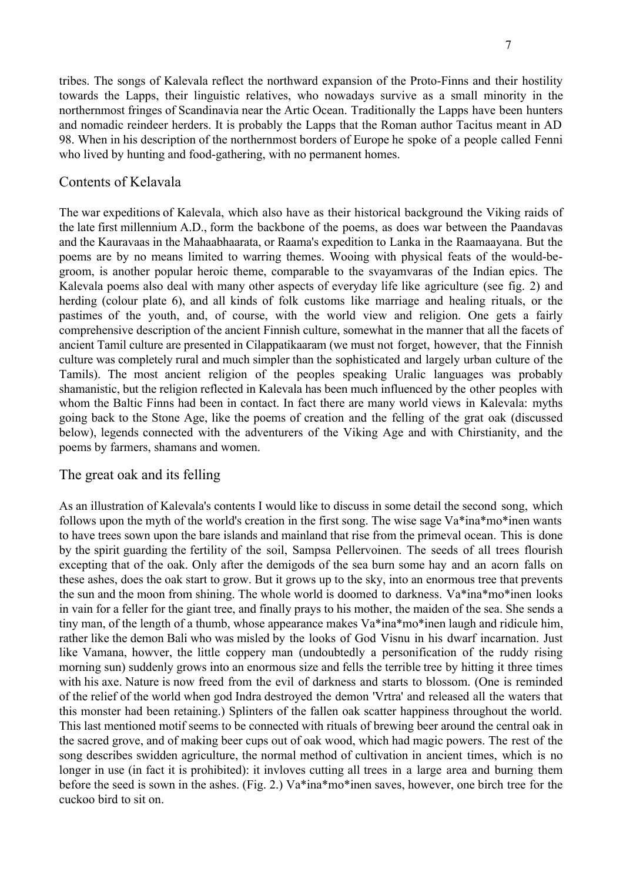tribes. The songs of Kalevala reflect the northward expansion of the Proto-Finns and their hostility towards the Lapps, their linguistic relatives, who nowadays survive as a small minority in the northernmost fringes of Scandinavia near the Artic Ocean. Traditionally the Lapps have been hunters and nomadic reindeer herders. It is probably the Lapps that the Roman author Tacitus meant in AD 98. When in his description of the northernmost borders of Europe he spoke of a people called Fenni who lived by hunting and food-gathering, with no permanent homes.

## Contents of Kelavala

The war expeditions of Kalevala, which also have as their historical background the Viking raids of the late first millennium A.D., form the backbone of the poems, as does war between the Paandavas and the Kauravaas in the Mahaabhaarata, or Raama's expedition to Lanka in the Raamaayana. But the poems are by no means limited to warring themes. Wooing with physical feats of the would-be-groom, is another popular heroic theme, comparable to the svayamvaras of the Indian epics. The Kalevala poems also deal with many other aspects of everyday life like agriculture (see fig. 2) and herding (colour plate 6), and all kinds of folk customs like marriage and healing rituals, or the pastimes of the youth, and, of course, with the world view and religion. One gets a fairly comprehensive description of the ancient Finnish culture, somewhat in the manner that all the facets of ancient Tamil culture are presented in Cilappatikaaram (we must not forget, however, that the Finnish culture was completely rural and much simpler than the sophisticated and largely urban culture of the Tamils). The most ancient religion of the peoples speaking Uralic languages was probably shamanistic, but the religion reflected in Kalevala has been much influenced by the other peoples with whom the Baltic Finns had been in contact. In fact there are many world views in Kalevala: myths going back to the Stone Age, like the poems of creation and the felling of the grat oak (discussed below), legends connected with the adventurers of the Viking Age and with Chirstianity, and the poems by farmers, shamans and women.

## The great oak and its felling

As an illustration of Kalevala's contents I would like to discuss in some detail the second song, which follows upon the myth of the world's creation in the first song. The wise sage Va*ina*mo*inen wants to have trees sown upon the bare islands and mainland that rise from the primeval ocean. This is done by the spirit guarding the fertility of the soil, Sampsa Pellervoinen. The seeds of all trees flourish excepting that of the oak. Only after the demigods of the sea burn some hay and an acorn falls on these ashes, does the oak start to grow. But it grows up to the sky, into an enormous tree that prevents the sun and the moon from shining. The whole world is doomed to darkness. Va*ina*mo*inen looks in vain for a feller for the giant tree, and finally prays to his mother, the maiden of the sea. She sends a tiny man, of the length of a thumb, whose appearance makes Va*ina*mo*inen laugh and ridicule him, rather like the demon Bali who was misled by the looks of God Visnu in his dwarf incarnation. Just like Vamana, howver, the little coppery man (undoubtedly a personification of the ruddy rising morning sun) suddenly grows into an enormous size and fells the terrible tree by hitting it three times with his axe. Nature is now freed from the evil of darkness and starts to blossom. (One is reminded of the relief of the world when god Indra destroyed the demon 'Vrtra' and released all the waters that this monster had been retaining.) Splinters of the fallen oak scatter happiness throughout the world. This last mentioned motif seems to be connected with rituals of brewing beer around the central oak in the sacred grove, and of making beer cups out of oak wood, which had magic powers. The rest of the song describes swidden agriculture, the normal method of cultivation in ancient times, which is no longer in use (in fact it is prohibited): it invloves cutting all trees in a large area and burning them before the seed is sown in the ashes. (Fig. 2.) Va*ina*mo*inen saves, however, one birch tree for the cuckoo bird to sit on.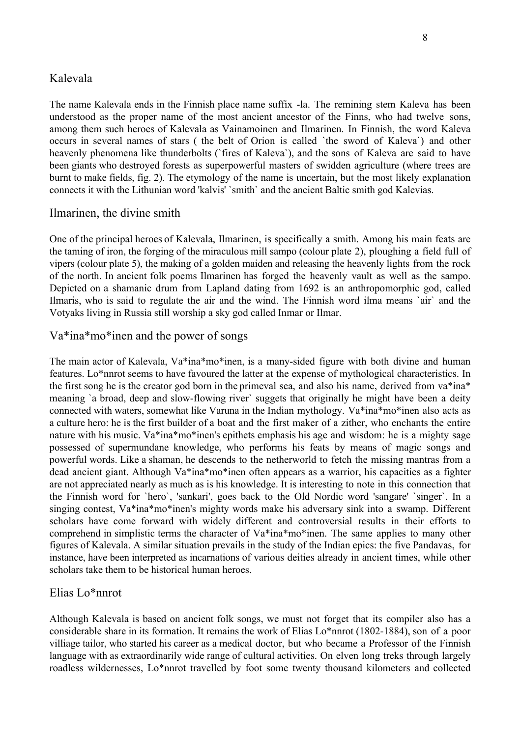## Kalevala

The name Kalevala ends in the Finnish place name suffix -la. The remining stem Kaleva has been understood as the proper name of the most ancient ancestor of the Finns, who had twelve sons, among them such heroes of Kalevala as Vainamoinen and Ilmarinen. In Finnish, the word Kaleva occurs in several names of stars ( the belt of Orion is called `the sword of Kaleva`) and other heavenly phenomena like thunderbolts (`fires of Kaleva`), and the sons of Kaleva are said to have been giants who destroyed forests as superpowerful masters of swidden agriculture (where trees are burnt to make fields, fig. 2). The etymology of the name is uncertain, but the most likely explanation connects it with the Lithunian word 'kalvis' `smith` and the ancient Baltic smith god Kalevias.

## Ilmarinen, the divine smith

One of the principal heroes of Kalevala, Ilmarinen, is specifically a smith. Among his main feats are the taming of iron, the forging of the miraculous mill sampo (colour plate 2), ploughing a field full of vipers (colour plate 5), the making of a golden maiden and releasing the heavenly lights from the rock of the north. In ancient folk poems Ilmarinen has forged the heavenly vault as well as the sampo. Depicted on a shamanic drum from Lapland dating from 1692 is an anthropomorphic god, called Ilmaris, who is said to regulate the air and the wind. The Finnish word ilma means `air` and the Votyaks living in Russia still worship a sky god called Inmar or Ilmar.

## Va*ina*mo*inen and the power of songs

The main actor of Kalevala, Va*ina*mo*inen, is a many-sided figure with both divine and human features. Lo*nnrot seems to have favoured the latter at the expense of mythological characteristics. In the first song he is the creator god born in the primeval sea, and also his name, derived from va*ina* meaning `a broad, deep and slow-flowing river` suggets that originally he might have been a deity connected with waters, somewhat like Varuna in the Indian mythology. Va*ina*mo*inen also acts as a culture hero: he is the first builder of a boat and the first maker of a zither, who enchants the entire nature with his music. Va*ina*mo*inen's epithets emphasis his age and wisdom: he is a mighty sage possessed of supermundane knowledge, who performs his feats by means of magic songs and powerful words. Like a shaman, he descends to the netherworld to fetch the missing mantras from a dead ancient giant. Although Va*ina*mo*inen often appears as a warrior, his capacities as a fighter are not appreciated nearly as much as is his knowledge. It is interesting to note in this connection that the Finnish word for `hero`, 'sankari', goes back to the Old Nordic word 'sangare' `singer`. In a singing contest, Va*ina*mo*inen's mighty words make his adversary sink into a swamp. Different scholars have come forward with widely different and controversial results in their efforts to comprehend in simplistic terms the character of Va*ina*mo*inen. The same applies to many other figures of Kalevala. A similar situation prevails in the study of the Indian epics: the five Pandavas, for instance, have been interpreted as incarnations of various deities already in ancient times, while other scholars take them to be historical human heroes.

## Elias Lo*nnrot

Although Kalevala is based on ancient folk songs, we must not forget that its compiler also has a considerable share in its formation. It remains the work of Elias Lo*nnrot (1802-1884), son of a poor villiage tailor, who started his career as a medical doctor, but who became a Professor of the Finnish language with as extraordinarily wide range of cultural activities. On elven long treks through largely roadless wildernesses, Lo*nnrot travelled by foot some twenty thousand kilometers and collected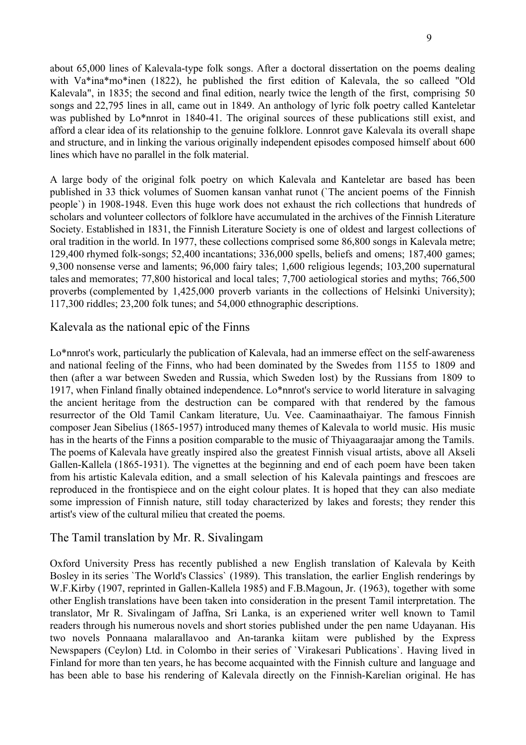about 65,000 lines of Kalevala-type folk songs. After a doctoral dissertation on the poems dealing with Va*ina*mo*inen (1822), he published the first edition of Kalevala, the so calleed "Old Kalevala", in 1835; the second and final edition, nearly twice the length of the first, comprising 50 songs and 22,795 lines in all, came out in 1849. An anthology of lyric folk poetry called Kanteletar was published by Lo*nnrot in 1840-41. The original sources of these publications still exist, and afford a clear idea of its relationship to the genuine folklore. Lonnrot gave Kalevala its overall shape and structure, and in linking the various originally independent episodes composed himself about 600 lines which have no parallel in the folk material.

A large body of the original folk poetry on which Kalevala and Kanteletar are based has been published in 33 thick volumes of Suomen kansan vanhat runot (`The ancient poems of the Finnish people`) in 1908-1948. Even this huge work does not exhaust the rich collections that hundreds of scholars and volunteer collectors of folklore have accumulated in the archives of the Finnish Literature Society. Established in 1831, the Finnish Literature Society is one of oldest and largest collections of oral tradition in the world. In 1977, these collections comprised some 86,800 songs in Kalevala metre; 129,400 rhymed folk-songs; 52,400 incantations; 336,000 spells, beliefs and omens; 187,400 games; 9,300 nonsense verse and laments; 96,000 fairy tales; 1,600 religious legends; 103,200 supernatural tales and memorates; 77,800 historical and local tales; 7,700 aetiological stories and myths; 766,500 proverbs (complemented by 1,425,000 proverb variants in the collections of Helsinki University); 117,300 riddles; 23,200 folk tunes; and 54,000 ethnographic descriptions.

## Kalevala as the national epic of the Finns

Lo*nnrot's work, particularly the publication of Kalevala, had an immerse effect on the self-awareness and national feeling of the Finns, who had been dominated by the Swedes from 1155 to 1809 and then (after a war between Sweden and Russia, which Sweden lost) by the Russians from 1809 to 1917, when Finland finally obtained independence. Lo*nnrot's service to world literature in salvaging the ancient heritage from the destruction can be compared with that rendered by the famous resurrector of the Old Tamil Cankam literature, Uu. Vee. Caaminaathaiyar. The famous Finnish composer Jean Sibelius (1865-1957) introduced many themes of Kalevala to world music. His music has in the hearts of the Finns a position comparable to the music of Thiyaagaraajar among the Tamils. The poems of Kalevala have greatly inspired also the greatest Finnish visual artists, above all Akseli Gallen-Kallela (1865-1931). The vignettes at the beginning and end of each poem have been taken from his artistic Kalevala edition, and a small selection of his Kalevala paintings and frescoes are reproduced in the frontispiece and on the eight colour plates. It is hoped that they can also mediate some impression of Finnish nature, still today characterized by lakes and forests; they render this artist's view of the cultural milieu that created the poems.

## The Tamil translation by Mr. R. Sivalingam

Oxford University Press has recently published a new English translation of Kalevala by Keith Bosley in its series `The World's Classics` (1989). This translation, the earlier English renderings by W.F.Kirby (1907, reprinted in Gallen-Kallela 1985) and F.B.Magoun, Jr. (1963), together with some other English translations have been taken into consideration in the present Tamil interpretation. The translator, Mr R. Sivalingam of Jaffna, Sri Lanka, is an experiened writer well known to Tamil readers through his numerous novels and short stories published under the pen name Udayanan. His two novels Ponnaana malarallavoo and An-taranka kiitam were published by the Express Newspapers (Ceylon) Ltd. in Colombo in their series of `Virakesari Publications`. Having lived in Finland for more than ten years, he has become acquainted with the Finnish culture and language and has been able to base his rendering of Kalevala directly on the Finnish-Karelian original. He has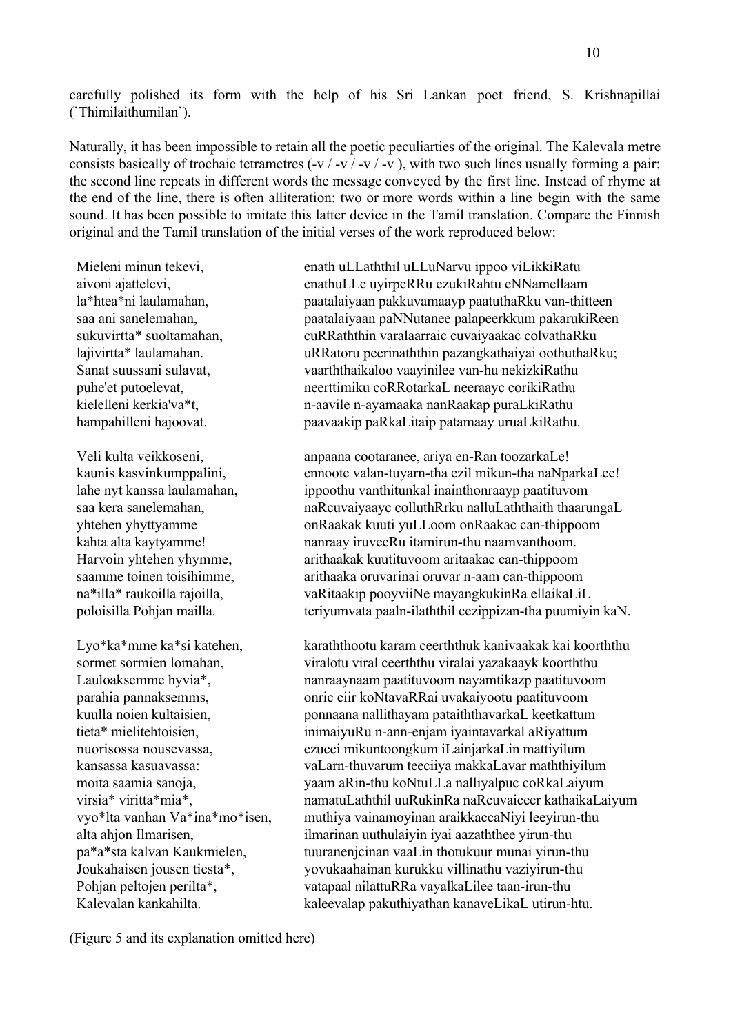carefully polished its form with the help of his Sri Lankan poet friend, S. Krishnapillai (`Thimilaithumilan`).

Naturally, it has been impossible to retain all the poetic peculiarties of the original. The Kalevala metre consists basically of trochaic tetrametres (-v / -v / -v / -v ), with two such lines usually forming a pair: the second line repeats in different words the message conveyed by the first line. Instead of rhyme at the end of the line, there is often alliteration: two or more words within a line begin with the same sound. It has been possible to imitate this latter device in the Tamil translation. Compare the Finnish original and the Tamil translation of the initial verses of the work reproduced below:

| | |
|---|---|
| Mieleni minun tekevi, | enath uLLaththil uLLuNarvu ippoo viLikkiRatu |
| aivoni ajattelevi, | enathuLLe uyirpeRRu ezukiRahtu eNNamellaam |
| la*htea*ni laulamahan, | paatalaiyaan pakkuvamaayp paatuthaRku van-thitteen |
| saa ani sanelemahan, | paatalaiyaan paNNutanee palapeerkkum pakarukiReen |
| sukuvirtta* suoltamahan, | cuRRaththin varalaarraic cuvaiyaakac colvathaRku |
| lajivirtta* laulamahan. | uRRatoru peerinaththin pazangkathaiyai oothuthaRku; |
| Sanat suussani sulavat, | vaarththaikaloo vaayinilee van-hu nekizkiRathu |
| puhe'et putoelevat, | neerttimiku coRRotarkaL neeraayc corikiRathu |
| kielelleni kerkia'va*t, | n-aavile n-ayamaaka nanRaakap puraLkiRathu |
| hampahilleni hajoovat. | paavaakip paRkaLitaip patamaay uruaLkiRathu. |
| | |
| Veli kulta veikkoseni, | anpaana cootaranee, ariya en-Ran toozarkaLe! |
| kaunis kasvinkumppalini, | ennoote valan-tuyarn-tha ezil mikun-tha naNparkaLee! |
| lahe nyt kanssa laulamahan, | ippoothu vanthitunkal inainthonraayp paatituvom |
| saa kera sanelemahan, | naRcuvaiyaayc colluthRrku nalluLaththaith thaarungaL |
| yhtehen yhyttyamme | onRaakak kuuti yuLLoom onRaakac can-thippoom |
| kahta alta kaytyamme! | nanraay iruveeRu itamirun-thu naamvanthoom. |
| Harvoin yhtehen yhymme, | arithaakak kuutituvoom aritaakac can-thippoom |
| saamme toinen toisihimme, | arithaaka oruvarinai oruvar n-aam can-thippoom |
| na*illa* raukoilla rajoilla, | vaRitaakip pooyviiNe mayangkukinRa ellaikaLiL |
| poloisilla Pohjan mailla. | teriyumvata paaln-ilaththil cezippizan-tha puumiyin kaN. |
| | |
| Lyo*ka*mme ka*si katehen, | karaththootu karam ceerththuk kanivaakak kai koorththu |
| sormet sormien lomahan, | viralotu viral ceerththu viralai yazakaayk koorththu |
| Lauloaksemme hyvia*, | nanraaynaam paatituvoom nayamtikazp paatituvoom |
| parahia pannaksemms, | onric ciir koNtavaRRai uvakaiyootu paatituvoom |
| kuulla noien kultaisien, | ponnaana nallithayam pataiththavarkaL keetkattum |
| tieta* mielitehtoisien, | inimaiyuRu n-ann-enjam iyaintavarkal aRiyattum |
| nuorisossa nousevassa, | ezucci mikuntoongkum iLainjarkaLin mattiyilum |
| kansassa kasuavassa: | vaLarn-thuvarum teeciiya makkaLavar maththiyilum |
| moita saamia sanoja, | yaam aRin-thu koNtuLLa nalliyalpuc coRkaLaiyum |
| virsia* viritta*mia*, | namatuLaththil uuRukinRa naRcuvaiceer kathaikaLaiyum |
| vyo*lta vanhan Va*ina*mo*isen, | muthiya vainamoyinan araikkaccaNiyi leeyirun-thu |
| alta ahjon Ilmarisen, | ilmarinan uuthulaiyin iyai aazaththee yirun-thu |
| pa*a*sta kalvan Kaukmielen, | tuuranenjcinan vaaLin thotukuur munai yirun-thu |
| Joukahaisen jousen tiesta*, | yovukaahainan kurukku villinathu vaziyirun-thu |
| Pohjan peltojen perilta*, | vatapaal nilattuRRa vayalkaLilee taan-irun-thu |
| Kalevalan kankahilta. | kaleevalap pakuthiyathan kanaveLikaL utirun-htu. |

(Figure 5 and its explanation omitted here)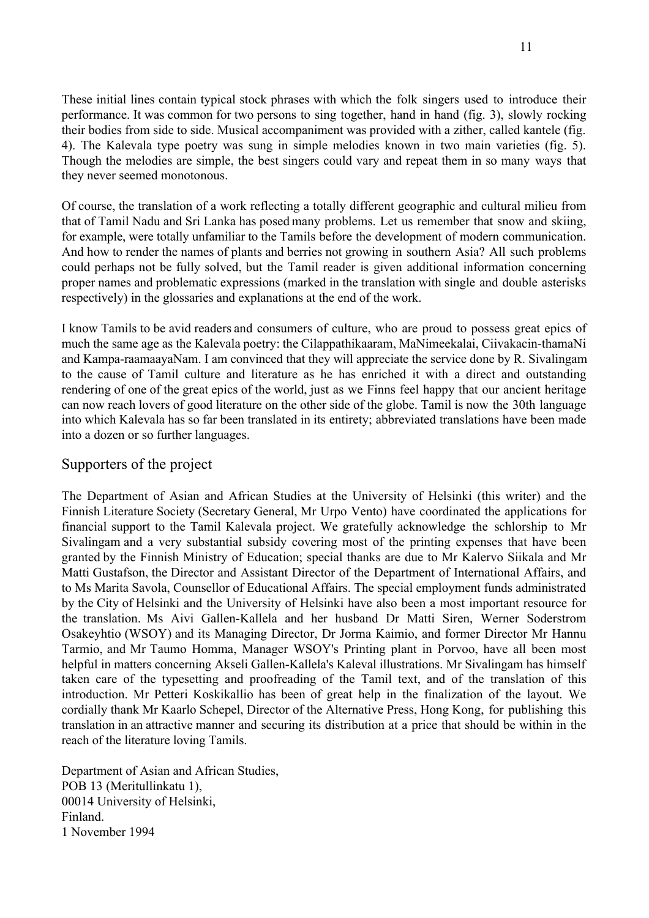These initial lines contain typical stock phrases with which the folk singers used to introduce their performance. It was common for two persons to sing together, hand in hand (fig. 3), slowly rocking their bodies from side to side. Musical accompaniment was provided with a zither, called kantele (fig. 4). The Kalevala type poetry was sung in simple melodies known in two main varieties (fig. 5). Though the melodies are simple, the best singers could vary and repeat them in so many ways that they never seemed monotonous.

Of course, the translation of a work reflecting a totally different geographic and cultural milieu from that of Tamil Nadu and Sri Lanka has posed many problems. Let us remember that snow and skiing, for example, were totally unfamiliar to the Tamils before the development of modern communication. And how to render the names of plants and berries not growing in southern Asia? All such problems could perhaps not be fully solved, but the Tamil reader is given additional information concerning proper names and problematic expressions (marked in the translation with single and double asterisks respectively) in the glossaries and explanations at the end of the work.

I know Tamils to be avid readers and consumers of culture, who are proud to possess great epics of much the same age as the Kalevala poetry: the Cilappathikaaram, MaNimeekalai, Ciivakacin-thamaNi and Kampa-raamaayaNam. I am convinced that they will appreciate the service done by R. Sivalingam to the cause of Tamil culture and literature as he has enriched it with a direct and outstanding rendering of one of the great epics of the world, just as we Finns feel happy that our ancient heritage can now reach lovers of good literature on the other side of the globe. Tamil is now the 30th language into which Kalevala has so far been translated in its entirety; abbreviated translations have been made into a dozen or so further languages.

## Supporters of the project

The Department of Asian and African Studies at the University of Helsinki (this writer) and the Finnish Literature Society (Secretary General, Mr Urpo Vento) have coordinated the applications for financial support to the Tamil Kalevala project. We gratefully acknowledge the schlorship to Mr Sivalingam and a very substantial subsidy covering most of the printing expenses that have been granted by the Finnish Ministry of Education; special thanks are due to Mr Kalervo Siikala and Mr Matti Gustafson, the Director and Assistant Director of the Department of International Affairs, and to Ms Marita Savola, Counsellor of Educational Affairs. The special employment funds administrated by the City of Helsinki and the University of Helsinki have also been a most important resource for the translation. Ms Aivi Gallen-Kallela and her husband Dr Matti Siren, Werner Soderstrom Osakeyhtio (WSOY) and its Managing Director, Dr Jorma Kaimio, and former Director Mr Hannu Tarmio, and Mr Taumo Homma, Manager WSOY's Printing plant in Porvoo, have all been most helpful in matters concerning Akseli Gallen-Kallela's Kaleval illustrations. Mr Sivalingam has himself taken care of the typesetting and proofreading of the Tamil text, and of the translation of this introduction. Mr Petteri Koskikallio has been of great help in the finalization of the layout. We cordially thank Mr Kaarlo Schepel, Director of the Alternative Press, Hong Kong, for publishing this translation in an attractive manner and securing its distribution at a price that should be within in the reach of the literature loving Tamils.

Department of Asian and African Studies,  
POB 13 (Meritullinkatu 1),  
00014 University of Helsinki,  
Finland.  
1 November 1994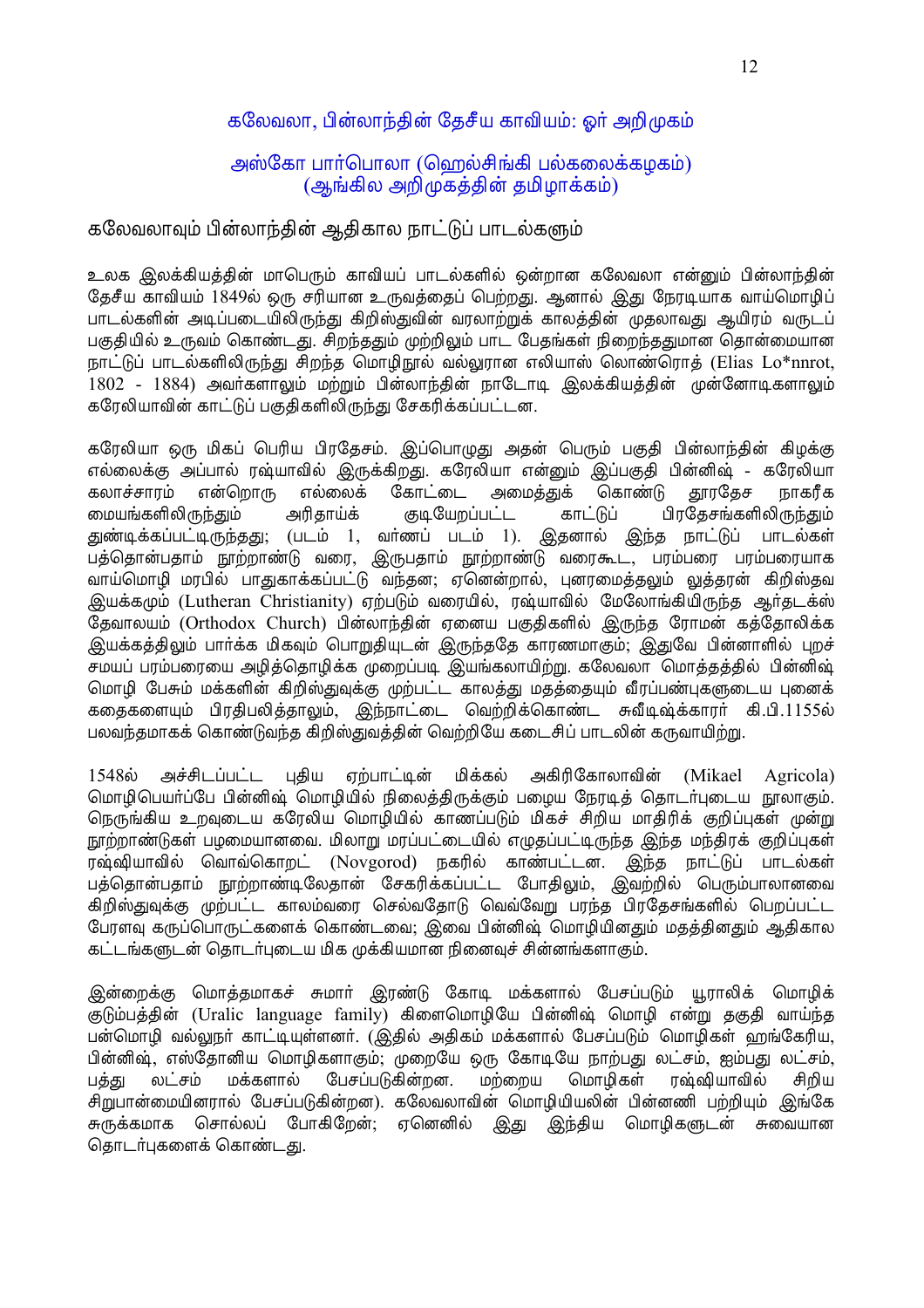## கலேவலா, பின்லாந்தின் தேசீய காவியம்: ஓர் அறிமுகம்

### அஸ்கோ பார்பொலா (ஹெல்சிங்கி பல்கலைக்கழகம்)
### (ஆங்கில அறிமுகத்தின் தமிழாக்கம்)

### கலேவலாவும் பின்லாந்தின் ஆதிகால நாட்டுப் பாடல்களும்

உலக இலக்கியத்தின் மாபெரும் காவியப் பாடல்களில் ஒன்றான கலேவலா என்னும் பின்லாந்தின் தேசீய காவியம் 1849ல் ஒரு சரியான உருவத்தைப் பெற்றது. ஆனால் இது நேரடியாக வாய்மொழிப் பாடல்களின் அடிப்படையிலிருந்து கிறிஸ்துவின் வரலாற்றுக் காலத்தின் முதலாவது ஆயிரம் வருடப் பகுதியில் உருவம் கொண்டது. சிறந்ததும் முற்றிலும் பாட பேதங்கள் நிறைந்ததுமான தொன்மையான நாட்டுப் பாடல்களிலிருந்து சிறந்த மொழிநூல் வல்லுரான எலியாஸ் லொண்ரொத் (Elias Lo*nnrot, 1802 - 1884) அவர்களாலும் மற்றும் பின்லாந்தின் நாடோடி இலக்கியத்தின் முன்னோடிகளாலும் கரேலியாவின் காட்டுப் பகுதிகளிலிருந்து சேகரிக்கப்பட்டன.

கரேலியா ஒரு மிகப் பெரிய பிரதேசம். இப்பொழுது அதன் பெரும் பகுதி பின்லாந்தின் கிழக்கு எல்லைக்கு அப்பால் ரஷ்யாவில் இருக்கிறது. கரேலியா என்னும் இப்பகுதி பின்னிஷ் - கரேலியா கலாச்சாரம் என்றொரு எல்லைக் கோட்டை அமைத்துக் கொண்டு தூரதேச நாகரீக மையங்களிலிருந்தும் அரிதாய்க் குடியேறப்பட்ட காட்டுப் பிரதேசங்களிலிருந்தும் துண்டிக்கப்பட்டிருந்தது; (படம் 1, வர்ணப் படம் 1). இதனால் இந்த நாட்டுப் பாடல்கள் பத்தொன்பதாம் நூற்றாண்டு வரை, இருபதாம் நூற்றாண்டு வரைகூட, பரம்பரை பரம்பரையாக வாய்மொழி மரபில் பாதுகாக்கப்பட்டு வந்தன; ஏனென்றால், புனரமைத்தலும் லூத்தரன் கிறிஸ்தவ இயக்கமும் (Lutheran Christianity) ஏற்படும் வரையில், ரஷ்யாவில் மேலோங்கியிருந்த ஆர்தடக்ஸ் தேவாலயம் (Orthodox Church) பின்லாந்தின் ஏனைய பகுதிகளில் இருந்த ரோமன் கத்தோலிக்க இயக்கத்திலும் பார்க்க மிகவும் பொறுதியுடன் இருந்ததே காரணமாகும்; இதுவே பின்னாளில் புறச் சமயப் பரம்பரையை அழித்தொழிக்க முறைப்படி இயங்கலாயிற்று. கலேவலா மொத்தத்தில் பின்னிஷ் மொழி பேசும் மக்களின் கிறிஸ்துவுக்கு முற்பட்ட காலத்து மதத்தையும் வீரப்பண்புகளுடைய புனைக் கதைகளையும் பிரதிபலித்தாலும், இந்நாட்டை வெற்றிக்கொண்ட சுவீடிஷ்க்காரர் கி.பி.1155ல் பலவந்தமாகக் கொண்டுவந்த கிறிஸ்துவத்தின் வெற்றியே கடைசிப் பாடலின் கருவாயிற்று.

1548ல் அச்சிடப்பட்ட புதிய ஏற்பாட்டின் மிக்கல் அகிரிகோலாவின் (Mikael Agricola) மொழிபெயர்ப்பே பின்னிஷ் மொழியில் நிலைத்திருக்கும் பழைய நேரடித் தொடர்புடைய நூலாகும். நெருங்கிய உறவுடைய கரேலிய மொழியில் காணப்படும் மிகச் சிறிய மாதிரிக் குறிப்புகள் மூன்று நூற்றாண்டுகள் பழமையானவை. மிலாறு மரப்பட்டையில் எழுதப்பட்டிருந்த இந்த மந்திரக் குறிப்புகள் ரஷ்யாவில் வொவ்கொறட் (Novgorod) நகரில் காணப்பட்டன. இந்த நாட்டுப் பாடல்கள் பத்தொன்பதாம் நூற்றாண்டிலேதான் சேகரிக்கப்பட்ட போதிலும், இவற்றில் பெரும்பாலானவை கிறிஸ்துவுக்கு முற்பட்ட காலம்வரை செல்வதோடு வெவ்வேறு பரந்த பிரதேசங்களில் பெறப்பட்ட பேரளவு கருப்பொருட்களைக் கொண்டவை; இவை பின்னிஷ் மொழியினதும் மதத்தினதும் ஆதிகால கட்டங்களுடன் தொடர்புடைய மிக முக்கியமான நினைவுச் சின்னங்களாகும்.

இன்றைக்கு மொத்தமாகச் சுமார் இரண்டு கோடி மக்களால் பேசப்படும் யூராலிக் மொழிக் குடும்பத்தின் (Uralic language family) கிளைமொழியே பின்னிஷ் மொழி என்று தகுதி வாய்ந்த பன்மொழி வல்லுநர் காட்டியுள்ளனர். (இதில் அதிகம் மக்களால் பேசப்படும் மொழிகள் ஹங்கேரிய, பின்னிஷ், எஸ்தோனிய மொழிகளாகும்; முறையே ஒரு கோடியே நாற்பது லட்சம், ஐம்பது லட்சம், பத்து லட்சம் மக்களால் பேசப்படுகின்றன. மற்றைய மொழிகள் ரஷ்யாவில் சிறிய சிறுபான்மையினரால் பேசப்படுகின்றன). கலேவலாவின் மொழியியலின் பின்னணி பற்றியும் இங்கே சுருக்கமாக சொல்லப் போகிறேன்; ஏனெனில் இது இந்திய மொழிகளுடன் சுவையான தொடர்புகளைக் கொண்டது.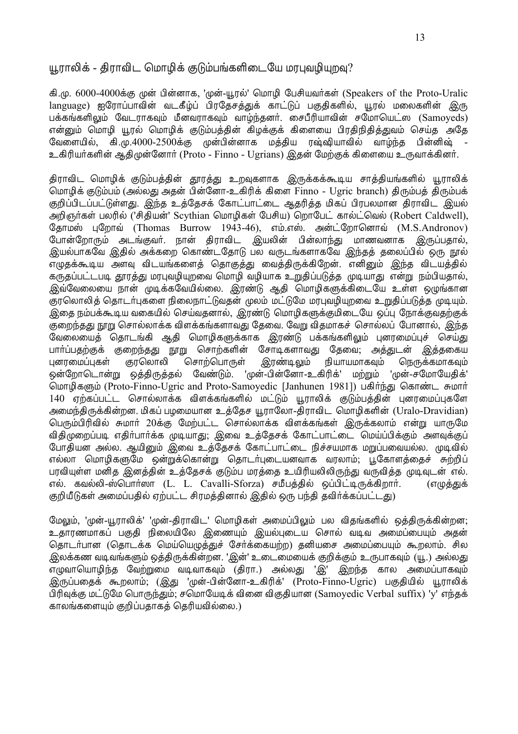## யூராலிக் - திராவிட மொழிக் குடும்பங்களிடையே மரபுவழியுறவு?

கி.மு. 6000-4000க்கு முன் பின்னாக, 'முன்-யூரல்' மொழி பேசியவர்கள் (Speakers of the Proto-Uralic language) ஐரோப்பாவின் வடகீழ்ப் பிரதேசத்துக் காட்டுப் பகுதிகளில், யூரல் மலைகளின் இரு பக்கங்களிலும் வேடராகவும் மீனவராகவும் வாழ்ந்தனர். சைபீரியாவின் சமோயெட்ஸ (Samoyeds) என்னும் மொழி யூரல் மொழிக் குடும்பத்தின் கிழக்குக் கிளையை பிரதிநிதித்துவம் செய்த அதே வேளையில், கி.மு.4000-2500க்கு முன்பின்னாக மத்திய ரஷ்ஷியாவில் வாழ்ந்த பின்னிஷ் - உகிரியர்களின் ஆதிமுன்னோர் (Proto - Finno - Ugrians) இதன் மேற்குக் கிளையை உருவாக்கினர்.

திராவிட மொழிக் குடும்பத்தின் தூரத்து உறவுகளாக இருக்கக்கூடிய சாத்தியங்களில் யூராலிக் மொழிக் குடும்பம் (அல்லது அதன் பின்னோ-உகிரிக் கிளை Finno - Ugric branch) திரும்பத் திரும்பக் குறிப்பிடப்பட்டுள்ளது. இந்த உத்தேசக் கோட்பாட்டை ஆதரித்த மிகப் பிரபலமான திராவிட இயல் அறிஞர்கள் பலரில் ('சிதியன்' Scythian மொழிகள் பேசிய) றொபேட் கால்ட்வெல் (Robert Caldwell), தோமஸ் புறோவ் (Thomas Burrow 1943-46), எம்.எஸ். அன்ட்றோனொவ் (M.S.Andronov) போன்றோரும் அடங்குவர். நான் திராவிட இயலின் பின்லாந்து மாணவனாக இருப்பதால், இயல்பாகவே இதில் அக்கறை கொண்டதோடு பல வருடங்களாகவே இந்தத் தலைப்பில் ஒரு நூல் எழுதக்கூடிய அளவு விடயங்களைத் தொகுத்து வைத்திருக்கிறேன். எனினும் இந்த விடயத்தில் கருதப்பட்டபடி தூரத்து மரபுவழியுறவை மொழி வழியாக உறுதிப்படுத்த முடியாது என்று நம்பியதால், இவ்வேலையை நான் முடிக்கவேயில்லை. இரண்டு ஆதி மொழிகளுக்கிடையே உள்ள ஒழுங்கான குரலொலித் தொடர்புகளை நிலைநாட்டுவதன் மூலம் மட்டுமே மரபுவழியுறவை உறுதிப்படுத்த முடியும். இதை நம்பக்கூடிய வகையில் செய்வதனால், இரண்டு மொழிகளுக்குமிடையே ஒப்பு நோக்குவதற்குக் குறைந்தது நூறு சொல்லாக்க விளக்கங்களாவது தேவை. வேறு விதமாகச் சொல்லப் போனால், இந்த வேலையைத் தொடங்கி ஆதி மொழிகளுக்காக இரண்டு பக்கங்களிலும் புனரமைப்புச் செய்து பார்ப்பதற்குக் குறைந்தது நூறு சொற்களின் சோடிகளாவது தேவை; அத்துடன் இத்தகைய புனரமைப்புகள் குரலொலி சொற்பொருள் இரண்டிலும் நியாயமாகவும் நெருக்கமாகவும் ஒன்றோடொன்று ஒத்திருத்தல் வேண்டும். 'முன்-பின்னோ-உகிரிக்' மற்றும் 'முன்-சமோயேதிக்' மொழிகளும் (Proto-Finno-Ugric and Proto-Samoyedic [Janhunen 1981]) பகிர்ந்து கொண்ட சுமார் 140 ஏற்கப்பட்ட சொல்லாக்க விளக்கங்களில் மட்டும் யூராலிக் குடும்பத்தின் புனரமைப்புகளே அமைந்திருக்கின்றன. மிகப் பழமையான உத்தேச யூராலோ-திராவிட மொழிகளின் (Uralo-Dravidian) பெரும்பிரிவில் சுமார் 20க்கு மேற்பட்ட சொல்லாக்க விளக்கங்கள் இருக்கலாம் என்று யாருமே விதிமுறைப்படி எதிர்பார்க்க முடியாது; இவை உத்தேசக் கோட்பாட்டை மெய்ப்பிக்கும் அளவுக்குப் போதியன அல்ல. ஆயினும் இவை உத்தேசக் கோட்பாட்டை நிச்சயமாக மறுப்பவையல்ல. முடிவில் எல்லா மொழிகளுமே ஒன்றுக்கொன்று தொடர்புடையனவாக வரலாம்; பூகோளத்தைச் சுற்றிப் பரவியுள்ள மனித இனத்தின் உத்தேசக் குடும்ப மரத்தை உயிரியலிலிருந்து வருவித்த முடிவுடன் எல். எல். கவல்லி-ஸ்பொர்ஸா (L. L. Cavalli-Sforza) சமீபத்தில் ஒப்பிட்டிருக்கிறார். (எழுத்துக் குறியீடுகள் அமைப்பதில் ஏற்பட்ட சிரமத்தினால் இதில் ஒரு பந்தி தவிர்க்கப்பட்டது)

மேலும், 'முன்-யூராலிக்' 'முன்-திராவிட' மொழிகள் அமைப்பிலும் பல விதங்களில் ஒத்திருக்கின்றன; உதாரணமாகப் பகுதி நிலையிலே இணையும் இயல்புடைய சொல் வடிவ அமைப்பையும் அதன் தொடர்பான (தொடக்க மெய்யெழுத்துச் சேர்க்கையற்ற) தனியசை அமைப்பையும் கூறலாம். சில இலக்கண வடிவங்களும் ஒத்திருக்கின்றன. 'இன்' உடைமையைக் குறிக்கும் உருபாகவும் (யூ.) அல்லது எழுவாயொழிந்த வேற்றுமை வடிவாகவும் (திரா.) அல்லது 'இ' இறந்த கால அமைப்பாகவும் இருப்பதைக் கூறலாம்; (இது 'முன்-பின்னோ-உகிரிக்' (Proto-Finno-Ugric) பகுதியில் யூராலிக் பிரிவுக்கு மட்டுமே பொருந்தும்; சமொயேடிக் வினை விகுதியான (Samoyedic Verbal suffix) 'y' எந்தக் காலங்களையும் குறிப்பதாகத் தெரியவில்லை.)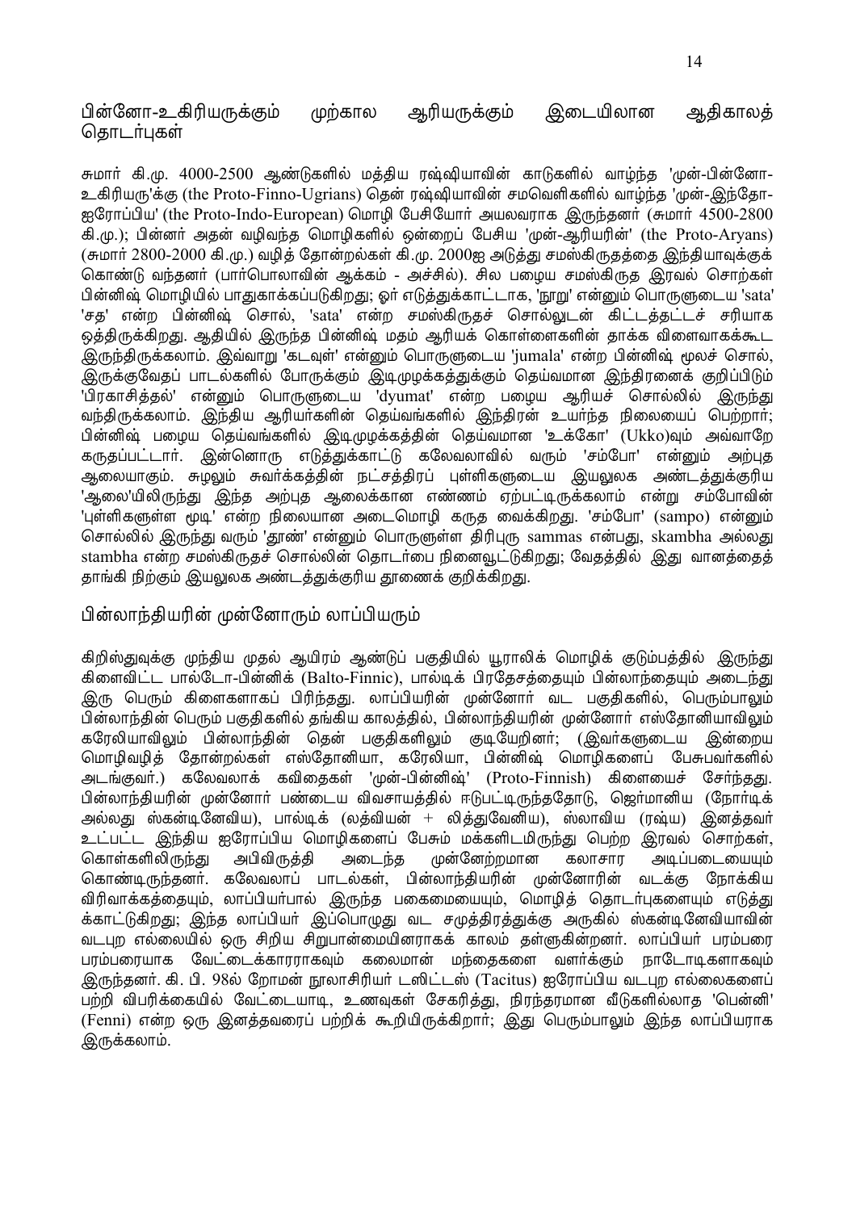## பின்னோ-உகிரியருக்கும் முற்கால ஆரியருக்கும் இடையிலான ஆதிகாலத் தொடர்புகள்

சுமார் கி.மு. 4000-2500 ஆண்டுகளில் மத்திய ரஷ்ஷியாவின் காடுகளில் வாழ்ந்த 'முன்-பின்னோ-உகிரியரு'க்கு (the Proto-Finno-Ugrians) தென் ரஷ்ஷியாவின் சமவெளிகளில் வாழ்ந்த 'முன்-இந்தோ-ஐரோப்பிய' (the Proto-Indo-European) மொழி பேசியோர் அயலவராக இருந்தனர் (சுமார் 4500-2800 கி.மு.); பின்னர் அதன் வழிவந்த மொழிகளில் ஒன்றைப் பேசிய 'முன்-ஆரியரின்' (the Proto-Aryans) (சுமார் 2800-2000 கி.மு.) வழித் தோன்றல்கள் கி.மு. 2000ஐ அடுத்து சமஸ்கிருதத்தை இந்தியாவுக்குக் கொண்டு வந்தனர் (பார்பொலாவின் ஆக்கம் - அச்சில்). சில பழைய சமஸ்கிருத இரவல் சொற்கள் பின்னிஷ் மொழியில் பாதுகாக்கப்படுகிறது; ஓர் எடுத்துக்காட்டாக, 'நூறு' என்னும் பொருளுடைய 'sata' 'சத' என்ற பின்னிஷ் சொல், 'sata' என்ற சமஸ்கிருதச் சொல்லுடன் கிட்டத்தட்டச் சரியாக ஒத்திருக்கிறது. ஆதியில் இருந்த பின்னிஷ் மதம் ஆரியக் கொள்கைகளின் தாக்க விளைவாகக்கூட இருந்திருக்கலாம். இவ்வாறு 'கடவுள்' என்னும் பொருளுடைய 'jumala' என்ற பின்னிஷ் மூலச் சொல், இருக்குவேதப் பாடல்களில் போருக்கும் இடிமுழக்கத்துக்கும் தெய்வமான இந்திரனைக் குறிப்பிடும் 'பிரகாசித்தல்' என்னும் பொருளுடைய 'dyumat' என்ற பழைய ஆரியச் சொல்லில் இருந்து வந்திருக்கலாம். இந்திய ஆரியர்களின் தெய்வங்களில் இந்திரன் உயர்ந்த நிலையைப் பெற்றார்; பின்னிஷ் பழைய தெய்வங்களில் இடிமுழக்கத்தின் தெய்வமான 'உக்கோ' (Ukko)வும் அவ்வாறே கருதப்பட்டார். இன்னொரு எடுத்துக்காட்டு கலேவலாவில் வரும் 'சம்போ' என்னும் அற்புத ஆலையாகும். சுழலும் சுவர்க்கத்தின் நட்சத்திரப் புள்ளிகளுடைய இயலுலக அண்டத்துக்குரிய 'ஆலை'யிலிருந்து இந்த அற்புத ஆலைக்கான எண்ணம் ஏற்பட்டிருக்கலாம் என்று சம்போவின் 'புள்ளிகளுள்ள மூடி' என்ற நிலையான அடைமொழி கருத வைக்கிறது. 'சம்போ' (sampo) என்னும் சொல்லில் இருந்து வரும் 'தூண்' என்னும் பொருளுள்ள திரிபுரு sammas என்பது, skambha அல்லது stambha என்ற சமஸ்கிருதச் சொல்லின் தொடர்பை நினைவூட்டுகிறது; வேதத்தில் இது வானத்தைத் தாங்கி நிற்கும் இயலுலக அண்டத்துக்குரிய தூணைக் குறிக்கிறது.

## பின்லாந்தியரின் முன்னோரும் லாப்பியரும்

கிறிஸ்துவுக்கு முந்திய முதல் ஆயிரம் ஆண்டுப் பகுதியில் யூராலிக் மொழிக் குடும்பத்தில் இருந்து கிளைவிட்ட பால்டோ-பின்னிக் (Balto-Finnic), பால்டிக் பிரதேசத்தையும் பின்லாந்தையும் அடைந்து இரு பெரும் கிளைகளாகப் பிரிந்தது. லாப்பியரின் முன்னோர் வட பகுதிகளில், பெரும்பாலும் பின்லாந்தின் பெரும் பகுதிகளில் தங்கிய காலத்தில், பின்லாந்தியரின் முன்னோர் எஸ்தோனியாவிலும் கரேலியாவிலும் பின்லாந்தின் தென் பகுதிகளிலும் குடியேறினர்; (இவர்களுடைய இன்றைய மொழிவழித் தோன்றல்கள் எஸ்தோனியா, கரேலியா, பின்னிஷ் மொழிகளைப் பேசுபவர்களில் அடங்குவர்.) கலேவலாக் கவிதைகள் 'முன்-பின்னிஷ்' (Proto-Finnish) கிளையைச் சேர்ந்தது. பின்லாந்தியரின் முன்னோர் பண்டைய விவசாயத்தில் ஈடுபட்டிருந்ததோடு, ஜெர்மானிய (நோர்டிக் அல்லது ஸ்கன்டினேவிய), பால்டிக் (லத்வியன் + லித்துவேனிய), ஸ்லாவிய (ரஷ்ய) இனத்தவர் உட்பட்ட இந்திய ஐரோப்பிய மொழிகளைப் பேசும் மக்களிடமிருந்து பெற்ற இரவல் சொற்கள், கொள்களிலிருந்து அபிவிருத்தி அடைந்த முன்னேற்றமான கலாசார அடிப்படையையும் கொண்டிருந்தனர். கலேவலாப் பாடல்கள், பின்லாந்தியரின் முன்னோரின் வடக்கு நோக்கிய விரிவாக்கத்தையும், லாப்பியர்பால் இருந்த பகைமையையும், மொழித் தொடர்புகளையும் எடுத்து க்காட்டுகிறது; இந்த லாப்பியர் இப்பொழுது வட சமுத்திரத்துக்கு அருகில் ஸ்கன்டினேவியாவின் வடபுற எல்லையில் ஒரு சிறிய சிறுபான்மையினராகக் காலம் தள்ளுகின்றனர். லாப்பியர் பரம்பரை பரம்பரையாக வேட்டைக்காரராகவும் கலைமான் மந்தைகளை வளர்க்கும் நாடோடிகளாகவும் இருந்தனர். கி. பி. 98ல் றோமன் நூலாசிரியர் டஸிட்டஸ் (Tacitus) ஐரோப்பிய வடபுற எல்லைகளைப் பற்றி விபரிக்கையில் வேட்டையாடி, உணவுகள் சேகரித்து, நிரந்தரமான வீடுகளில்லாத 'பென்னி' (Fenni) என்ற ஒரு இனத்தவரைப் பற்றிக் கூறியிருக்கிறார்; இது பெரும்பாலும் இந்த லாப்பியராக இருக்கலாம்.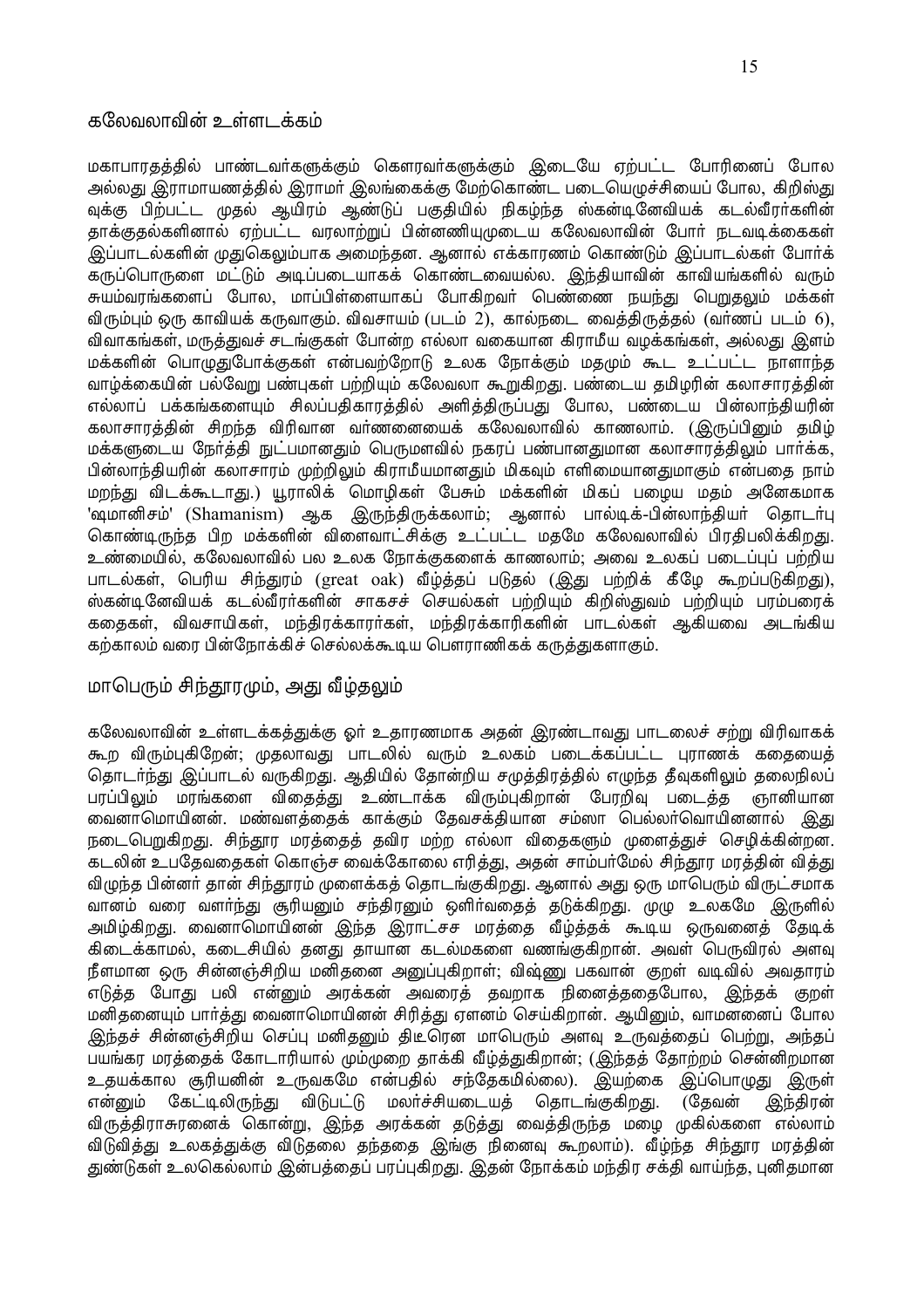## கலேவலாவின் உள்ளடக்கம்

மகாபாரதத்தில் பாண்டவர்களுக்கும் கௌரவர்களுக்கும் இடையே ஏற்பட்ட போரினைப் போல அல்லது இராமாயணத்தில் இராமர் இலங்கைக்கு மேற்கொண்ட படையெழுச்சியைப் போல, கிறிஸ்துவுக்கு பிற்பட்ட முதல் ஆயிரம் ஆண்டுப் பகுதியில் நிகழ்ந்த ஸ்கன்டிநேவியக் கடல்வீரர்களின் தாக்குதல்களினால் ஏற்பட்ட வரலாற்றுப் பின்னணியுடைய கலேவலாவின் போர் நடவடிக்கைகள் இப்பாடல்களின் முதுகெலும்பாக அமைந்தன. ஆனால் எக்காரணம் கொண்டும் இப்பாடல்கள் போர்க் கருப்பொருளை மட்டும் அடிப்படையாகக் கொண்டவையல்ல. இந்தியாவின் காவியங்களில் வரும் சுயம்வரங்களைப் போல, மாப்பிள்ளையாகப் போகிறவர் பெண்ணை நயந்து பெறுதலும் மக்கள் விரும்பும் ஒரு காவியக் கருவாகும். விவசாயம் (படம் 2), கால்நடை வைத்திருத்தல் (வர்ணப் படம் 6), விவாகங்கள், மருத்துவச் சடங்குகள் போன்ற எல்லா வகையான கிராமீய வழக்கங்கள், அல்லது இளம் மக்களின் பொழுதுபோக்குகள் என்பவற்றோடு உலக நோக்கும் மதமும் கூட உட்பட்ட நாளாந்த வாழ்க்கையின் பல்வேறு பண்புகள் பற்றியும் கலேவலா கூறுகிறது. பண்டைய தமிழரின் கலாசாரத்தின் எல்லாப் பக்கங்களையும் சிலப்பதிகாரத்தில் அளித்திருப்பது போல, பண்டைய பின்லாந்தியரின் கலாசாரத்தின் சிறந்த விரிவான வர்ணனையைக் கலேவலாவில் காணலாம். (இருப்பினும் தமிழ் மக்களுடைய நேர்த்தி நுட்பமானதும் பெருமளவில் நகரப் பண்பானதுமான கலாசாரத்திலும் பார்க்க, பின்லாந்தியரின் கலாசாரம் முற்றிலும் கிராமீயமானதும் மிகவும் எளிமையானதுமாகும் என்பதை நாம் மறந்து விடக்கூடாது.) யூராலிக் மொழிகள் பேசும் மக்களின் மிகப் பழைய மதம் அனேகமாக 'ஷமானிசம்' (Shamanism) ஆக இருந்திருக்கலாம்; ஆனால் பால்டிக்-பின்லாந்தியர் தொடர்பு கொண்டிருந்த பிற மக்களின் விளைவாட்சிக்கு உட்பட்ட மதமே கலேவலாவில் பிரதிபலிக்கிறது. உண்மையில், கலேவலாவில் பல உலக நோக்குகளைக் காணலாம்; அவை உலகப் படைப்புப் பற்றிய பாடல்கள், பெரிய சிந்துரம் (great oak) வீழ்த்தப் படுதல் (இது பற்றிக் கீழே கூறப்படுகிறது), ஸ்கன்டிநேவியக் கடல்வீரர்களின் சாகசச் செயல்கள் பற்றியும் கிறிஸ்துவம் பற்றியும் பரம்பரைக் கதைகள், விவசாயிகள், மந்திரக்காரர்கள், மந்திரக்காரிகளின் பாடல்கள் ஆகியவை அடங்கிய கற்காலம் வரை பின்நோக்கிச் செல்லக்கூடிய பௌராணிகக் கருத்துகளாகும்.

## மாபெரும் சிந்தூரமும், அது வீழ்தலும்

கலேவலாவின் உள்ளடக்கத்துக்கு ஓர் உதாரணமாக அதன் இரண்டாவது பாடலைச் சற்று விரிவாகக் கூற விரும்புகிறேன்; முதலாவது பாடலில் வரும் உலகம் படைக்கப்பட்ட புராணக் கதையைத் தொடர்ந்து இப்பாடல் வருகிறது. ஆதியில் தோன்றிய சமுத்திரத்தில் எழுந்த தீவுகளிலும் தலைநிலப் பரப்பிலும் மரங்களை விதைத்து உண்டாக்க விரும்புகிறான் பேரறிவு படைத்த ஞானியான வைனாமொயினன். மண்வளத்தைக் காக்கும் தேவசக்தியான சம்ஸா பெல்லர்வொயினனால் இது நடைபெறுகிறது. சிந்தூர மரத்தைத் தவிர மற்ற எல்லா விதைகளும் முளைத்துச் செழிக்கின்றன. கடலின் உபதேவதைகள் கொஞ்ச வைக்கோலை எரித்து, அதன் சாம்பர்மேல் சிந்தூர மரத்தின் வித்து விழுந்த பின்னர் தான் சிந்தூரம் முளைக்கத் தொடங்குகிறது. ஆனால் அது ஒரு மாபெரும் விருட்சமாக வானம் வரை வளர்ந்து சூரியனும் சந்திரனும் ஒளிர்வதைத் தடுக்கிறது. முழு உலகமே இருளில் அமிழ்கிறது. வைனாமொயினன் இந்த இராட்சத மரத்தை வீழ்த்தக் கூடிய ஒருவனைத் தேடிக் கிடைக்காமல், கடைசியில் தனது தாயான கடல்மகளை வணங்குகிறான். அவள் பெருவிரல் அளவு நீளமான ஒரு சின்னஞ்சிறிய மனிதனை அனுப்புகிறாள்; விஷ்ணு பகவான் குறள் வடிவில் அவதாரம் எடுத்த போது பலி என்னும் அரக்கன் அவரைத் தவறாக நினைத்ததைபோல, இந்தக் குறள் மனிதனையும் பார்த்து வைனாமொயினன் சிரித்து ஏளனம் செய்கிறான். ஆயினும், வாமனனைப் போல இந்தச் சின்னஞ்சிறிய செப்பு மனிதனும் திடீரென மாபெரும் அளவு உருவத்தைப் பெற்று, அந்தப் பயங்கர மரத்தைக் கோடாரியால் மும்முறை தாக்கி வீழ்த்துகிறான்; (இந்தத் தோற்றம் சென்னிறமான உதயக்கால சூரியனின் உருவகமே என்பதில் சந்தேகமில்லை). இயற்கை இப்பொழுது இருள் என்னும் கேட்டிலிருந்து விடுபட்டு மலர்ச்சியடையத் தொடங்குகிறது. (தேவன் இந்திரன் விருத்திராசுரனைக் கொன்று, இந்த அரக்கன் தடுத்து வைத்திருந்த மழை முகில்களை எல்லாம் விடுவித்து உலகத்துக்கு விடுதலை தந்ததை இங்கு நினைவு கூறலாம்). வீழ்ந்த சிந்தூர மரத்தின் துண்டுகள் உலகெல்லாம் இன்பத்தைப் பரப்புகிறது. இதன் நோக்கம் மந்திர சக்தி வாய்ந்த, புனிதமான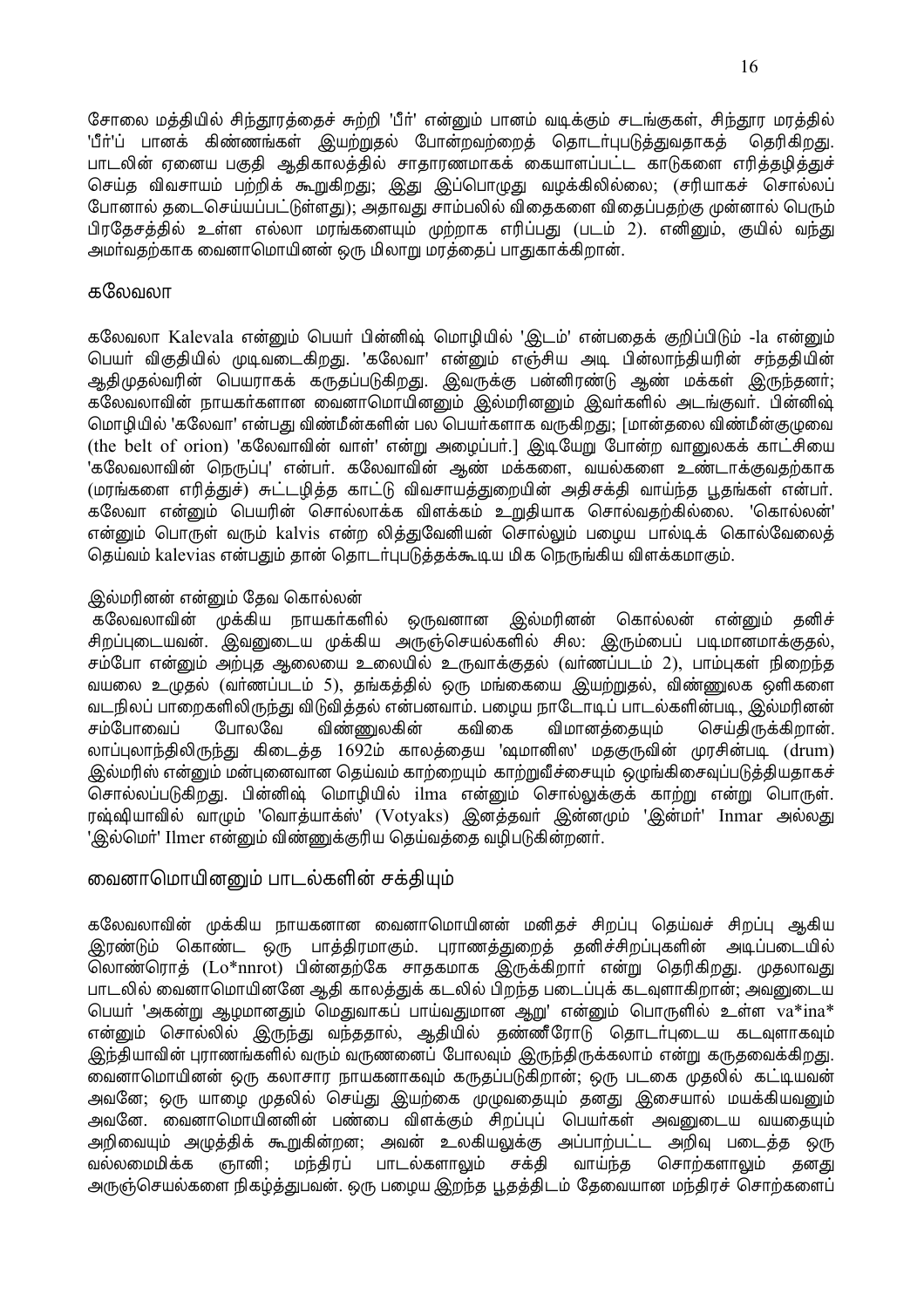சோலை மத்தியில் சிந்தூரத்தைச் சுற்றி 'பீர்' என்னும் பானம் வடிக்கும் சடங்குகள், சிந்தூர மரத்தில் 'பீர்'ப் பானக் கிண்ணங்கள் இயற்றுதல் போன்றவற்றைத் தொடர்புபடுத்துவதாகத் தெரிகிறது. பாடலின் ஏனைய பகுதி ஆதிகாலத்தில் சாதாரணமாகக் கையாளப்பட்ட காடுகளை எரித்தழித்துச் செய்த விவசாயம் பற்றிக் கூறுகிறது; இது இப்பொழுது வழக்கிலில்லை; (சரியாகச் சொல்லப் போனால் தடைசெய்யப்பட்டுள்ளது); அதாவது சாம்பலில் விதைகளை விதைப்பதற்கு முன்னால் பெரும் பிரதேசத்தில் உள்ள எல்லா மரங்களையும் முற்றாக எரிப்பது (படம் 2). எனினும், குயில் வந்து அமர்வதற்காக வைனாமொயினன் ஒரு மிலாறு மரத்தைப் பாதுகாக்கிறான்.

## கலேவலா

கலேவலா Kalevala என்னும் பெயர் பின்னிஷ் மொழியில் 'இடம்' என்பதைக் குறிப்பிடும் -la என்னும் பெயர் விகுதியில் முடிவடைகிறது. 'கலேவா' என்னும் எஞ்சிய அடி பின்லாந்தியரின் சந்ததியின் ஆதிமுதல்வரின் பெயராகக் கருதப்படுகிறது. இவருக்கு பன்னிரண்டு ஆண் மக்கள் இருந்தனர்; கலேவலாவின் நாயகர்களான வைனாமொயினனும் இல்மரினனும் இவர்களில் அடங்குவர். பின்னிஷ் மொழியில் 'கலேவா' என்பது விண்மீன்களின் பல பெயர்களாக வருகிறது; [மான்தலை விண்மீன்குழுவை (the belt of orion) 'கலேவாவின் வாள்' என்று அழைப்பர்.] இடியேறு போன்ற வானுலகக் காட்சியை 'கலேவலாவின் நெருப்பு' என்பர். கலேவாவின் ஆண் மக்களை, வயல்களை உண்டாக்குவதற்காக (மரங்களை எரித்துச்) சுட்டழித்த காட்டு விவசாயத்துறையின் அதிசக்தி வாய்ந்த பூதங்கள் என்பர். கலேவா என்னும் பெயரின் சொல்லாக்க விளக்கம் உறுதியாக சொல்வதற்கில்லை. 'கொல்லன்' என்னும் பொருள் வரும் kalvis என்ற லித்துவேனியன் சொல்லும் பழைய பால்டிக் கொல்வேலைத் தெய்வம் kalevias என்பதும் தான் தொடர்புபடுத்தக்கூடிய மிக நெருங்கிய விளக்கமாகும்.

### இல்மரினன் என்னும் தேவ கொல்லன்

கலேவலாவின் முக்கிய நாயகர்களில் ஒருவனான இல்மரினன் கொல்லன் என்னும் தனிச் சிறப்புடையவன். இவனுடைய முக்கிய அருஞ்செயல்களில் சில: இரும்பைப் படிமானமாக்குதல், சம்போ என்னும் அற்புத ஆலையை உலையில் உருவாக்குதல் (வர்ணப்படம் 2), பாம்புகள் நிறைந்த வயலை உழுதல் (வர்ணப்படம் 5), தங்கத்தில் ஒரு மங்கையை இயற்றுதல், விண்ணுலக ஒளிகளை வடநிலப் பாறைகளிலிருந்து விடுவித்தல் என்பனவாம். பழைய நாடோடிப் பாடல்களின்படி, இல்மரினன் சம்போவைப் போலவே விண்ணுலகின் கவிகை விமானத்தையும் செய்திருக்கிறான். லாப்புலாந்திலிருந்து கிடைத்த 1692ம் காலத்தைய 'ஷமானிஸ' மதகுருவின் முரசின்படி (drum) இல்மரிஸ் என்னும் மன்புனைவான தெய்வம் காற்றையும் காற்றுவீச்சையும் ஒழுங்கிசைவுப்படுத்தியதாகச் சொல்லப்படுகிறது. பின்னிஷ் மொழியில் ilma என்னும் சொல்லுக்குக் காற்று என்று பொருள். ரஷ்யாவில் வாழும் 'வொத்யாக்ஸ்' (Votyaks) இனத்தவர் இன்னமும் 'இன்மர்' Inmar அல்லது 'இல்மெர்' Ilmer என்னும் விண்ணுக்குரிய தெய்வத்தை வழிபடுகின்றனர்.

## வைனாமொயினனும் பாடல்களின் சக்தியும்

கலேவலாவின் முக்கிய நாயகனான வைனாமொயினன் மனிதச் சிறப்பு தெய்வச் சிறப்பு ஆகிய இரண்டும் கொண்ட ஒரு பாத்திரமாகும். புராணத்துறைத் தனிச்சிறப்புகளின் அடிப்படையில் லொண்ரொத் (Lo*nnrot) பின்னதற்கே சாதகமாக இருக்கிறார் என்று தெரிகிறது. முதலாவது பாடலில் வைனாமொயினனே ஆதி காலத்துக் கடலில் பிறந்த படைப்புக் கடவுளாகிறான்; அவனுடைய பெயர் 'அகன்று ஆழமானதும் மெதுவாகப் பாய்வதுமான ஆறு' என்னும் பொருளில் உள்ள va*ina* என்னும் சொல்லில் இருந்து வந்ததால், ஆதியில் தண்ணீரோடு தொடர்புடைய கடவுளாகவும் இந்தியாவின் புராணங்களில் வரும் வருணனைப் போலவும் இருந்திருக்கலாம் என்று கருதவைக்கிறது. வைனாமொயினன் ஒரு கலாசார நாயகனாகவும் கருதப்படுகிறான்; ஒரு படகை முதலில் கட்டியவன் அவனே; ஒரு யாழை முதலில் செய்து இயற்கை முழுவதையும் தனது இசையால் மயக்கியவனும் அவனே. வைனாமொயினனின் பண்பை விளக்கும் சிறப்புப் பெயர்கள் அவனுடைய வயதையும் அறிவையும் அழுத்திக் கூறுகின்றன; அவன் உலகியலுக்கு அப்பாற்பட்ட அறிவு படைத்த ஒரு வல்லமைமிக்க ஞானி; மந்திரப் பாடல்களாலும் சக்தி வாய்ந்த சொற்களாலும் தனது அருஞ்செயல்களை நிகழ்த்துபவன். ஒரு பழைய இறந்த பூதத்திடம் தேவையான மந்திரச் சொற்களைப்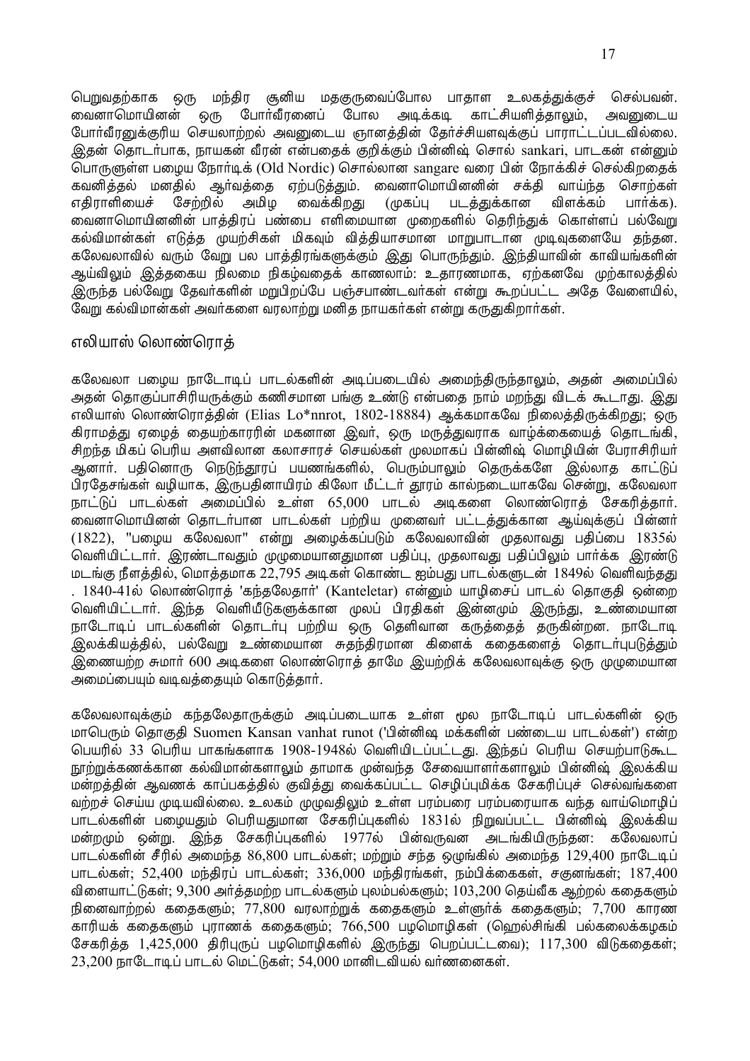பெறுவதற்காக ஒரு மந்திர சூனிய மதகுருவைப்போல பாதாள உலகத்துக்குச் செல்பவன். வைனாமொயினன் ஒரு போர்வீரனைப் போல அடிக்கடி காட்சியளித்தாலும், அவனுடைய போர்வீரனுக்குரிய செயலாற்றல் அவனுடைய ஞானத்தின் தேர்ச்சியளவுக்குப் பாராட்டப்படவில்லை. இதன் தொடர்பாக, நாயகன் வீரன் என்பதைக் குறிக்கும் பின்னிஷ் சொல் sankari, பாடகன் என்னும் பொருளுள்ள பழைய நோர்டிக் (Old Nordic) சொல்லான sangare வரை பின் நோக்கிச் செல்கிறதைக் கவனித்தல் மனதில் ஆர்வத்தை ஏற்படுத்தும். வைனாமொயினனின் சக்தி வாய்ந்த சொற்கள் எதிராளியைச் சேற்றில் அமிழ வைக்கிறது (முகப்பு படத்துக்கான விளக்கம் பார்க்க). வைனாமொயினனின் பாத்திரப் பண்பை எளிமையான முறைகளில் தெரிந்துக் கொள்ளப் பல்வேறு கல்விமான்கள் எடுத்த முயற்சிகள் மிகவும் வித்தியாசமான மாறுபாடான முடிவுகளையே தந்தன. கலேவலாவில் வரும் வேறு பல பாத்திரங்களுக்கும் இது பொருந்தும். இந்தியாவின் காவியங்களின் ஆய்விலும் இத்தகைய நிலமை நிகழ்வதைக் காணலாம்: உதாரணமாக, ஏற்கனவே முற்காலத்தில் இருந்த பல்வேறு தேவர்களின் மறுபிறப்பே பஞ்சபாண்டவர்கள் என்று கூறப்பட்ட அதே வேளையில், வேறு கல்விமான்கள் அவர்களை வரலாற்று மனித நாயகர்கள் என்று கருதுகிறார்கள்.

## எலியாஸ் லொண்ரொத்

கலேவலா பழைய நாடோடிப் பாடல்களின் அடிப்படையில் அமைந்திருந்தாலும், அதன் அமைப்பில் அதன் தொகுப்பாசிரியருக்கும் கணிசமான பங்கு உண்டு என்பதை நாம் மறந்து விடக் கூடாது. இது எலியாஸ் லொண்ரொத்தின் (Elias Lo*nnrot, 1802-18884) ஆக்கமாகவே நிலைத்திருக்கிறது; ஒரு கிராமத்து ஏழைத் தையற்காரரின் மகனான இவர், ஒரு மருத்துவராக வாழ்க்கையைத் தொடங்கி, சிறந்த மிகப் பெரிய அளவிலான கலாசாரச் செயல்கள் மூலமாகப் பின்னிஷ் மொழியின் பேராசிரியர் ஆனார். பதினொரு நெடுந்தூரப் பயணங்களில், பெரும்பாலும் தெருக்களே இல்லாத காட்டுப் பிரதேசங்கள் வழியாக, இருபதினாயிரம் கிலோ மீட்டர் தூரம் கால்நடையாகவே சென்று, கலேவலா நாட்டுப் பாடல்கள் அமைப்பில் உள்ள 65,000 பாடல் அடிகளை லொண்ரொத் சேகரித்தார். வைனாமொயினன் தொடர்பான பாடல்கள் பற்றிய முனைவர் பட்டத்துக்கான ஆய்வுக்குப் பின்னர் (1822), "பழைய கலேவலா" என்று அழைக்கப்படும் கலேவலாவின் முதலாவது பதிப்பை 1835ல் வெளியிட்டார். இரண்டாவதும் முழுமையானதுமான பதிப்பு, முதலாவது பதிப்பிலும் பார்க்க இரண்டு மடங்கு நீளத்தில், மொத்தமாக 22,795 அடிகள் கொண்ட ஐம்பது பாடல்களுடன் 1849ல் வெளிவந்தது . 1840-41ல் லொண்ரொத் 'கந்தலேதார்' (Kanteletar) என்னும் யாழிசைப் பாடல் தொகுதி ஒன்றை வெளியிட்டார். இந்த வெளியீடுகளுக்கான மூலப் பிரதிகள் இன்னமும் இருந்து, உண்மையான நாடோடிப் பாடல்களின் தொடர்பு பற்றிய ஒரு தெளிவான கருத்தைத் தருகின்றன. நாடோடி இலக்கியத்தில், பல்வேறு உண்மையான சுதந்திரமான கிளைக் கதைகளைத் தொடர்புபடுத்தும் இணையற்ற சுமார் 600 அடிகளை லொண்ரொத் தாமே இயற்றிக் கலேவலாவுக்கு ஒரு முழுமையான அமைப்பையும் வடிவத்தையும் கொடுத்தார்.

கலேவலாவுக்கும் கந்தலேதாருக்கும் அடிப்படையாக உள்ள மூல நாடோடிப் பாடல்களின் ஒரு மாபெரும் தொகுதி Suomen Kansan vanhat runot ('பின்னிஷ மக்களின் பண்டைய பாடல்கள்') என்ற பெயரில் 33 பெரிய பாகங்களாக 1908-1948ல் வெளியிடப்பட்டது. இந்தப் பெரிய செயற்பாடுகூட நூற்றுக்கணக்கான கல்விமான்களாலும் தாமாக முன்வந்த சேவையாளர்களாலும் பின்னிஷ் இலக்கிய மன்றத்தின் ஆவணக் காப்பகத்தில் குவித்து வைக்கப்பட்ட செழிப்புமிக்க சேகரிப்புச் செல்வங்களை வற்றச் செய்ய முடியவில்லை. உலகம் முழுவதிலும் உள்ள பரம்பரை பரம்பரையாக வந்த வாய்மொழிப் பாடல்களின் பழையதும் பெரியதுமான சேகரிப்புகளில் 1831ல் நிறுவப்பட்ட பின்னிஷ் இலக்கிய மன்றமும் ஒன்று. இந்த சேகரிப்புகளில் 1977ல் பின்வருவன அடங்கியிருந்தன: கலேவலாப் பாடல்களின் சீரில் அமைந்த 86,800 பாடல்கள்; மற்றும் சந்த ஒழுங்கில் அமைந்த 129,400 நாடேடிப் பாடல்கள்; 52,400 மந்திரப் பாடல்கள்; 336,000 மந்திரங்கள், நம்பிக்கைகள், சகுனங்கள்; 187,400 விளையாட்டுகள்; 9,300 அர்த்தமற்ற பாடல்களும் புலம்பல்களும்; 103,200 தெய்வீக ஆற்றல் கதைகளும் நினைவாற்றல் கதைகளும்; 77,800 வரலாற்றுக் கதைகளும் உள்ளூர்க் கதைகளும்; 7,700 காரண காரியக் கதைகளும் புராணக் கதைகளும்; 766,500 பழமொழிகள் (ஹெல்சிங்கி பல்கலைக்கழகம் சேகரித்த 1,425,000 திரிபுருப் பழமொழிகளில் இருந்து பெறப்பட்டவை); 117,300 விடுகதைகள்; 23,200 நாடோடிப் பாடல் மெட்டுகள்; 54,000 மானிடவியல் வர்ணனைகள்.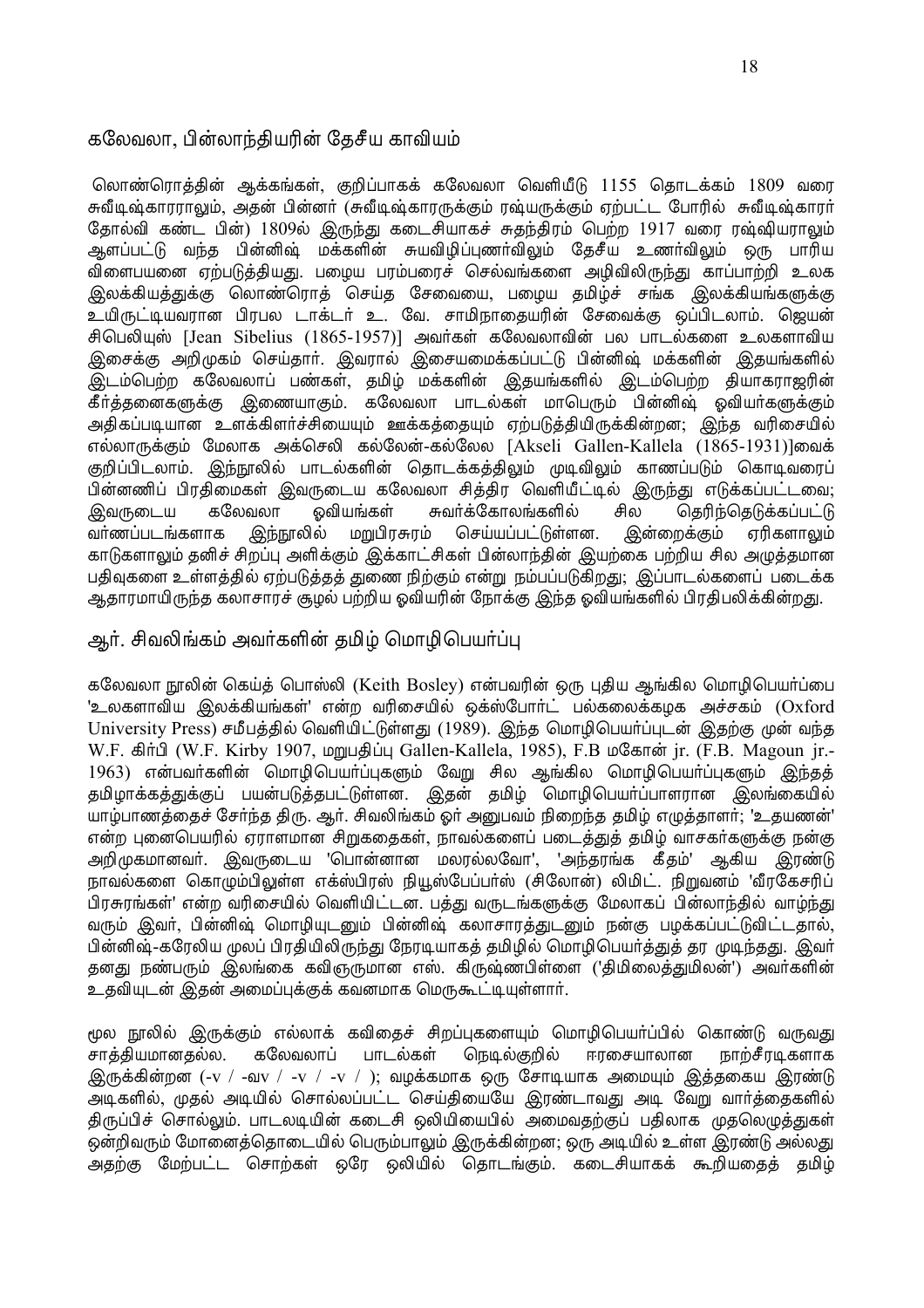## கலேவலா, பின்லாந்தியரின் தேசீய காவியம்

லொண்ரொத்தின் ஆக்கங்கள், குறிப்பாகக் கலேவலா வெளியீடு 1155 தொடக்கம் 1809 வரை சுவீடிஷ்காரராலும், அதன் பின்னர் (சுவீடிஷ்காரருக்கும் ரஷ்யருக்கும் ஏற்பட்ட போரில் சுவீடிஷ்காரர் தோல்வி கண்ட பின்) 1809ல் இருந்து கடைசியாகச் சுதந்திரம் பெற்ற 1917 வரை ரஷ்ஷியராலும் ஆளப்பட்டு வந்த பின்னிஷ் மக்களின் சுயவிழிப்புணர்விலும் தேசீய உணர்விலும் ஒரு பாரிய விளைபயனை ஏற்படுத்தியது. பழைய பரம்பரைச் செல்வங்களை அழிவிலிருந்து காப்பாற்றி உலக இலக்கியத்துக்கு லொண்ரொத் செய்த சேவையை, பழைய தமிழ்ச் சங்க இலக்கியங்களுக்கு உயிரூட்டியவரான பிரபல டாக்டர் உ. வே. சாமிநாதையரின் சேவைக்கு ஒப்பிடலாம். ஜெயன் சிபெலியுஸ் [Jean Sibelius (1865-1957)] அவர்கள் கலேவலாவின் பல பாடல்களை உலகளாவிய இசைக்கு அறிமுகம் செய்தார். இவரால் இசையமைக்கப்பட்டு பின்னிஷ் மக்களின் இதயங்களில் இடம்பெற்ற கலேவலாப் பண்கள், தமிழ் மக்களின் இதயங்களில் இடம்பெற்ற தியாகராஜரின் கீர்த்தனைகளுக்கு இணையாகும். கலேவலா பாடல்கள் மாபெரும் பின்னிஷ் ஓவியர்களுக்கும் அதிகப்படியான உளக்கிளர்ச்சியையும் ஊக்கத்தையும் ஏற்படுத்தியிருக்கின்றன; இந்த வரிசையில் எல்லாருக்கும் மேலாக அக்செலி கல்லேன்-கல்லேல [Akseli Gallen-Kallela (1865-1931)]வைக் குறிப்பிடலாம். இந்நூலில் பாடல்களின் தொடக்கத்திலும் முடிவிலும் காணப்படும் கொடிவரைப் பின்னணிப் பிரதிமைகள் இவருடைய கலேவலா சித்திர வெளியீட்டில் இருந்து எடுக்கப்பட்டவை; இவருடைய கலேவலா ஓவியங்கள் சுவர்க்கோலங்களில் சில தெரிந்தெடுக்கப்பட்டு வர்ணப்படங்களாக இந்நூலில் மறுபிரசுரம் செய்யப்பட்டுள்ளன. இன்றைக்கும் ஏரிகளாலும் காடுகளாலும் தனிச் சிறப்பு அளிக்கும் இக்காட்சிகள் பின்லாந்தின் இயற்கை பற்றிய சில அழுத்தமான பதிவுகளை உள்ளத்தில் ஏற்படுத்தத் துணை நிற்கும் என்று நம்பப்படுகிறது; இப்பாடல்களைப் படைக்க ஆதாரமாயிருந்த கலாசாரச் சூழல் பற்றிய ஓவியரின் நோக்கு இந்த ஓவியங்களில் பிரதிபலிக்கின்றது.

## ஆர். சிவலிங்கம் அவர்களின் தமிழ் மொழிபெயர்ப்பு

கலேவலா நூலின் கெய்த் பொஸ்லி (Keith Bosley) என்பவரின் ஒரு புதிய ஆங்கில மொழிபெயர்ப்பை 'உலகளாவிய இலக்கியங்கள்' என்ற வரிசையில் ஒக்ஸ்போர்ட் பல்கலைக்கழக அச்சகம் (Oxford University Press) சமீபத்தில் வெளியிட்டுள்ளது (1989). இந்த மொழிபெயர்ப்புடன் இதற்கு முன் வந்த W.F. கிர்பி (W.F. Kirby 1907, மறுபதிப்பு Gallen-Kallela, 1985), F.B மகோன் jr. (F.B. Magoun jr.- 1963) என்பவர்களின் மொழிபெயர்ப்புகளும் வேறு சில ஆங்கில மொழிபெயர்ப்புகளும் இந்தத் தமிழாக்கத்துக்குப் பயன்படுத்தப்பட்டுள்ளன. இதன் தமிழ் மொழிபெயர்ப்பாளரான இலங்கையில் யாழ்பாணத்தைச் சேர்ந்த திரு. ஆர். சிவலிங்கம் ஓர் அனுபவம் நிறைந்த தமிழ் எழுத்தாளர்; 'உதயணன்' என்ற புனைபெயரில் ஏராளமான சிறுகதைகள், நாவல்களைப் படைத்துத் தமிழ் வாசகர்களுக்கு நன்கு அறிமுகமானவர். இவருடைய 'பொன்னான மலரல்லவோ', 'அந்தரங்க கீதம்' ஆகிய இரண்டு நாவல்களை கொழும்பிலுள்ள எக்ஸ்பிரஸ் நியூஸ்பேப்பர்ஸ் (சிலோன்) லிமிட். நிறுவனம் 'வீரகேசரிப் பிரசுரங்கள்' என்ற வரிசையில் வெளியிட்டன. பத்து வருடங்களுக்கு மேலாகப் பின்லாந்தில் வாழ்ந்து வரும் இவர், பின்னிஷ் மொழியுடனும் பின்னிஷ் கலாசாரத்துடனும் நன்கு பழக்கப்பட்டுவிட்டதால், பின்னிஷ்-கரேலிய மூலப் பிரதியிலிருந்து நேரடியாகத் தமிழில் மொழிபெயர்த்துத் தர முடிந்தது. இவர் தனது நண்பரும் இலங்கை கவிஞருமான எஸ். கிருஷ்ணபிள்ளை ('திமிலைத்துமிலன்') அவர்களின் உதவியுடன் இதன் அமைப்புக்குக் கவனமாக மெருகூட்டியுள்ளார்.

மூல நூலில் இருக்கும் எல்லாக் கவிதைச் சிறப்புகளையும் மொழிபெயர்ப்பில் கொண்டு வருவது சாத்தியமானதல்ல. கலேவலாப் பாடல்கள் நெடில்குறில் ஈரசையாலான நாற்சீரடிகளாக இருக்கின்றன (-v / -av / -v / -v / ); வழக்கமாக ஒரு சோடியாக அமையும் இத்தகைய இரண்டு அடிகளில், முதல் அடியில் சொல்லப்பட்ட செய்தியையே இரண்டாவது அடி வேறு வார்த்தைகளில் திருப்பிச் சொல்லும். பாடலடியின் கடைசி ஒலியியைபில் அமைவதற்குப் பதிலாக முதலெழுத்துகள் ஒன்றிவரும் மோனைத்தொடையில் பெரும்பாலும் இருக்கின்றன; ஒரு அடியில் உள்ள இரண்டு அல்லது அதற்கு மேற்பட்ட சொற்கள் ஒரே ஒலியில் தொடங்கும். கடைசியாகக் கூறியதைத் தமிழ்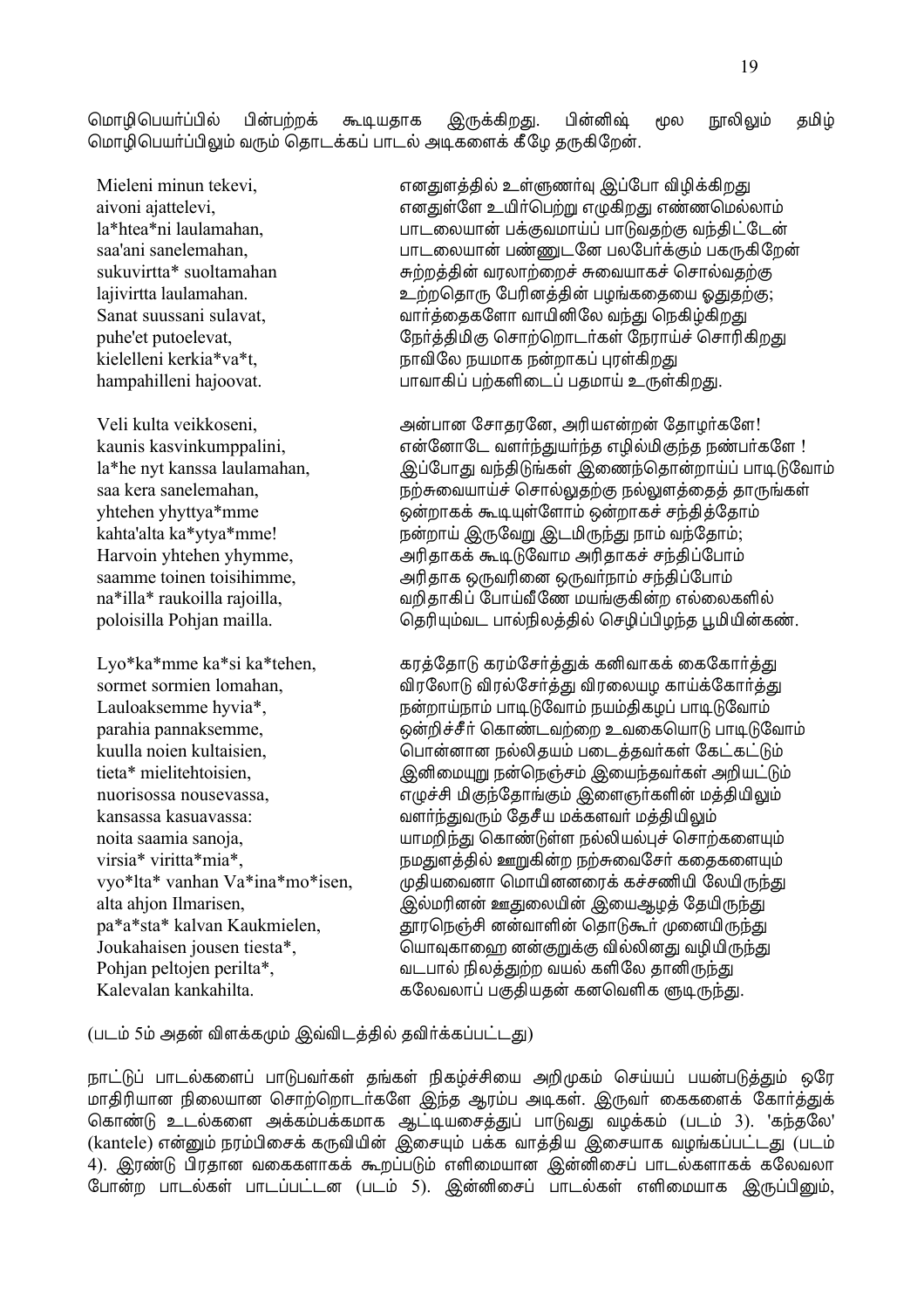மொழிபெயர்ப்பில் பின்பற்றக் கூடியதாக இருக்கிறது. பின்னிஷ் மூல நூலிலும் தமிழ் மொழிபெயர்ப்பிலும் வரும் தொடக்கப் பாடல் அடிகளைக் கீழே தருகிறேன்.

| | |
|---|---|
| Mieleni minun tekevi, | எனதுளத்தில் உள்ளுணர்வு இப்போ விழிக்கிறது |
| aivoni ajattelevi, | எனதுள்ளே உயிர்பெற்று எழுகிறது எண்ணமெல்லாம் |
| la*htea*ni laulamahan, | பாடலையான் பக்குவமாய்ப் பாடுவதற்கு வந்திட்டேன் |
| saa'ani sanelemahan, | பாடலையான் பண்ணுடனே பலபேர்க்கும் பகருகிறேன் |
| sukuvirtta* suoltamahan | சுற்றத்தின் வரலாற்றைச் சுவையாகச் சொல்வதற்கு |
| lajivirtta laulamahan. | உற்றதொரு பேரினத்தின் பழங்கதையை ஓதுதற்கு; |
| Sanat suussani sulavat, | வார்த்தைகளோ வாயினிலே வந்து நெகிழ்கிறது |
| puhe'et putoelevat, | நேர்த்திமிகு சொற்றொடர்கள் நேராய்ச் சொரிகிறது |
| kielelleni kerkia*va*t, | நாவிலே நயமாக நன்றாகப் புரள்கிறது |
| hampahilleni hajoovat. | பாவாகிப் பற்களிடைப் பதமாய் உருள்கிறது. |
| | |
| Veli kulta veikkoseni, | அன்பான சோதரனே, அரியஎன்றன் தோழர்களே! |
| kaunis kasvinkumppalini, | என்னோடே வளர்ந்துயர்ந்த எழில்மிகுந்த நண்பர்களே ! |
| la*he nyt kanssa laulamahan, | இப்போது வந்திடுங்கள் இணைந்தொன்றாய்ப் பாடிடுவோம் |
| saa kera sanelemahan, | நற்சுவையாய்ச் சொல்லுதற்கு நல்லுளத்தைத் தாருங்கள் |
| yhtehen yhyttya*mme | ஒன்றாகக் கூடியுள்ளோம் ஒன்றாகச் சந்தித்தோம் |
| kahta'alta ka*ytya*mme! | நன்றாய் இருவேறு இடமிருந்து நாம் வந்தோம்; |
| Harvoin yhtehen yhymme, | அரிதாகக் கூடிடுவோம அரிதாகச் சந்திப்போம் |
| saamme toinen toisihimme, | அரிதாக ஒருவரினை ஒருவர்நாம் சந்திப்போம் |
| na*illa* raukoilla rajoilla, | வறிதாகிப் போய்வீணே மயங்குகின்ற எல்லைகளில் |
| poloisilla Pohjan mailla. | தெரியும்வட பால்நிலத்தில் செழிப்பிழந்த பூமியின்கண். |
| | |
| Lyo*ka*mme ka*si ka*tehen, | கரத்தோடு கரம்சேர்த்துக் கனிவாகக் கைகோர்த்து |
| sormet sormien lomahan, | விரலோடு விரல்சேர்த்து விரலையழ காய்க்கோர்த்து |
| Lauloaksemme hyvia*, | நன்றாய்நாம் பாடிடுவோம் நயம்திகழப் பாடிடுவோம் |
| parahia pannaksemme, | ஒன்றிச்சீர் கொண்டவற்றை உவகையொடு பாடிடுவோம் |
| kuulla noien kultaisien, | பொன்னான நல்லிதயம் படைத்தவர்கள் கேட்கட்டும் |
| tieta* mielitehtoisien, | இனிமையுறு நன்நெஞ்சம் இயைந்தவர்கள் அறியட்டும் |
| nuorisossa nousevassa, | எழுச்சி மிகுந்தோங்கும் இளைஞர்களின் மத்தியிலும் |
| kansassa kasuavassa: | வளர்ந்துவரும் தேசீய மக்களவர் மத்தியிலும் |
| noita saamia sanoja, | யாமறிந்து கொண்டுள்ள நல்லியல்புச் சொற்களையும் |
| virsia* viritta*mia*, | நமதுளத்தில் ஊறுகின்ற நற்சுவைசேர் கதைகளையும் |
| vyo*lta* vanhan Va*ina*mo*isen, | முதியவனா மொயினனரைக் கச்சணியி லேயிருந்து |
| alta ahjon Ilmarisen, | இல்மரினன் ஊதுலையின் இயைஆழத் தேயிருந்து |
| pa*a*sta* kalvan Kaukmielen, | தூரநெஞ்சி னன்வாளின் தொடுகூர் முனையிருந்து |
| Joukahaisen jousen tiesta*, | யொவுகாஹை னன்குறுக்கு வில்லினது வழியிருந்து |
| Pohjan peltojen perilta*, | வடபால் நிலத்துற்ற வயல் களிலே தானிருந்து |
| Kalevalan kankahilta. | கலேவலாப் பகுதியதன் கனவெளிக ளூடிருந்து. |

(படம் 5ம் அதன் விளக்கமும் இவ்விடத்தில் தவிர்க்கப்பட்டது)

நாட்டுப் பாடல்களைப் பாடுபவர்கள் தங்கள் நிகழ்ச்சியை அறிமுகம் செய்யப் பயன்படுத்தும் ஒரே மாதிரியான நிலையான சொற்றொடர்களே இந்த ஆரம்ப அடிகள். இருவர் கைகளைக் கோர்த்துக் கொண்டு உடல்களை அக்கம்பக்கமாக ஆட்டியசைத்துப் பாடுவது வழக்கம் (படம் 3). 'கந்தலே' (kantele) என்னும் நரம்பிசைக் கருவியின் இசையும் பக்க வாத்திய இசையாக வழங்கப்பட்டது (படம் 4). இரண்டு பிரதான வகைகளாகக் கூறப்படும் எளிமையான இன்னிசைப் பாடல்களாகக் கலேவலா போன்ற பாடல்கள் பாடப்பட்டன (படம் 5). இன்னிசைப் பாடல்கள் எளிமையாக இருப்பினும்,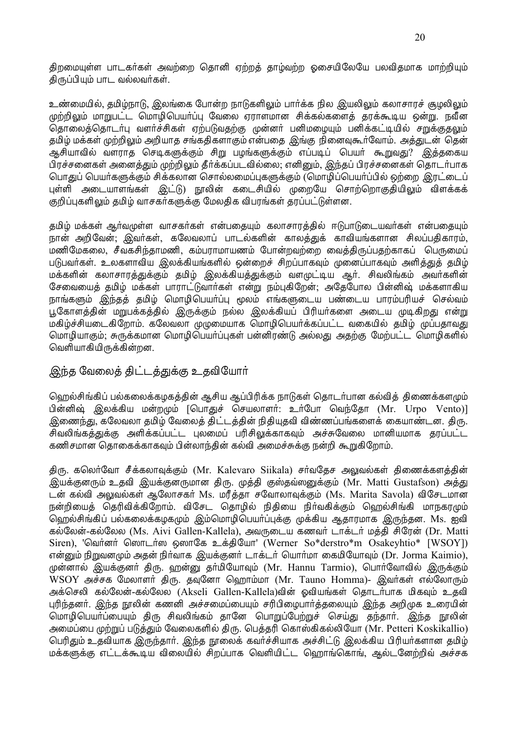திறமையுள்ள பாடகர்கள் அவற்றை தொனி ஏற்றத் தாழ்வற்ற ஓசையிலேயே பலவிதமாக மாற்றியும் திருப்பியும் பாட வல்லவர்கள்.

உண்மையில், தமிழ்நாடு, இலங்கை போன்ற நாடுகளிலும் பார்க்க நில இயலிலும் கலாசாரச் சூழலிலும் முற்றிலும் மாறுபட்ட மொழிபெயர்ப்பு வேலை ஏராளமான சிக்கல்களைத் தரக்கூடிய ஒன்று. நவீன தொலைத்தொடர்பு வளர்ச்சிகள் ஏற்படுவதற்கு முன்னர் பனிமழையும் பனிக்கட்டியில் சறுக்குதலும் தமிழ் மக்கள் முற்றிலும் அறியாத சங்கதிகளாகும் என்பதை இங்கு நினைவுகூர்வோம். அத்துடன் தென் ஆசியாவில் வளராத செடிகளுக்கும் சிறு பழங்களுக்கும் எப்படிப் பெயர் கூறுவது? இத்தகைய பிரச்சனைகள் அனைத்தும் முற்றிலும் தீர்க்கப்படவில்லை; எனினும், இந்தப் பிரச்சனைகள் தொடர்பாக பொதுப் பெயர்களுக்கும் சிக்கலான சொல்லமைப்புகளுக்கும் (மொழிப்பெயர்ப்பில் ஒற்றை இரட்டைப் புள்ளி அடையாளங்கள் இட்டு) நூலின் கடைசியில் முறையே சொற்றொகுதியிலும் விளக்கக் குறிப்புகளிலும் தமிழ் வாசகர்களுக்கு மேலதிக விபரங்கள் தரப்பட்டுள்ளன.

தமிழ் மக்கள் ஆர்வமுள்ள வாசகர்கள் என்பதையும் கலாசாரத்தில் ஈடுபாடுடையவர்கள் என்பதையும் நான் அறிவேன்; இவர்கள், கலேவலாப் பாடல்களின் காலத்துக் காவியங்களான சிலப்பதிகாரம், மணிமேகலை, சீவகசிந்தாமணி, கம்பராமாயணம் போன்றவற்றை வைத்திருப்பதற்காகப் பெருமைப் படுபவர்கள். உலகளாவிய இலக்கியங்களில் ஒன்றைச் சிறப்பாகவும் முனைப்பாகவும் அளித்துத் தமிழ் மக்களின் கலாசாரத்துக்கும் தமிழ் இலக்கியத்துக்கும் வளமூட்டிய ஆர். சிவலிங்கம் அவர்களின் சேவையைத் தமிழ் மக்கள் பாராட்டுவார்கள் என்று நம்புகிறேன்; அதேபோல பின்னிஷ் மக்களாகிய நாங்களும் இந்தத் தமிழ் மொழிபெயர்ப்பு மூலம் எங்களுடைய பண்டைய பாரம்பரியச் செல்வம் பூகோளத்தின் மறுபக்கத்தில் இருக்கும் நல்ல இலக்கியப் பிரியர்களை அடைய முடிகிறது என்று மகிழ்ச்சியடைகிறோம். கலேவலா முழுமையாக மொழிபெயர்க்கப்பட்ட வகையில் தமிழ் முப்பதாவது மொழியாகும்; சுருக்கமான மொழிபெயர்ப்புகள் பன்னிரண்டு அல்லது அதற்கு மேற்பட்ட மொழிகளில் வெளியாகியிருக்கின்றன.

## இந்த வேலைத் திட்டத்துக்கு உதவியோர்

ஹெல்சிங்கிப் பல்கலைக்கழகத்தின் ஆசிய ஆப்பிரிக்க நாடுகள் தொடர்பான கல்வித் திணைக்களமும் பின்னிஷ் இலக்கிய மன்றமும் [பொதுச் செயலாளர்: உர்போ வெந்தோ (Mr. Urpo Vento)] இணைந்து, கலேவலா தமிழ் வேலைத் திட்டத்தின் நிதியுதவி விண்ணப்பங்களைக் கையாண்டன. திரு. சிவலிங்கத்துக்கு அளிக்கப்பட்ட புலமைப் பரிசிலுக்காகவும் அச்சுவேலை மானியமாக தரப்பட்ட கணிசமான தொகைக்காகவும் பின்லாந்தின் கல்வி அமைச்சுக்கு நன்றி கூறுகிறோம்.

திரு. கலெர்வோ சீக்கலாவுக்கும் (Mr. Kalevaro Siikala) சர்வதேச அலுவல்கள் திணைக்களத்தின் இயக்குனரும் உதவி இயக்குனருமான திரு. முத்தி குஸ்தவ்ஸனுக்கும் (Mr. Matti Gustafson) அத்து டன் கல்வி அலுவல்கள் ஆலோசகர் Ms. மரீத்தா சவோலாவுக்கும் (Ms. Marita Savola) விசேடமான நன்றியைத் தெரிவிக்கிறோம். விசேட தொழில் நிதியை நிர்வகிக்கும் ஹெல்சிங்கி மாநகரமும் ஹெல்சிங்கிப் பல்கலைக்கழகமும் இம்மொழிபெயர்ப்புக்கு முக்கிய ஆதாரமாக இருந்தன. Ms. ஐவி கல்லேன்-கல்லேல (Ms. Aivi Gallen-Kallela), அவருடைய கணவர் டாக்டர் மத்தி சிரேன் (Dr. Matti Siren), 'வெர்னர் ஸொடர்ஸ ஒஸாகே உக்தியோ' (Werner So*derstro*m Osakeyhtio* [WSOY]) என்னும் நிறுவனமும் அதன் நிர்வாக இயக்குனர் டாக்டர் யொர்மா கைமியோவும் (Dr. Jorma Kaimio), முன்னால் இயக்குனர் திரு. ஹன்னு தர்மியோவும் (Mr. Hannu Tarmio), பொர்வோவில் இருக்கும் WSOY அச்சக மேலாளர் திரு. தவுனோ ஹொம்மா (Mr. Tauno Homma)- இவர்கள் எல்லோரும் அக்செலி கல்லேன்-கல்லேல (Akseli Gallen-Kallela)வின் ஓவியங்கள் தொடர்பாக மிகவும் உதவி புரிந்தனர். இந்த நூலின் கணனி அச்சமைப்பையும் சரிபிழைபார்த்தலையும் இந்த அறிமுக உரையின் மொழிபெயர்ப்பையும் திரு சிவலிங்கம் தானே பொறுப்பேற்றுச் செய்து தந்தார். இந்த நூலின் அமைப்பை முற்றுப் படுத்தும் வேலைகளில் திரு. பெத்தரி கொஸ்கிகல்லியோ (Mr. Petteri Koskikallio) பெரிதும் உதவியாக இருந்தார். இந்த நூலைக் கவர்ச்சியாக அச்சிட்டு இலக்கிய பிரியர்களான தமிழ் மக்களுக்கு எட்டக்கூடிய விலையில் சிறப்பாக வெளியிட்ட ஹொங்கொங், ஆல்டனேற்றிவ் அச்சக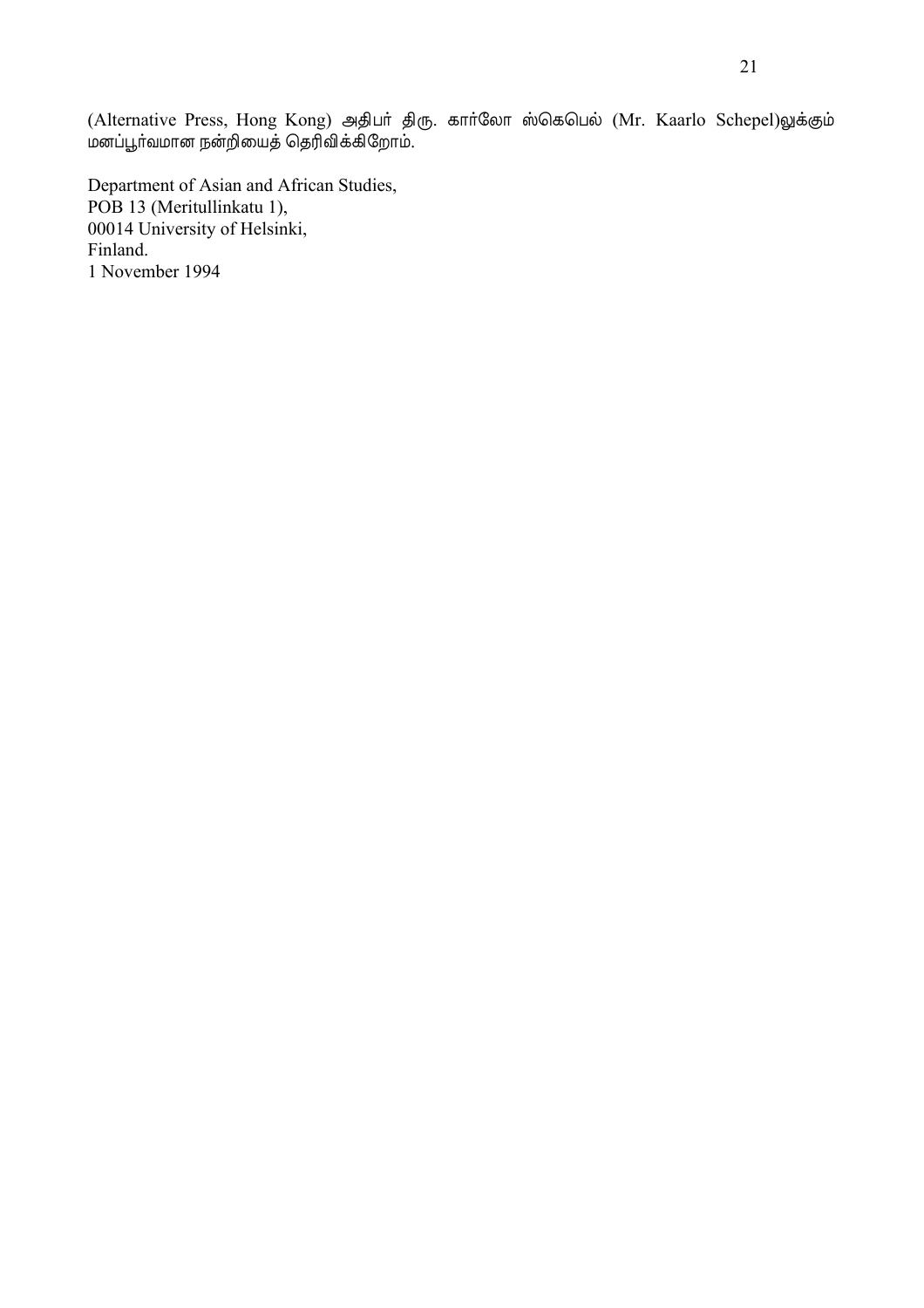(Alternative Press, Hong Kong) அதிபர் திரு. கார்லோ ஸ்கெபெல் (Mr. Kaarlo Schepel)லுக்கும் மனப்பூர்வமான நன்றியைத் தெரிவிக்கிறோம்.

Department of Asian and African Studies,  
POB 13 (Meritullinkatu 1),  
00014 University of Helsinki,  
Finland.  
1 November 1994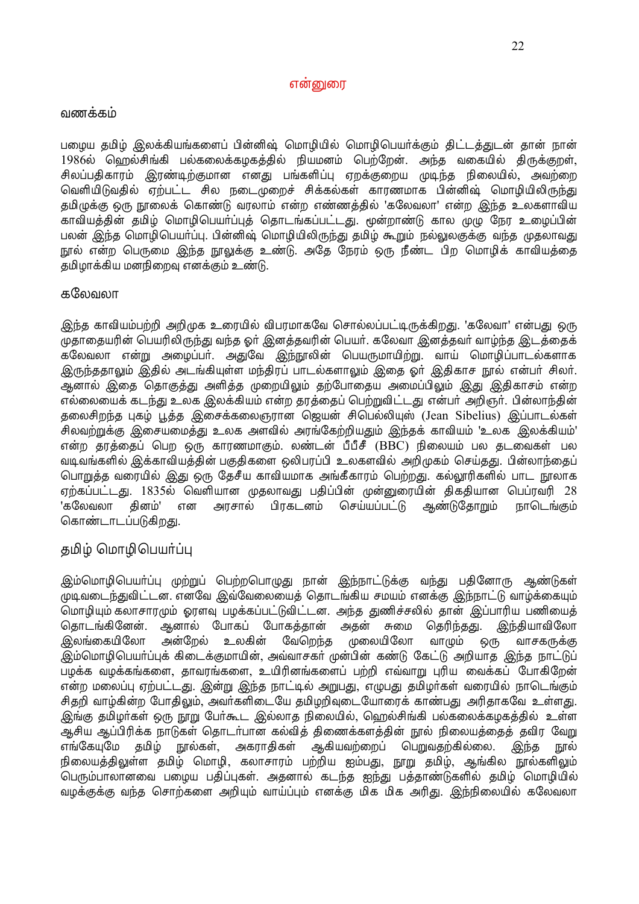# என்னுரை

## வணக்கம்

பழைய தமிழ் இலக்கியங்களைப் பின்னிஷ் மொழியில் மொழிபெயர்க்கும் திட்டத்துடன் தான் நான் 1986ல் ஹெல்சிங்கி பல்கலைக்கழகத்தில் நியமனம் பெற்றேன். அந்த வகையில் திருக்குறள், சிலப்பதிகாரம் இரண்டிற்குமான எனது பங்களிப்பு ஏறக்குறைய முடிந்த நிலையில், அவற்றை வெளியிடுவதில் ஏற்பட்ட சில நடைமுறைச் சிக்கல்கள் காரணமாக பின்னிஷ் மொழியிலிருந்து தமிழுக்கு ஒரு நூலைக் கொண்டு வரலாம் என்ற எண்ணத்தில் 'கலேவலா' என்ற இந்த உலகளாவிய காவியத்தின் தமிழ் மொழிபெயர்ப்புத் தொடங்கப்பட்டது. மூன்றாண்டு கால முழு நேர உழைப்பின் பலன் இந்த மொழிபெயர்ப்பு. பின்னிஷ் மொழியிலிருந்து தமிழ் கூறும் நல்லுலகுக்கு வந்த முதலாவது நூல் என்ற பெருமை இந்த நூலுக்கு உண்டு. அதே நேரம் ஒரு நீண்ட பிற மொழிக் காவியத்தை தமிழாக்கிய மனநிறைவு எனக்கும் உண்டு.

## கலேவலா

இந்த காவியம்பற்றி அறிமுக உரையில் விபரமாகவே சொல்லப்பட்டிருக்கிறது. 'கலேவா' என்பது ஒரு முதாதையரின் பெயரிலிருந்து வந்த ஓர் இனத்தவரின் பெயர். கலேவா இனத்தவர் வாழ்ந்த இடத்தைக் கலேவலா என்று அழைப்பர். அதுவே இந்நூலின் பெயருமாயிற்று. வாய் மொழிப்பாடல்களாக இருந்ததாலும் இதில் அடங்கியுள்ள மந்திரப் பாடல்களாலும் இதை ஓர் இதிகாச நூல் என்பர் சிலர். ஆனால் இதை தொகுத்து அளித்த முறையிலும் தற்போதைய அமைப்பிலும் இது இதிகாசம் என்ற எல்லையைக் கடந்து உலக இலக்கியம் என்ற தரத்தைப் பெற்றுவிட்டது என்பர் அறிஞர். பின்லாந்தின் தலைசிறந்த புகழ் பூத்த இசைக்கலைஞரான ஜெயன் சிபெல்லியுஸ் (Jean Sibelius) இப்பாடல்கள் சிலவற்றுக்கு இசையமைத்து உலக அளவில் அரங்கேற்றியதும் இந்தக் காவியம் 'உலக இலக்கியம்' என்ற தரத்தைப் பெற ஒரு காரணமாகும். லண்டன் பீபீசீ (BBC) நிலையம் பல தடவைகள் பல வடிவங்களில் இக்காவியத்தின் பகுதிகளை ஒலிபரப்பி உலகளவில் அறிமுகம் செய்தது. பின்லாந்தைப் பொறுத்த வரையில் இது ஒரு தேசீய காவியமாக அங்கீகாரம் பெற்றது. கல்லூரிகளில் பாட நூலாக ஏற்கப்பட்டது. 1835ல் வெளியான முதலாவது பதிப்பின் முன்னுரையின் திகதியான பெப்ரவரி 28 'கலேவலா தினம்' என அரசால் பிரகடனம் செய்யப்பட்டு ஆண்டுதோறும் நாடெங்கும் கொண்டாடப்படுகிறது.

## தமிழ் மொழிபெயர்ப்பு

இம்மொழிபெயர்ப்பு முற்றுப் பெற்றபொழுது நான் இந்நாட்டுக்கு வந்து பதினோரு ஆண்டுகள் முடிவடைந்துவிட்டன. எனவே இவ்வேலையைத் தொடங்கிய சமயம் எனக்கு இந்நாட்டு வாழ்க்கையும் மொழியும் கலாசாரமும் ஓரளவு பழக்கப்பட்டுவிட்டன. அந்த துணிச்சலில் தான் இப்பாரிய பணியைத் தொடங்கினேன். ஆனால் போகப் போகத்தான் அதன் சுமை தெரிந்தது. இந்தியாவிலோ இலங்கையிலோ அன்றேல் உலகின் வேறெந்த மூலையிலோ வாழும் ஒரு வாசகருக்கு இம்மொழிபெயர்ப்புக் கிடைக்குமாயின், அவ்வாசகர் முன்பின் கண்டு கேட்டு அறியாத இந்த நாட்டுப் பழக்க வழக்கங்களை, தாவரங்களை, உயிரினங்களைப் பற்றி எவ்வாறு புரிய வைக்கப் போகிறேன் என்ற மலைப்பு ஏற்பட்டது. இன்று இந்த நாட்டில் அறுபது, எழுபது தமிழர்கள் வரையில் நாடெங்கும் சிதறி வாழ்கின்ற போதிலும், அவர்களிடையே தமிழறிவுடையோரைக் காண்பது அரிதாகவே உள்ளது. இங்கு தமிழர்கள் ஒரு நூறு பேர்கூட இல்லாத நிலையில், ஹெல்சிங்கி பல்கலைக்கழகத்தில் உள்ள ஆசிய ஆப்பிரிக்க நாடுகள் தொடர்பான கல்வித் திணைக்களத்தின் நூல் நிலையத்தைத் தவிர வேறு எங்கேயுமே தமிழ் நூல்கள், அகராதிகள் ஆகியவற்றைப் பெறுவதற்கில்லை. இந்த நூல் நிலையத்திலுள்ள தமிழ் மொழி, கலாசாரம் பற்றிய ஐம்பது, நூறு தமிழ், ஆங்கில நூல்களிலும் பெரும்பாலானவை பழைய பதிப்புகள். அதனால் கடந்த ஐந்து பத்தாண்டுகளில் தமிழ் மொழியில் வழக்குக்கு வந்த சொற்களை அறியும் வாய்ப்பும் எனக்கு மிக மிக அரிது. இந்நிலையில் கலேவலா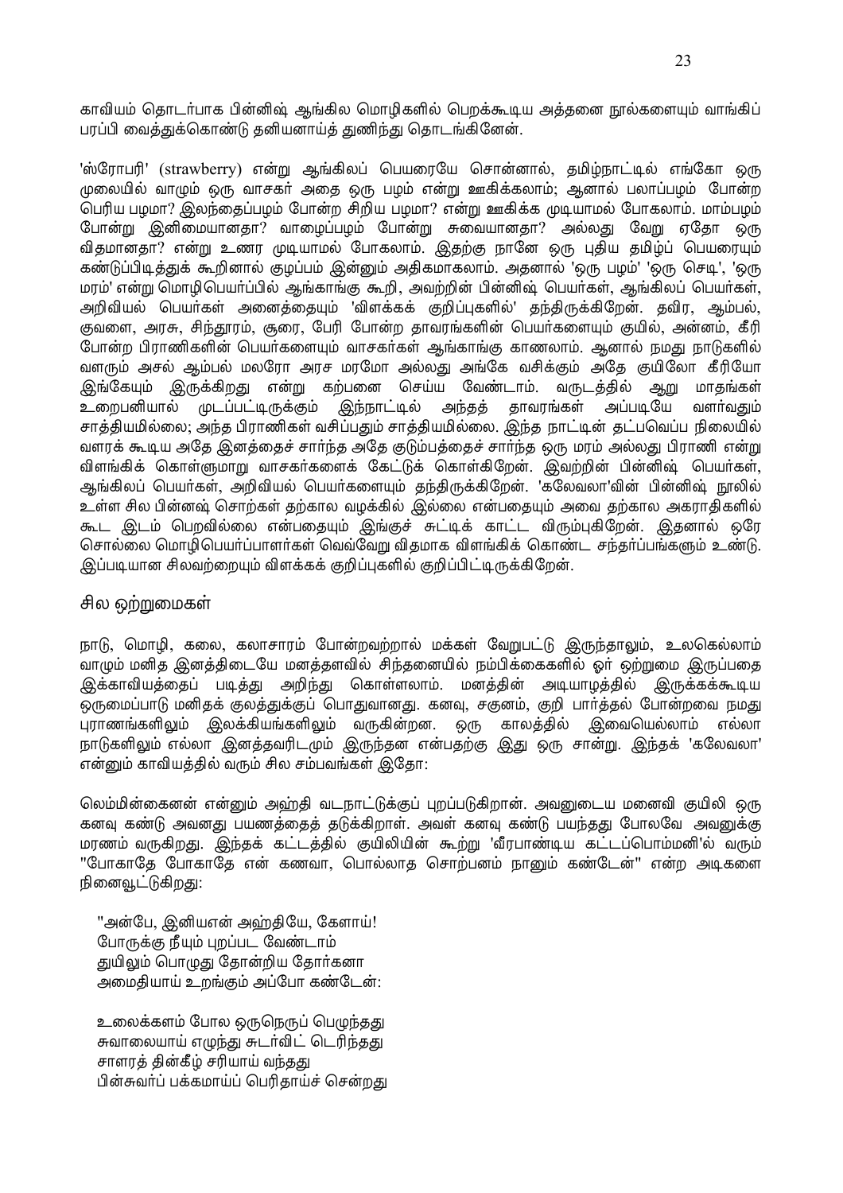காவியம் தொடர்பாக பின்னிஷ் ஆங்கில மொழிகளில் பெறக்கூடிய அத்தனை நூல்களையும் வாங்கிப் பரப்பி வைத்துக்கொண்டு தனியனாய்த் துணிந்து தொடங்கினேன்.

'ஸ்ரோபரி' (strawberry) என்று ஆங்கிலப் பெயரையே சொன்னால், தமிழ்நாட்டில் எங்கோ ஒரு மூலையில் வாழும் ஒரு வாசகர் அதை ஒரு பழம் என்று ஊகிக்கலாம்; ஆனால் பலாப்பழம் போன்ற பெரிய பழமா? இலந்தைப்பழம் போன்ற சிறிய பழமா? என்று ஊகிக்க முடியாமல் போகலாம். மாம்பழம் போன்று இனிமையானதா? வாழைப்பழம் போன்று சுவையானதா? அல்லது வேறு ஏதோ ஒரு விதமானதா? என்று உணர முடியாமல் போகலாம். இதற்கு நானே ஒரு புதிய தமிழ்ப் பெயரையும் கண்டுப்பிடித்துக் கூறினால் குழப்பம் இன்னும் அதிகமாகலாம். அதனால் 'ஒரு பழம்' 'ஒரு செடி', 'ஒரு மரம்' என்று மொழிபெயர்ப்பில் ஆங்காங்கு கூறி, அவற்றின் பின்னிஷ் பெயர்கள், ஆங்கிலப் பெயர்கள், அறிவியல் பெயர்கள் அனைத்தையும் 'விளக்கக் குறிப்புகளில்' தந்திருக்கிறேன். தவிர, ஆம்பல், குவளை, அரசு, சிந்தூரம், சூரை, பேரி போன்ற தாவரங்களின் பெயர்களையும் குயில், அன்னம், கீரி போன்ற பிராணிகளின் பெயர்களையும் வாசகர்கள் ஆங்காங்கு காணலாம். ஆனால் நமது நாடுகளில் வளரும் அசல் ஆம்பல் மலரோ அரச மரமோ அல்லது அங்கே வசிக்கும் அதே குயிலோ கீரியோ இங்கேயும் இருக்கிறது என்று கற்பனை செய்ய வேண்டாம். வருடத்தில் ஆறு மாதங்கள் உறைபனியால் முடப்பட்டிருக்கும் இந்நாட்டில் அந்தத் தாவரங்கள் அப்படியே வளர்வதும் சாத்தியமில்லை; அந்த பிராணிகள் வசிப்பதும் சாத்தியமில்லை. இந்த நாட்டின் தட்பவெப்ப நிலையில் வளரக் கூடிய அதே இனத்தைச் சார்ந்த அதே குடும்பத்தைச் சார்ந்த ஒரு மரம் அல்லது பிராணி என்று விளங்கிக் கொள்ளுமாறு வாசகர்களைக் கேட்டுக் கொள்கிறேன். இவற்றின் பின்னிஷ் பெயர்கள், ஆங்கிலப் பெயர்கள், அறிவியல் பெயர்களையும் தந்திருக்கிறேன். 'கலேவலா'வின் பின்னிஷ் நூலில் உள்ள சில பின்னஷ் சொற்கள் தற்கால வழக்கில் இல்லை என்பதையும் அவை தற்கால அகராதிகளில் கூட இடம் பெறவில்லை என்பதையும் இங்குச் சுட்டிக் காட்ட விரும்புகிறேன். இதனால் ஒரே சொல்லை மொழிபெயர்ப்பாளர்கள் வெவ்வேறு விதமாக விளங்கிக் கொண்ட சந்தர்ப்பங்களும் உண்டு. இப்படியான சிலவற்றையும் விளக்கக் குறிப்புகளில் குறிப்பிட்டிருக்கிறேன்.

## சில ஒற்றுமைகள்

நாடு, மொழி, கலை, கலாசாரம் போன்றவற்றால் மக்கள் வேறுபட்டு இருந்தாலும், உலகெல்லாம் வாழும் மனித இனத்திடையே மனத்தளவில் சிந்தனையில் நம்பிக்கைகளில் ஓர் ஒற்றுமை இருப்பதை இக்காவியத்தைப் படித்து அறிந்து கொள்ளலாம். மனத்தின் அடியாழத்தில் இருக்கக்கூடிய ஒருமைப்பாடு மனிதக் குலத்துக்குப் பொதுவானது. கனவு, சகுனம், குறி பார்த்தல் போன்றவை நமது புராணங்களிலும் இலக்கியங்களிலும் வருகின்றன. ஒரு காலத்தில் இவையெல்லாம் எல்லா நாடுகளிலும் எல்லா இனத்தவரிடமும் இருந்தன என்பதற்கு இது ஒரு சான்று. இந்தக் 'கலேவலா' என்னும் காவியத்தில் வரும் சில சம்பவங்கள் இதோ:

லெம்மின்கைனன் என்னும் அஹ்தி வடநாட்டுக்குப் புறப்படுகிறான். அவனுடைய மனைவி குயிலி ஒரு கனவு கண்டு அவனது பயணத்தைத் தடுக்கிறாள். அவள் கனவு கண்டு பயந்தது போலவே அவனுக்கு மரணம் வருகிறது. இந்தக் கட்டத்தில் குயிலியின் கூற்று 'வீரபாண்டிய கட்டப்பொம்மனி'ல் வரும் "போகாதே போகாதே என் கணவா, பொல்லாத சொற்பனம் நானும் கண்டேன்" என்ற அடிகளை நினைவூட்டுகிறது:

"அன்பே, இனியஎன் அஹ்தியே, கேளாய்!  
போருக்கு நீயும் புறப்பட வேண்டாம்  
துயிலும் பொழுது தோன்றிய தோர்கனா  
அமைதியாய் உறங்கும் அப்போ கண்டேன்:

உலைக்களம் போல ஒருநெருப் பெழுந்தது  
சுவாலையாய் எழுந்து சுடர்விட் டெரிந்தது  
சாளரத் தின்கீழ் சரியாய் வந்தது  
பின்சுவர்ப் பக்கமாய்ப் பெரிதாய்ச் சென்றது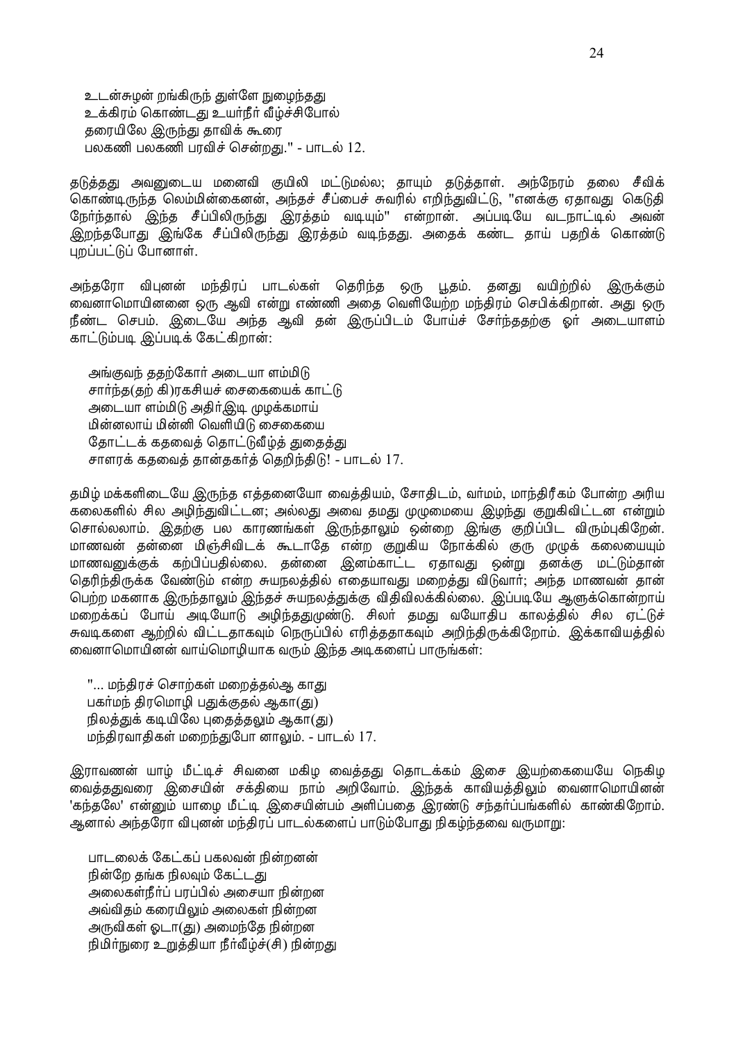உடன்சுழன் றங்கிருந் துள்ளே நுழைந்தது
உக்கிரம் கொண்டது உயர்நீர் வீழ்ச்சிபோல்
தரையிலே இருந்து தாவிக் கூரை
பலகணி பலகணி பரவிச் சென்றது." - பாடல் 12.

தடுத்தது அவனுடைய மனைவி குயிலி மட்டுமல்ல; தாயும் தடுத்தாள். அந்நேரம் தலை சீவிக் கொண்டிருந்த லெம்மின்கைனன், அந்தச் சீப்பைச் சுவரில் எறிந்துவிட்டு, "எனக்கு ஏதாவது கெடுதி நேர்ந்தால் இந்த சீப்பிலிருந்து இரத்தம் வடியும்" என்றான். அப்படியே வடநாட்டில் அவன் இறந்தபோது இங்கே சீப்பிலிருந்து இரத்தம் வடிந்தது. அதைக் கண்ட தாய் பதறிக் கொண்டு புறப்பட்டுப் போனாள்.

அந்தரோ விபுனன் மந்திரப் பாடல்கள் தெரிந்த ஒரு பூதம். தனது வயிற்றில் இருக்கும் வைனாமொயினனை ஒரு ஆவி என்று எண்ணி அதை வெளியேற்ற மந்திரம் செபிக்கிறான். அது ஒரு நீண்ட செபம். இடையே அந்த ஆவி தன் இருப்பிடம் போய்ச் சேர்ந்ததற்கு ஓர் அடையாளம் காட்டும்படி இப்படிக் கேட்கிறான்:

அங்குவந் ததற்கோர் அடையா ளம்மிடு
சார்ந்த(தற் கி)ரகசியச் சைகையைக் காட்டு
அடையா ளம்மிடு அதிர்இடி முழக்கமாய்
மின்னலாய் மின்னி வெளியிடு சைகையை
தோட்டக் கதவைத் தொட்டுவீழ்த் துதைத்து
சாளரக் கதவைத் தான்தகர்த் தெறிந்திடு! - பாடல் 17.

தமிழ் மக்களிடையே இருந்த எத்தனையோ வைத்தியம், சோதிடம், வர்மம், மாந்திரீகம் போன்ற அரிய கலைகளில் சில அழிந்துவிட்டன; அல்லது அவை தமது முழுமையை இழந்து குறுகிவிட்டன என்றும் சொல்லலாம். இதற்கு பல காரணங்கள் இருந்தாலும் ஒன்றை இங்கு குறிப்பிட விரும்புகிறேன். மாணவன் தன்னை மிஞ்சிவிடக் கூடாதே என்ற குறுகிய நோக்கில் குரு முழுக் கலையையும் மாணவனுக்குக் கற்பிப்பதில்லை. தன்னை இனம்காட்ட ஏதாவது ஒன்று தனக்கு மட்டும்தான் தெரிந்திருக்க வேண்டும் என்ற சுயநலத்தில் எதையாவது மறைத்து விடுவார்; அந்த மாணவன் தான் பெற்ற மகனாக இருந்தாலும் இந்தச் சுயநலத்துக்கு விதிவிலக்கில்லை. இப்படியே ஆளுக்கொன்றாய் மறைக்கப் போய் அடியோடு அழிந்ததுமுண்டு. சிலர் தமது வயோதிப காலத்தில் சில ஏட்டுச் சுவடிகளை ஆற்றில் விட்டதாகவும் நெருப்பில் எரித்ததாகவும் அறிந்திருக்கிறோம். இக்காவியத்தில் வைனாமொயினன் வாய்மொழியாக வரும் இந்த அடிகளைப் பாருங்கள்:

"... மந்திரச் சொற்கள் மறைத்தல்ஆ காது
பகர்மந் திரமொழி பதுக்குதல் ஆகா(து)
நிலத்துக் கடியிலே புதைத்தலும் ஆகா(து)
மந்திரவாதிகள் மறைந்துபோ னாலும். - பாடல் 17.

இராவணன் யாழ் மீட்டிச் சிவனை மகிழ வைத்தது தொடக்கம் இசை இயற்கையையே நெகிழ வைத்ததுவரை இசையின் சக்தியை நாம் அறிவோம். இந்தக் காவியத்திலும் வைனாமொயினன் 'கந்தலே' என்னும் யாழை மீட்டி இசையின்பம் அளிப்பதை இரண்டு சந்தர்ப்பங்களில் காண்கிறோம். ஆனால் அந்தரோ விபுனன் மந்திரப் பாடல்களைப் பாடும்போது நிகழ்ந்தவை வருமாறு:

பாடலைக் கேட்கப் பகலவன் நின்றனன்
நின்றே தங்க நிலவும் கேட்டது
அலைகள்நீர்ப் பரப்பில் அசையா நின்றன
அவ்விதம் கரையிலும் அலைகள் நின்றன
அருவிகள் ஓடா(து) அமைந்தே நின்றன
நிமிர்நுரை உறுத்தியா நீர்வீழ்ச்(சி) நின்றது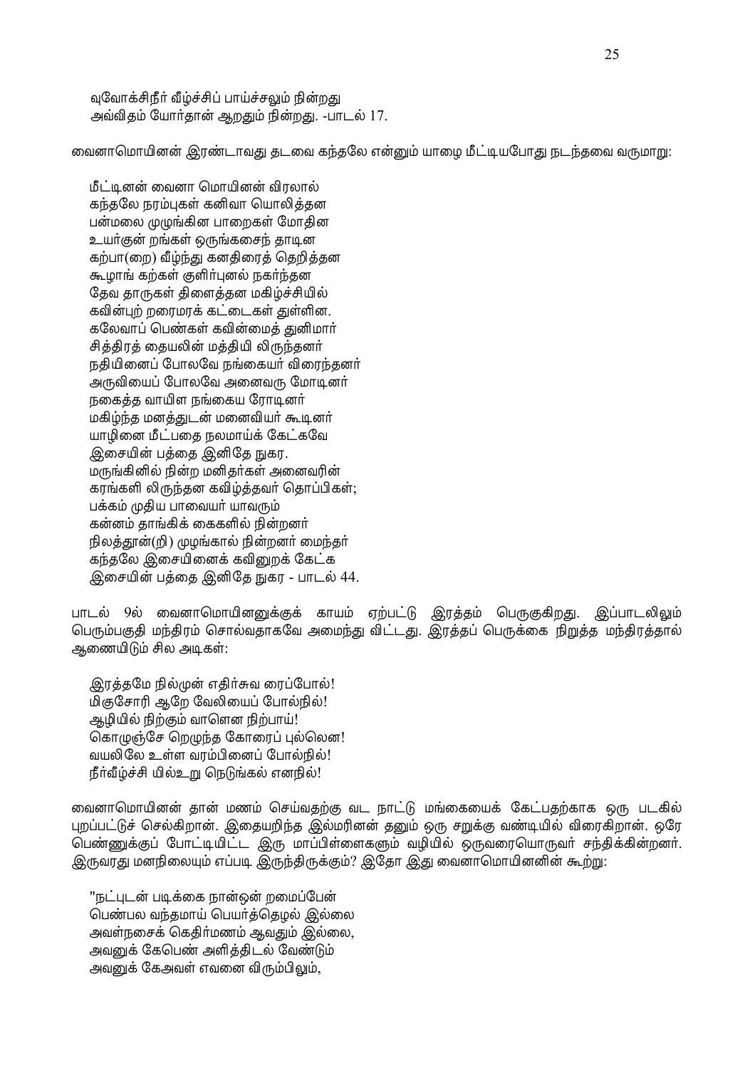வுவோக்சிநீர் வீழ்ச்சிப் பாய்ச்சலும் நின்றது
அவ்விதம் யோர்தான் ஆறதும் நின்றது. -பாடல் 17.

வைனாமொயினன் இரண்டாவது தடவை கந்தலே என்னும் யாழை மீட்டியபோது நடந்தவை வருமாறு:

மீட்டினன் வைனா மொயினன் விரலால்
கந்தலே நரம்புகள் கனிவா யொலித்தன
பன்மலை முழுங்கின பாறைகள் மோதின
உயர்குன் றங்கள் ஒருங்கசைந் தாடின
கற்பா(றை) வீழ்ந்து கனதிரைத் தெறித்தன
கூழாங் கற்கள் குளிர்புனல் நகர்ந்தன
தேவ தாருகள் திளைத்தன மகிழ்ச்சியில்
கவின்புற் றரைமரக் கட்டைகள் துள்ளின.
கலேவாப் பெண்கள் கவின்மைத் துனிமார்
சித்திரத் தையலின் மத்தியி லிருந்தனர்
நதியினைப் போலவே நங்கையர் விரைந்தனர்
அருவியைப் போலவே அனைவரு மோடினர்
நகைத்த வாயிள நங்கைய ரோடினர்
மகிழ்ந்த மனத்துடன் மனைவியர் கூடினர்
யாழினை மீட்பதை நலமாய்க் கேட்கவே
இசையின் பத்தை இனிதே நுகர.
மருங்கினில் நின்ற மனிதர்கள் அனைவரின்
கரங்களி லிருந்தன கவிழ்த்தவர் தொப்பிகள்;
பக்கம் முதிய பாவையர் யாவரும்
கன்னம் தாங்கிக் கைகளில் நின்றனர்
நிலத்தூன்(றி) முழங்கால் நின்றனர் மைந்தர்
கந்தலே இசையினைக் கவினுறக் கேட்க
இசையின் பத்தை இனிதே நுகர - பாடல் 44.

பாடல் 9ல் வைனாமொயினனுக்குக் காயம் ஏற்பட்டு இரத்தம் பெருகுகிறது. இப்பாடலிலும் பெரும்பகுதி மந்திரம் சொல்வதாகவே அமைந்து விட்டது. இரத்தப் பெருக்கை நிறுத்த மந்திரத்தால் ஆணையிடும் சில அடிகள்:

இரத்தமே நில்முன் எதிர்சுவ ரைப்போல்!
மிகுசோரி ஆறே வேலியைப் போல்நில்!
ஆழியில் நிற்கும் வாளென நிற்பாய்!
கொழுஞ்சே றெழுந்த கோரைப் புல்லென!
வயலிலே உள்ள வரம்பினைப் போல்நில்!
நீர்வீழ்ச்சி யில்உறு நெடுங்கல் எனநில்!

வைனாமொயினன் தான் மணம் செய்வதற்கு வட நாட்டு மங்கையைக் கேட்பதற்காக ஒரு படகில் புறப்பட்டுச் செல்கிறான். இதையறிந்த இல்மரினன் தனும் ஒரு சறுக்கு வண்டியில் விரைகிறான். ஒரே பெண்ணுக்குப் போட்டியிட்ட இரு மாப்பிள்ளைகளும் வழியில் ஒருவரையொருவர் சந்திக்கின்றனர். இருவரது மனநிலையும் எப்படி இருந்திருக்கும்? இதோ இது வைனாமொயினனின் கூற்று:

"நட்புடன் படிக்கை நான்ஒன் றமைப்பேன்
பெண்பல வந்தமாய் பெயர்த்தெழல் இல்லை
அவள்நசைக் கெதிர்மணம் ஆவதும் இல்லை,
அவனுக் கேபெண் அளித்திடல் வேண்டும்
அவனுக் கேஅவள் எவனை விரும்பிலும்,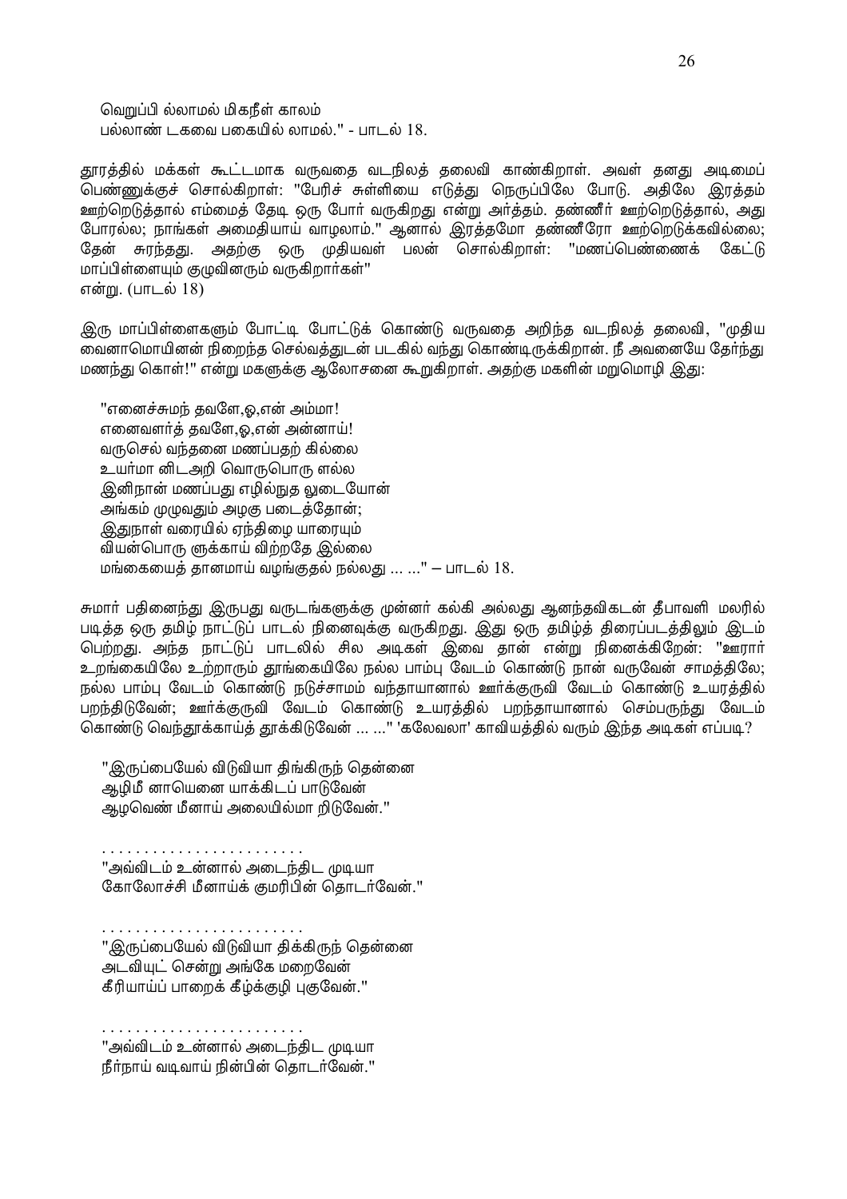வெறுப்பி ல்லாமல் மிகநீள் காலம்
பல்லாண் டகவை பகையில் லாமல்." - பாடல் 18.

தூரத்தில் மக்கள் கூட்டமாக வருவதை வடநிலத் தலைவி காண்கிறாள். அவள் தனது அடிமைப் பெண்ணுக்குச் சொல்கிறாள்: "பேரிச் சுள்ளியை எடுத்து நெருப்பிலே போடு. அதிலே இரத்தம் ஊற்றெடுத்தால் எம்மைத் தேடி ஒரு போர் வருகிறது என்று அர்த்தம். தண்ணீர் ஊற்றெடுத்தால், அது போரல்ல; நாங்கள் அமைதியாய் வாழலாம்." ஆனால் இரத்தமோ தண்ணீரோ ஊற்றெடுக்கவில்லை; தேன் சுரந்தது. அதற்கு ஒரு முதியவள் பலன் சொல்கிறாள்: "மணப்பெண்ணைக் கேட்டு மாப்பிள்ளையும் குழுவினரும் வருகிறார்கள்"
என்று. (பாடல் 18)

இரு மாப்பிள்ளைகளும் போட்டி போட்டுக் கொண்டு வருவதை அறிந்த வடநிலத் தலைவி, "முதிய வைனாமொயினன் நிறைந்த செல்வத்துடன் படகில் வந்து கொண்டிருக்கிறான். நீ அவனையே தேர்ந்து மணந்து கொள்!" என்று மகளுக்கு ஆலோசனை கூறுகிறாள். அதற்கு மகளின் மறுமொழி இது:

"எனைச்சுமந் தவளே,ஓ,என் அம்மா!
எனைவளர்த் தவளே,ஓ,என் அன்னாய்!
வருசெல் வந்தனை மணப்பதற் கில்லை
உயர்மா னிடஅறி வொருபொரு ளல்ல
இனிநான் மணப்பது எழில்நுத லுடையோன்
அங்கம் முழுவதும் அழகு படைத்தோன்;
இதுநாள் வரையில் ஏந்திழை யாரையும்
வியன்பொரு ளுக்காய் விற்றதே இல்லை
மங்கையைத் தானமாய் வழங்குதல் நல்லது ... ..." – பாடல் 18.

சுமார் பதினைந்து இருபது வருடங்களுக்கு முன்னர் கல்கி அல்லது ஆனந்தவிகடன் தீபாவளி மலரில் படித்த ஒரு தமிழ் நாட்டுப் பாடல் நினைவுக்கு வருகிறது. இது ஒரு தமிழ்த் திரைப்படத்திலும் இடம் பெற்றது. அந்த நாட்டுப் பாடலில் சில அடிகள் இவை தான் என்று நினைக்கிறேன்: "ஊரார் உறங்கையிலே உற்றாரும் தூங்கையிலே நல்ல பாம்பு வேடம் கொண்டு நான் வருவேன் சாமத்திலே; நல்ல பாம்பு வேடம் கொண்டு நடுச்சாமம் வந்தாயானால் ஊர்க்குருவி வேடம் கொண்டு உயரத்தில் பறந்திடுவேன்; ஊர்க்குருவி வேடம் கொண்டு உயரத்தில் பறந்தாயானால் செம்பருந்து வேடம் கொண்டு வெந்தூக்காய்த் தூக்கிடுவேன் ... ..." 'கலேவலா' காவியத்தில் வரும் இந்த அடிகள் எப்படி?

"இருப்பையேல் விடுவியா திங்கிருந் தென்னை
ஆழிமீ னாயெனை யாக்கிடப் பாடுவேன்
ஆழவெண் மீனாய் அலையில்மா றிடுவேன்."

. . . . . . . . . . . . . . . . . . . . . . . .
"அவ்விடம் உன்னால் அடைந்திட முடியா
கோலோச்சி மீனாய்க் குமரிபின் தொடர்வேன்."

. . . . . . . . . . . . . . . . . . . . . . . .
"இருப்பையேல் விடுவியா திக்கிருந் தென்னை
அடவியுட் சென்று அங்கே மறைவேன்
கீரியாய்ப் பாறைக் கீழ்க்குழி புகுவேன்."

. . . . . . . . . . . . . . . . . . . . . . . .
"அவ்விடம் உன்னால் அடைந்திட முடியா
நீர்நாய் வடிவாய் நின்பின் தொடர்வேன்."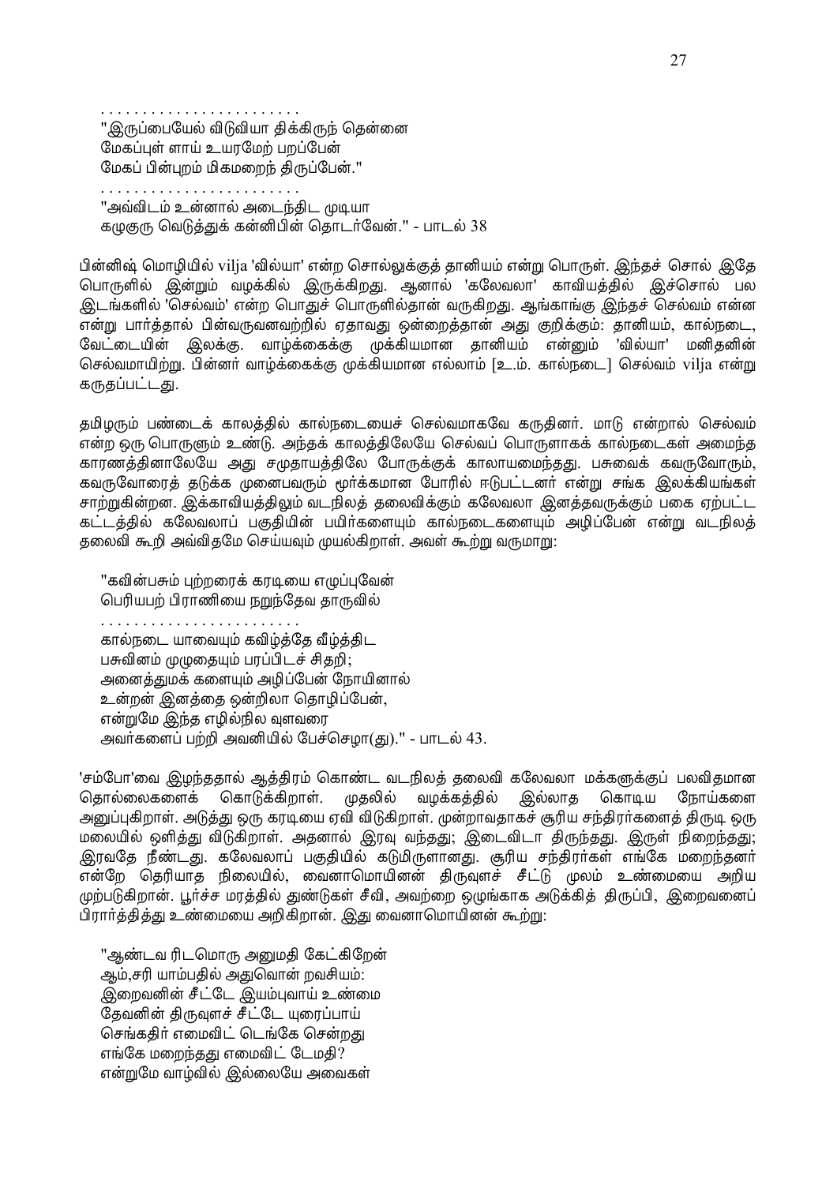. . . . . . . . . . . . . . . . . . . . . . . . .

"இருப்பையேல் விடுவியா திக்கிருந் தென்னை
மேகப்புள் ளாய் உயரமேற் பறப்பேன்
மேகப் பின்புறம் மிகமறைந் திருப்பேன்."

. . . . . . . . . . . . . . . . . . . . . . . . .

"அவ்விடம் உன்னால் அடைந்திட முடியா
கழுகுரு வெடுத்துக் கன்னிபின் தொடர்வேன்." - பாடல் 38

பின்னிஷ் மொழியில் vilja 'வில்யா' என்ற சொல்லுக்குத் தானியம் என்று பொருள். இந்தச் சொல் இதே பொருளில் இன்றும் வழக்கில் இருக்கிறது. ஆனால் 'கலேவலா' காவியத்தில் இச்சொல் பல இடங்களில் 'செல்வம்' என்ற பொதுச் பொருளில்தான் வருகிறது. ஆங்காங்கு இந்தச் செல்வம் என்ன என்று பார்த்தால் பின்வருவனவற்றில் ஏதாவது ஒன்றைத்தான் அது குறிக்கும்: தானியம், கால்நடை, வேட்டையின் இலக்கு. வாழ்க்கைக்கு முக்கியமான தானியம் என்னும் 'வில்யா' மனிதனின் செல்வமாயிற்று. பின்னர் வாழ்க்கைக்கு முக்கியமான எல்லாம் [உ.ம். கால்நடை] செல்வம் vilja என்று கருதப்பட்டது.

தமிழரும் பண்டைக் காலத்தில் கால்நடையைச் செல்வமாகவே கருதினர். மாடு என்றால் செல்வம் என்ற ஒரு பொருளும் உண்டு. அந்தக் காலத்திலேயே செல்வப் பொருளாகக் கால்நடைகள் அமைந்த காரணத்தினாலேயே அது சமுதாயத்திலே போருக்குக் காலாயமைந்தது. பசுவைக் கவருவோரும், கவருவோரைத் தடுக்க முனைபவரும் மூர்க்கமான போரில் ஈடுபட்டனர் என்று சங்க இலக்கியங்கள் சாற்றுகின்றன. இக்காவியத்திலும் வடநிலத் தலைவிக்கும் கலேவலா இனத்தவருக்கும் பகை ஏற்பட்ட கட்டத்தில் கலேவலாப் பகுதியின் பயிர்களையும் கால்நடைகளையும் அழிப்பேன் என்று வடநிலத் தலைவி கூறி அவ்விதமே செய்யவும் முயல்கிறாள். அவள் கூற்று வருமாறு:

"கவின்பசும் புற்றரைக் கரடியை எழுப்புவேன்
பெரியபற் பிராணியை நறுந்தேவ தாருவில்

. . . . . . . . . . . . . . . . . . . . . . . . .

கால்நடை யாவையும் கவிழ்த்தே வீழ்த்திட
பசுவினம் முழுதையும் பரப்பிடச் சிதறி;
அனைத்துமக் களையும் அழிப்பேன் நோயினால்
உன்றன் இனத்தை ஒன்றிலா தொழிப்பேன்,
என்றுமே இந்த எழில்நில வளவரை
அவர்களைப் பற்றி அவனியில் பேச்செழா(து)." - பாடல் 43.

'சம்போ'வை இழந்ததால் ஆத்திரம் கொண்ட வடநிலத் தலைவி கலேவலா மக்களுக்குப் பலவிதமான தொல்லைகளைக் கொடுக்கிறாள். முதலில் வழக்கத்தில் இல்லாத கொடிய நோய்களை அனுப்புகிறாள். அடுத்து ஒரு கரடியை ஏவி விடுகிறாள். மூன்றாவதாகச் சூரிய சந்திரர்களைத் திருடி ஒரு மலையில் ஒளித்து விடுகிறாள். அதனால் இரவு வந்தது; இடைவிடா திருந்தது. இருள் நிறைந்தது; இரவதே நீண்டது. கலேவலாப் பகுதியில் கடுமிருளானது. சூரிய சந்திரர்கள் எங்கே மறைந்தனர் என்றே தெரியாத நிலையில், வைனாமொயினன் திருவுளச் சீட்டு மூலம் உண்மையை அறிய முற்படுகிறான். பூர்ச்ச மரத்தில் துண்டுகள் சீவி, அவற்றை ஒழுங்காக அடுக்கித் திருப்பி, இறைவனைப் பிரார்த்தித்து உண்மையை அறிகிறான். இது வைனாமொயினன் கூற்று:

"ஆண்டவ ரிடமொரு அனுமதி கேட்கிறேன்
ஆம்,சரி யாம்பதில் அதுவொன் றவசியம்:
இறைவனின் சீட்டே இயம்புவாய் உண்மை
தேவனின் திருவுளச் சீட்டே யுரைப்பாய்
செங்கதிர் எமைவிட் டெங்கே சென்றது
எங்கே மறைந்தது எமைவிட் டேமதி?
என்றுமே வாழ்வில் இல்லையே அவைகள்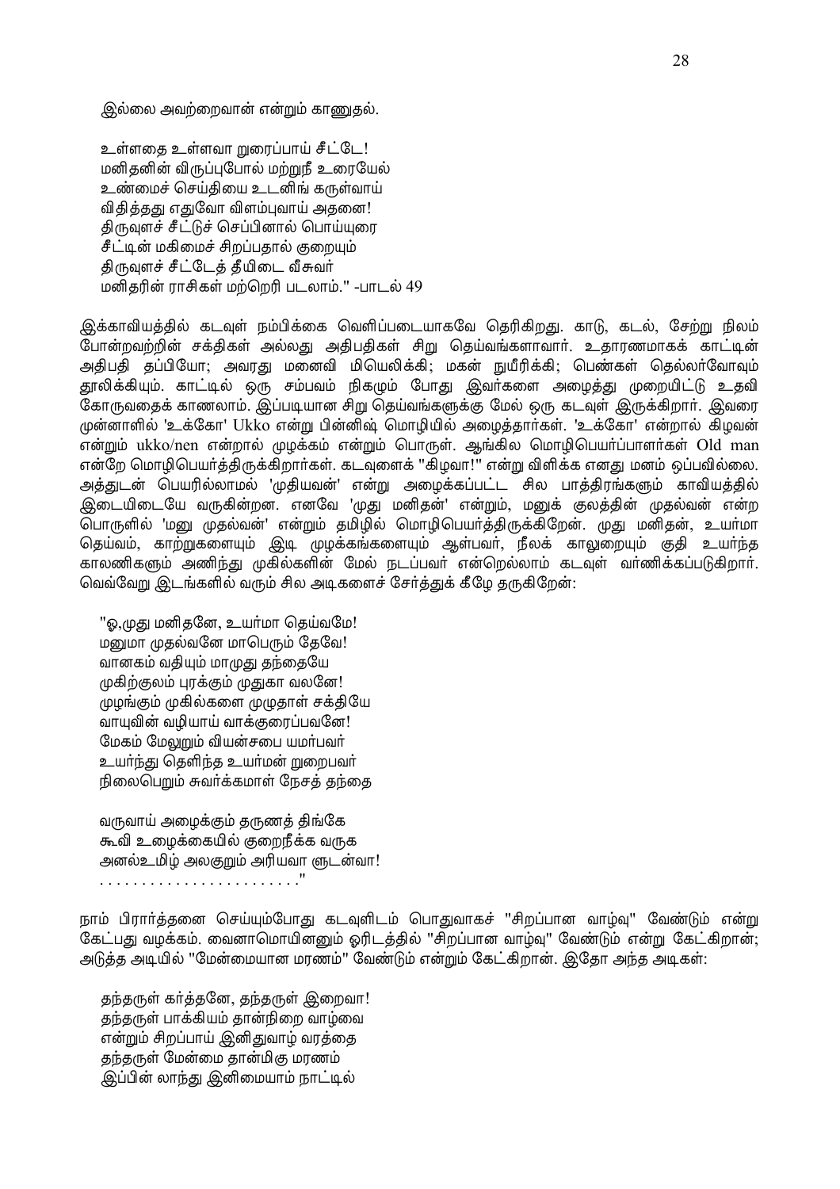இல்லை அவற்றைவான் என்றும் காணுதல்.

> உள்ளதை உள்ளவா றுரைப்பாய் சீட்டே!
> மனிதனின் விருப்புபோல் மற்றுநீ உரையேல்
> உண்மைச் செய்தியை உடனிங் கருள்வாய்
> விதித்தது எதுவோ விளம்புவாய் அதனை!
> திருவுளச் சீட்டுச் செப்பினால் பொய்யுரை
> சீட்டின் மகிமைச் சிறப்பதால் குறையும்
> திருவுளச் சீட்டேத் தீயிடை வீசுவர்
> மனிதரின் ராசிகள் மற்றெறி படலாம்." -பாடல் 49

இக்காவியத்தில் கடவுள் நம்பிக்கை வெளிப்படையாகவே தெரிகிறது. காடு, கடல், சேற்று நிலம் போன்றவற்றின் சக்திகள் அல்லது அதிபதிகள் சிறு தெய்வங்களாவார். உதாரணமாகக் காட்டின் அதிபதி தப்பியோ; அவரது மனைவி மியெலிக்கி; மகன் நுயீரிக்கி; பெண்கள் தெல்லர்வோவும் தூலிக்கியும். காட்டில் ஒரு சம்பவம் நிகழும் போது இவர்களை அழைத்து முறையிட்டு உதவி கோருவதைக் காணலாம். இப்படியான சிறு தெய்வங்களுக்கு மேல் ஒரு கடவுள் இருக்கிறார். இவரை முன்னாளில் 'உக்கோ' Ukko என்று பின்னிஷ் மொழியில் அழைத்தார்கள். 'உக்கோ' என்றால் கிழவன் என்றும் ukko/nen என்றால் முழக்கம் என்றும் பொருள். ஆங்கில மொழிபெயர்ப்பாளர்கள் Old man என்றே மொழிபெயர்த்திருக்கிறார்கள். கடவுளைக் "கிழவா!" என்று விளிக்க எனது மனம் ஒப்பவில்லை. அத்துடன் பெயரில்லாமல் 'முதியவன்' என்று அழைக்கப்பட்ட சில பாத்திரங்களும் காவியத்தில் இடையிடையே வருகின்றன. எனவே 'முது மனிதன்' என்றும், மனுக் குலத்தின் முதல்வன் என்ற பொருளில் 'மனு முதல்வன்' என்றும் தமிழில் மொழிபெயர்த்திருக்கிறேன். முது மனிதன், உயர்மா தெய்வம், காற்றுகளையும் இடி முழக்கங்களையும் ஆள்பவர், நீலக் காலுறையும் குதி உயர்ந்த காலணிகளும் அணிந்து முகில்களின் மேல் நடப்பவர் என்றெல்லாம் கடவுள் வர்ணிக்கப்படுகிறார். வெவ்வேறு இடங்களில் வரும் சில அடிகளைச் சேர்த்துக் கீழே தருகிறேன்:

> "ஓ,முது மனிதனே, உயர்மா தெய்வமே!
> மனுமா முதல்வனே மாபெரும் தேவே!
> வானகம் வதியும் மாமுது தந்தையே
> முகிற்குலம் புரக்கும் முதுகா வலனே!
> முழங்கும் முகில்களை முழுதாள் சக்தியே
> வாயுவின் வழியாய் வாக்குரைப்பவனே!
> மேகம் மேலுறும் வியன்சபை யமர்பவர்
> உயர்ந்து தெளிந்த உயர்மன் றுறைபவர்
> நிலைபெறும் சுவர்க்கமாள் நேசத் தந்தை
>
> வருவாய் அழைக்கும் தருணத் திங்கே
> கூவி உழைக்கையில் குறைநீக்க வருக
> அனல்உமிழ் அலகுறும் அரியவா ளுடன்வா!
> . . . . . . . . . . . . . . . . . . . . . . . ."

நாம் பிரார்த்தனை செய்யும்போது கடவுளிடம் பொதுவாகச் "சிறப்பான வாழ்வு" வேண்டும் என்று கேட்பது வழக்கம். வைனாமொயினனும் ஓரிடத்தில் "சிறப்பான வாழ்வு" வேண்டும் என்று கேட்கிறான்; அடுத்த அடியில் "மேன்மையான மரணம்" வேண்டும் என்றும் கேட்கிறான். இதோ அந்த அடிகள்:

> தந்தருள் கர்த்தனே, தந்தருள் இறைவா!
> தந்தருள் பாக்கியம் தான்நிறை வாழ்வை
> என்றும் சிறப்பாய் இனிதுவாழ் வரத்தை
> தந்தருள் மேன்மை தான்மிகு மரணம்
> இப்பின் லாந்து இனிமையாம் நாட்டில்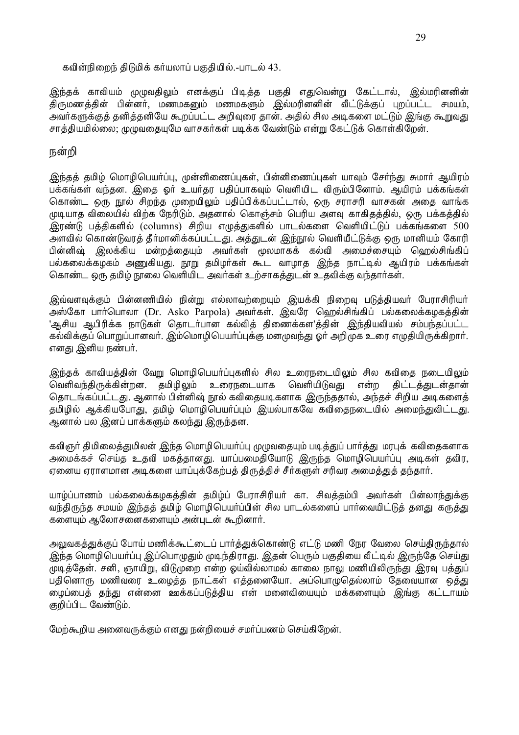கவின்நிறைந் திடுமிக் கர்யலாப் பகுதியில்.-பாடல் 43.

இந்தக் காவியம் முழுவதிலும் எனக்குப் பிடித்த பகுதி எதுவென்று கேட்டால், இல்மரினனின் திருமணத்தின் பின்னர், மணமகனும் மணமகளும் இல்மரினனின் வீட்டுக்குப் புறப்பட்ட சமயம், அவர்களுக்குத் தனித்தனியே கூறப்பட்ட அறிவுரை தான். அதில் சில அடிகளை மட்டும் இங்கு கூறுவது சாத்தியமில்லை; முழுவதையுமே வாசகர்கள் படிக்க வேண்டும் என்று கேட்டுக் கொள்கிறேன்.

## நன்றி

இந்தத் தமிழ் மொழிபெயர்ப்பு, முன்னிணைப்புகள், பின்னிணைப்புகள் யாவும் சேர்ந்து சுமார் ஆயிரம் பக்கங்கள் வந்தன. இதை ஓர் உயர்தர பதிப்பாகவும் வெளியிட விரும்பினோம். ஆயிரம் பக்கங்கள் கொண்ட ஒரு நூல் சிறந்த முறையிலும் பதிப்பிக்கப்பட்டால், ஒரு சராசரி வாசகன் அதை வாங்க முடியாத விலையில் விற்க நேரிடும். அதனால் கொஞ்சம் பெரிய அளவு காகிதத்தில், ஒரு பக்கத்தில் இரண்டு பத்திகளில் (columns) சிறிய எழுத்துகளில் பாடல்களை வெளியிட்டுப் பக்கங்களை 500 அளவில் கொண்டுவரத் தீர்மானிக்கப்பட்டது. அத்துடன் இந்நூல் வெளியீட்டுக்கு ஒரு மானியம் கோரி பின்னிஷ் இலக்கிய மன்றத்தையும் அவர்கள் மூலமாகக் கல்வி அமைச்சையும் ஹெல்சிங்கிப் பல்கலைக்கழகம் அணுகியது. நூறு தமிழர்கள் கூட வாழாத இந்த நாட்டில் ஆயிரம் பக்கங்கள் கொண்ட ஒரு தமிழ் நூலை வெளியிட அவர்கள் உற்சாகத்துடன் உதவிக்கு வந்தார்கள்.

இவ்வளவுக்கும் பின்னணியில் நின்று எல்லாவற்றையும் இயக்கி நிறைவு படுத்தியவர் பேராசிரியர் அஸ்கோ பார்பொலா (Dr. Asko Parpola) அவர்கள். இவரே ஹெல்சிங்கிப் பல்கலைக்கழகத்தின் 'ஆசிய ஆபிரிக்க நாடுகள் தொடர்பான கல்வித் திணைக்கள'த்தின் இந்தியவியல் சம்பந்தப்பட்ட கல்விக்குப் பொறுப்பானவர். இம்மொழிபெயர்ப்புக்கு மனமுவந்து ஓர் அறிமுக உரை எழுதியிருக்கிறார். எனது இனிய நண்பர்.

இந்தக் காவியத்தின் வேறு மொழிபெயர்ப்புகளில் சில உரைநடையிலும் சில கவிதை நடையிலும் வெளிவந்திருக்கின்றன. தமிழிலும் உரைநடையாக வெளியிடுவது என்ற திட்டத்துடன்தான் தொடங்கப்பட்டது. ஆனால் பின்னிஷ் நூல் கவிதையடிகளாக இருந்ததால், அந்தச் சிறிய அடிகளைத் தமிழில் ஆக்கியபோது, தமிழ் மொழிபெயர்ப்பும் இயல்பாகவே கவிதைநடையில் அமைந்துவிட்டது. ஆனால் பல இனப் பாக்களும் கலந்து இருந்தன.

கவிஞர் திமிலைத்துமிலன் இந்த மொழிபெயர்ப்பு முழுவதையும் படித்துப் பார்த்து மரபுக் கவிதைகளாக அமைக்கச் செய்த உதவி மகத்தானது. யாப்பமைதியோடு இருந்த மொழிபெயர்ப்பு அடிகள் தவிர, ஏனைய ஏராளமான அடிகளை யாப்புக்கேற்பத் திருத்திச் சீர்களுள் சரிவர அமைத்துத் தந்தார்.

யாழ்ப்பாணம் பல்கலைக்கழகத்தின் தமிழ்ப் பேராசிரியர் கா. சிவத்தம்பி அவர்கள் பின்லாந்துக்கு வந்திருந்த சமயம் இந்தத் தமிழ் மொழிபெயர்ப்பின் சில பாடல்களைப் பார்வையிட்டுத் தனது கருத்து களையும் ஆலோசனைகளையும் அன்புடன் கூறினார்.

அலுவகத்துக்குப் போய் மணிக்கூட்டைப் பார்த்துக்கொண்டு எட்டு மணி நேர வேலை செய்திருந்தால் இந்த மொழிபெயர்ப்பு இப்பொழுதும் முடிந்திராது. இதன் பெரும் பகுதியை வீட்டில் இருந்தே செய்து முடித்தேன். சனி, ஞாயிறு, விடுமுறை என்ற ஓய்வில்லாமல் காலை நாலு மணியிலிருந்து இரவு பத்துப் பதினொரு மணிவரை உழைத்த நாட்கள் எத்தனையோ. அப்பொழுதெல்லாம் தேவையான ஒத்து ழைப்பைத் தந்து என்னை ஊக்கப்படுத்திய என் மனைவியையும் மக்களையும் இங்கு கட்டாயம் குறிப்பிட வேண்டும்.

மேற்கூறிய அனைவருக்கும் எனது நன்றியைச் சமர்ப்பணம் செய்கிறேன்.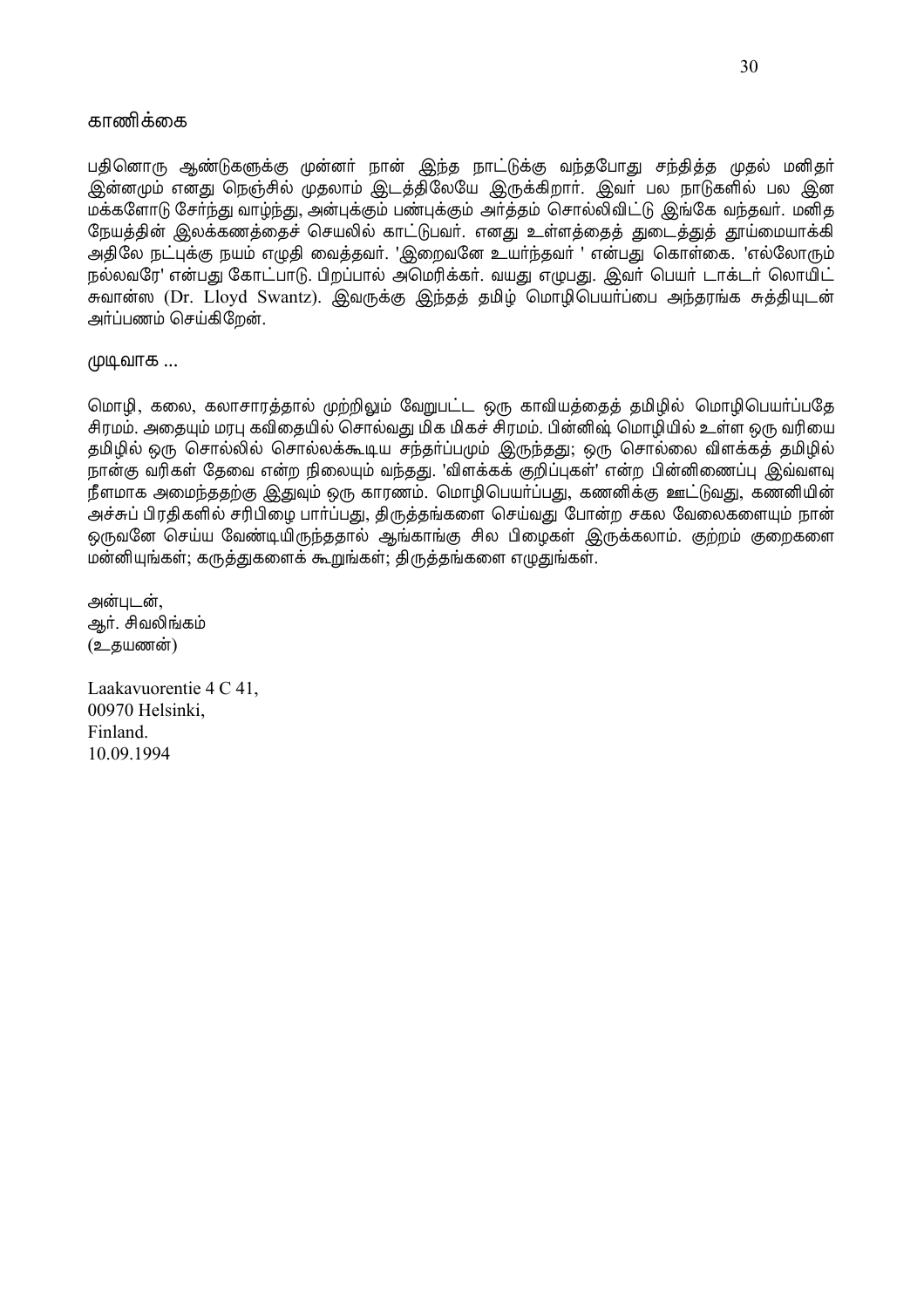## காணிக்கை

பதினொரு ஆண்டுகளுக்கு முன்னர் நான் இந்த நாட்டுக்கு வந்தபோது சந்தித்த முதல் மனிதர் இன்னமும் எனது நெஞ்சில் முதலாம் இடத்திலேயே இருக்கிறார். இவர் பல நாடுகளில் பல இன மக்களோடு சேர்ந்து வாழ்ந்து, அன்புக்கும் பண்புக்கும் அர்த்தம் சொல்லிவிட்டு இங்கே வந்தவர். மனித நேயத்தின் இலக்கணத்தைச் செயலில் காட்டுபவர். எனது உள்ளத்தைத் துடைத்துத் தூய்மையாக்கி அதிலே நட்புக்கு நயம் எழுதி வைத்தவர். 'இறைவனே உயர்ந்தவர் ' என்பது கொள்கை. 'எல்லோரும் நல்லவரே' என்பது கோட்பாடு. பிறப்பால் அமெரிக்கர். வயது எழுபது. இவர் பெயர் டாக்டர் லொயிட் சுவான்ஸ (Dr. Lloyd Swantz). இவருக்கு இந்தத் தமிழ் மொழிபெயர்ப்பை அந்தரங்க சுத்தியுடன் அர்ப்பணம் செய்கிறேன்.

## முடிவாக ...

மொழி, கலை, கலாசாரத்தால் முற்றிலும் வேறுபட்ட ஒரு காவியத்தைத் தமிழில் மொழிபெயர்ப்பதே சிரமம். அதையும் மரபு கவிதையில் சொல்வது மிக மிகச் சிரமம். பின்னிஷ் மொழியில் உள்ள ஒரு வரியை தமிழில் ஒரு சொல்லில் சொல்லக்கூடிய சந்தர்ப்பமும் இருந்தது; ஒரு சொல்லை விளக்கத் தமிழில் நான்கு வரிகள் தேவை என்ற நிலையும் வந்தது. 'விளக்கக் குறிப்புகள்' என்ற பின்னிணைப்பு இவ்வளவு நீளமாக அமைந்ததற்கு இதுவும் ஒரு காரணம். மொழிபெயர்ப்பது, கணனிக்கு ஊட்டுவது, கணனியின் அச்சுப் பிரதிகளில் சரிபிழை பார்ப்பது, திருத்தங்களை செய்வது போன்ற சகல வேலைகளையும் நான் ஒருவனே செய்ய வேண்டியிருந்ததால் ஆங்காங்கு சில பிழைகள் இருக்கலாம். குற்றம் குறைகளை மன்னியுங்கள்; கருத்துகளைக் கூறுங்கள்; திருத்தங்களை எழுதுங்கள்.

அன்புடன்,
ஆர். சிவலிங்கம்
(உதயணன்)

Laakavuorentie 4 C 41,
00970 Helsinki,
Finland.
10.09.1994